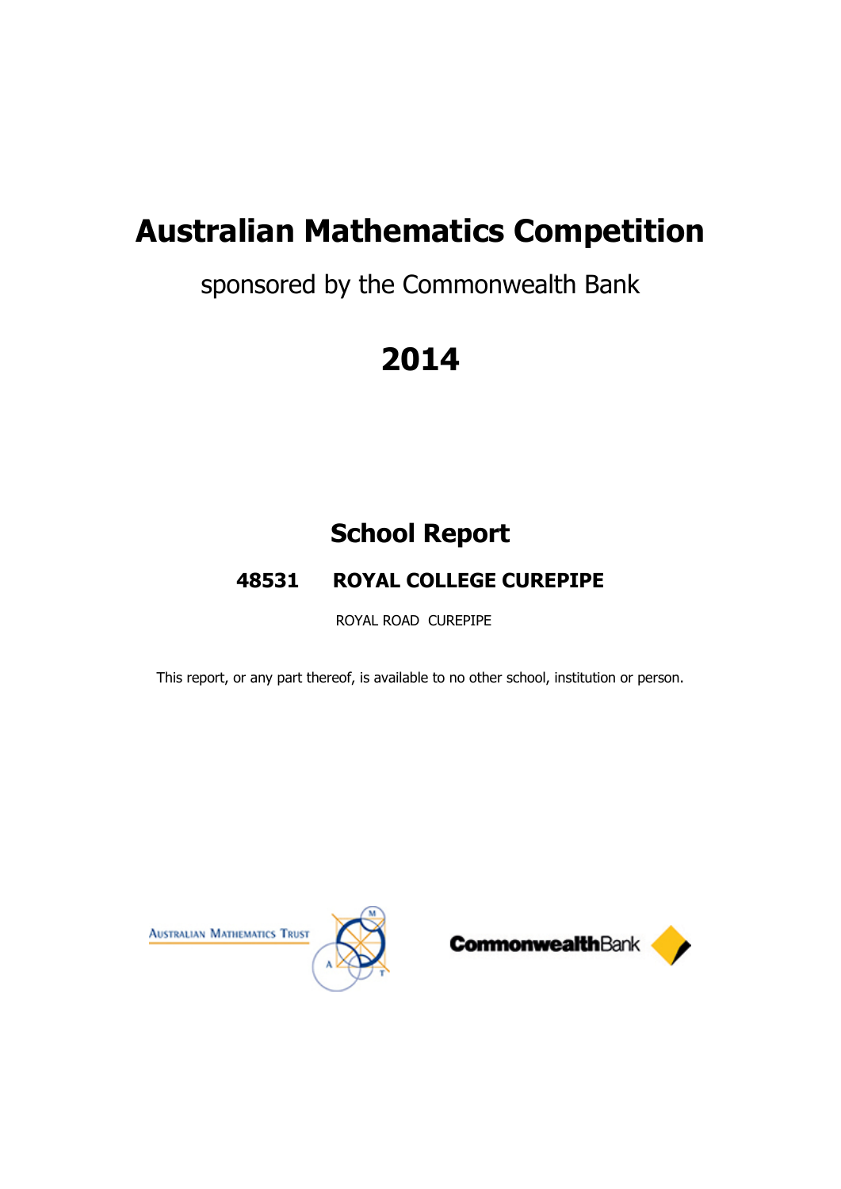# Australian Mathematics Competition

sponsored by the Commonwealth Bank

# 2014

## School Report

### 48531 ROYAL COLLEGE CUREPIPE

ROYAL ROAD CUREPIPE

This report, or any part thereof, is available to no other school, institution or person.

AUSTRALIAN MATHEMATICS TRUST

CommonwealthBank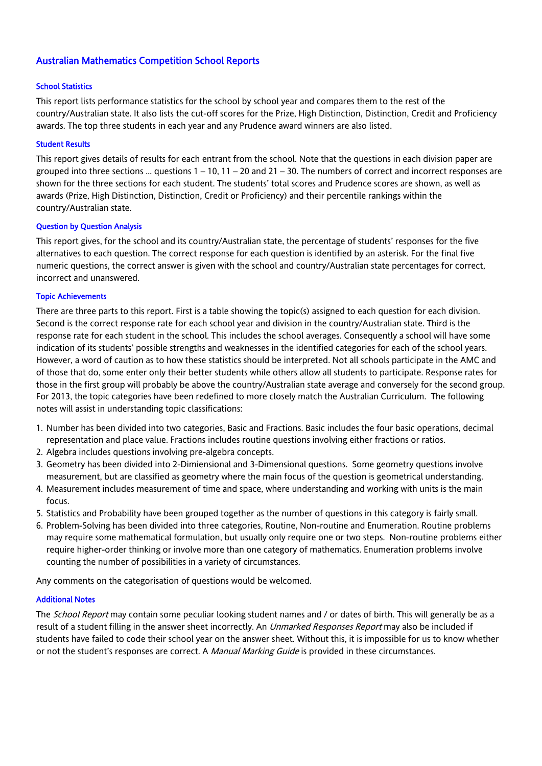## Australian Mathematics Competition School Reports

### School Statistics

This report lists performance statistics for the school by school year and compares them to the rest of the country/Australian state. It also lists the cut-off scores for the Prize, High Distinction, Distinction, Credit and Proficiency awards. The top three students in each year and any Prudence award winners are also listed.

### Student Results

This report gives details of results for each entrant from the school. Note that the questions in each division paper are grouped into three sections ... questions 1 – 10, 11 – 20 and 21 – 30. The numbers of correct and incorrect responses are shown for the three sections for each student. The students' total scores and Prudence scores are shown, as well as awards (Prize, High Distinction, Distinction, Credit or Proficiency) and their percentile rankings within the country/Australian state.

### Question by Question Analysis

This report gives, for the school and its country/Australian state, the percentage of students' responses for the five alternatives to each question. The correct response for each question is identified by an asterisk. For the final five numeric questions, the correct answer is given with the school and country/Australian state percentages for correct, incorrect and unanswered.

### Topic Achievements

There are three parts to this report. First is a table showing the topic(s) assigned to each question for each division. Second is the correct response rate for each school year and division in the country/Australian state. Third is the response rate for each student in the school. This includes the school averages. Consequently a school will have some indication of its students' possible strengths and weaknesses in the identified categories for each of the school years. However, a word of caution as to how these statistics should be interpreted. Not all schools participate in the AMC and of those that do, some enter only their better students while others allow all students to participate. Response rates for those in the first group will probably be above the country/Australian state average and conversely for the second group. For 2013, the topic categories have been redefined to more closely match the Australian Curriculum. The following notes will assist in understanding topic classifications:

1. Number has been divided into two categories, Basic and Fractions. Basic includes the four basic operations, decimal representation and place value. Fractions includes routine questions involving either fractions or ratios.
2. Algebra includes questions involving pre-algebra concepts.
3. Geometry has been divided into 2-Dimiensional and 3-Dimensional questions. Some geometry questions involve measurement, but are classified as geometry where the main focus of the question is geometrical understanding.
4. Measurement includes measurement of time and space, where understanding and working with units is the main focus.
5. Statistics and Probability have been grouped together as the number of questions in this category is fairly small.
6. Problem-Solving has been divided into three categories, Routine, Non-routine and Enumeration. Routine problems may require some mathematical formulation, but usually only require one or two steps. Non-routine problems either require higher-order thinking or involve more than one category of mathematics. Enumeration problems involve counting the number of possibilities in a variety of circumstances.

Any comments on the categorisation of questions would be welcomed.

### Additional Notes

The *School Report* may contain some peculiar looking student names and / or dates of birth. This will generally be as a result of a student filling in the answer sheet incorrectly. An *Unmarked Responses Report* may also be included if students have failed to code their school year on the answer sheet. Without this, it is impossible for us to know whether or not the student's responses are correct. A *Manual Marking Guide* is provided in these circumstances.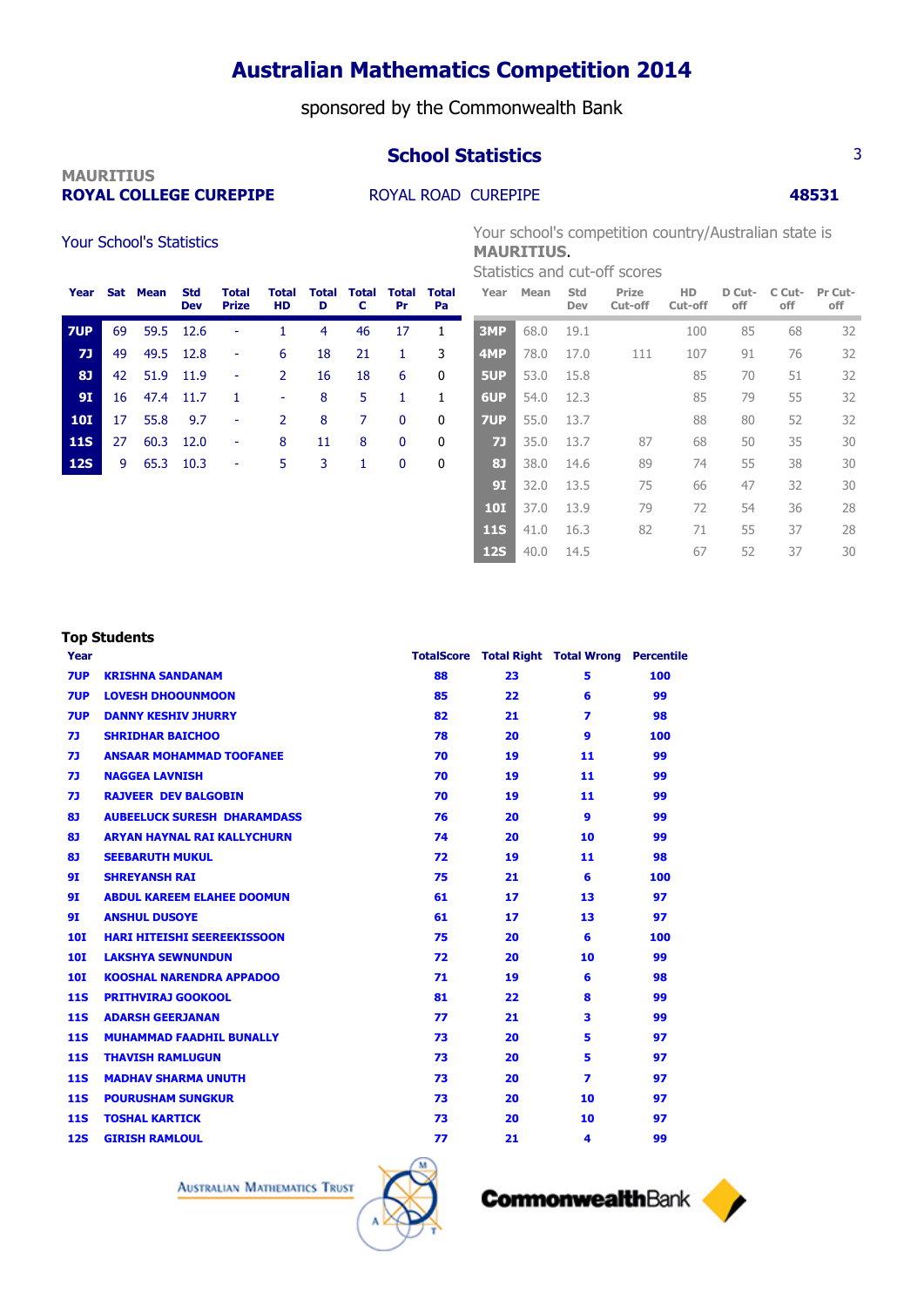# Australian Mathematics Competition 2014

sponsored by the Commonwealth Bank

## School Statistics

**MAURITIUS**
**ROYAL COLLEGE CUREPIPE** ROYAL ROAD CUREPIPE **48531**

### Your School's Statistics

| Year | Sat | Mean | Std Dev | Total Prize | Total HD | Total D | Total C | Total Pr | Total Pa |
|---|---|---|---|---|---|---|---|---|---|
| 7UP | 69 | 59.5 | 12.6 | - | 1 | 4 | 46 | 17 | 1 |
| 7J | 49 | 49.5 | 12.8 | - | 6 | 18 | 21 | 1 | 3 |
| 8J | 42 | 51.9 | 11.9 | - | 2 | 16 | 18 | 6 | 0 |
| 9I | 16 | 47.4 | 11.7 | 1 | - | 8 | 5 | 1 | 1 |
| 10I | 17 | 55.8 | 9.7 | - | 2 | 8 | 7 | 0 | 0 |
| 11S | 27 | 60.3 | 12.0 | - | 8 | 11 | 8 | 0 | 0 |
| 12S | 9 | 65.3 | 10.3 | - | 5 | 3 | 1 | 0 | 0 |

Your school's competition country/Australian state is **MAURITIUS**.

Statistics and cut-off scores

| Year | Mean | Std Dev | Prize Cut-off | HD Cut-off | D Cut-off | C Cut-off | Pr Cut-off |
|---|---|---|---|---|---|---|---|
| 3MP | 68.0 | 19.1 | | 100 | 85 | 68 | 32 |
| 4MP | 78.0 | 17.0 | 111 | 107 | 91 | 76 | 32 |
| 5UP | 53.0 | 15.8 | | 85 | 70 | 51 | 32 |
| 6UP | 54.0 | 12.3 | | 85 | 79 | 55 | 32 |
| 7UP | 55.0 | 13.7 | | 88 | 80 | 52 | 32 |
| 7J | 35.0 | 13.7 | 87 | 68 | 50 | 35 | 30 |
| 8J | 38.0 | 14.6 | 89 | 74 | 55 | 38 | 30 |
| 9I | 32.0 | 13.5 | 75 | 66 | 47 | 32 | 30 |
| 10I | 37.0 | 13.9 | 79 | 72 | 54 | 36 | 28 |
| 11S | 41.0 | 16.3 | 82 | 71 | 55 | 37 | 28 |
| 12S | 40.0 | 14.5 | | 67 | 52 | 37 | 30 |

### Top Students

| Year | Name | TotalScore | Total Right | Total Wrong | Percentile |
|---|---|---|---|---|---|
| 7UP | KRISHNA SANDANAM | 88 | 23 | 5 | 100 |
| 7UP | LOVESH DHOOUNMOON | 85 | 22 | 6 | 99 |
| 7UP | DANNY KESHIV JHURRY | 82 | 21 | 7 | 98 |
| 7J | SHRIDHAR BAICHOO | 78 | 20 | 9 | 100 |
| 7J | ANSAAR MOHAMMAD TOOFANEE | 70 | 19 | 11 | 99 |
| 7J | NAGGEA LAVNISH | 70 | 19 | 11 | 99 |
| 7J | RAJVEER DEV BALGOBIN | 70 | 19 | 11 | 99 |
| 8J | AUBEELUCK SURESH DHARAMDASS | 76 | 20 | 9 | 99 |
| 8J | ARYAN HAYNAL RAI KALLYCHURN | 74 | 20 | 10 | 99 |
| 8J | SEEBARUTH MUKUL | 72 | 19 | 11 | 98 |
| 9I | SHREYANSH RAI | 75 | 21 | 6 | 100 |
| 9I | ABDUL KAREEM ELAHEE DOOMUN | 61 | 17 | 13 | 97 |
| 9I | ANSHUL DUSOYE | 61 | 17 | 13 | 97 |
| 10I | HARI HITEISHI SEEREEKISSOON | 75 | 20 | 6 | 100 |
| 10I | LAKSHYA SEWNUNDUN | 72 | 20 | 10 | 99 |
| 10I | KOOSHAL NARENDRA APPADOO | 71 | 19 | 6 | 98 |
| 11S | PRITHVIRAJ GOOKOOL | 81 | 22 | 8 | 99 |
| 11S | ADARSH GEERJANAN | 77 | 21 | 3 | 99 |
| 11S | MUHAMMAD FAADHIL BUNALLY | 73 | 20 | 5 | 97 |
| 11S | THAVISH RAMLUGUN | 73 | 20 | 5 | 97 |
| 11S | MADHAV SHARMA UNUTH | 73 | 20 | 7 | 97 |
| 11S | POURUSHAM SUNGKUR | 73 | 20 | 10 | 97 |
| 11S | TOSHAL KARTICK | 73 | 20 | 10 | 97 |
| 12S | GIRISH RAMLOUL | 77 | 21 | 4 | 99 |

Australian Mathematics Trust CommonwealthBank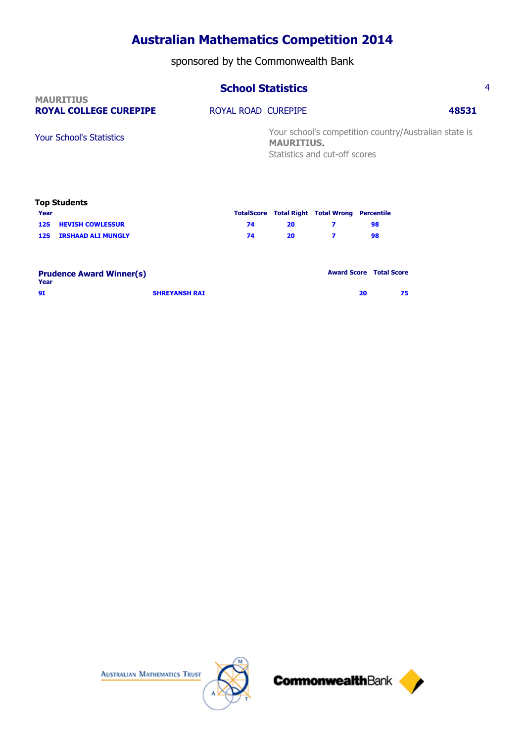# Australian Mathematics Competition 2014

sponsored by the Commonwealth Bank

## School Statistics

**MAURITIUS**
**ROYAL COLLEGE CUREPIPE** ROYAL ROAD CUREPIPE **48531**

Your School's Statistics

Your school's competition country/Australian state is **MAURITIUS**.
Statistics and cut-off scores

### Top Students

| Year | | TotalScore | Total Right | Total Wrong | Percentile |
|---|---|---|---|---|---|
| 12S | HEVISH COWLESSUR | 74 | 20 | 7 | 98 |
| 12S | IRSHAAD ALI MUNGLY | 74 | 20 | 7 | 98 |

### Prudence Award Winner(s)

| Year | | Award Score | Total Score |
|---|---|---|---|
| 9I | SHREYANSH RAI | 20 | 75 |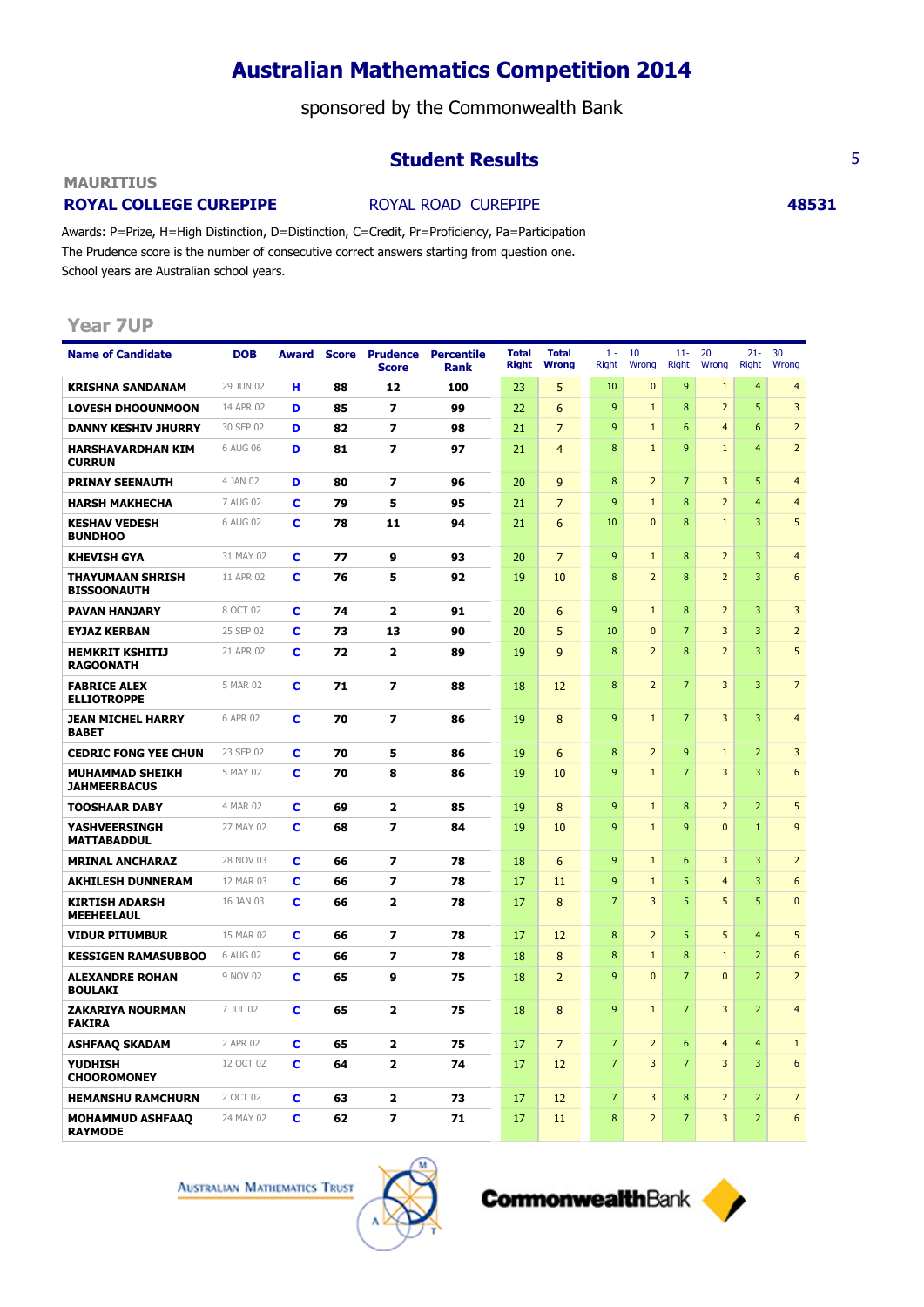# Australian Mathematics Competition 2014

sponsored by the Commonwealth Bank

## Student Results

**MAURITIUS**

**ROYAL COLLEGE CUREPIPE** ROYAL ROAD CUREPIPE **48531**

Awards: P=Prize, H=High Distinction, D=Distinction, C=Credit, Pr=Proficiency, Pa=Participation
The Prudence score is the number of consecutive correct answers starting from question one.
School years are Australian school years.

### Year 7UP

| Name of Candidate | DOB | Award | Score | Prudence Score | Percentile Rank | Total Right | Total Wrong | 1 - 10 Right | 1 - 10 Wrong | 11- 20 Right | 11- 20 Wrong | 21- 30 Right | 21- 30 Wrong |
|---|---|---|---|---|---|---|---|---|---|---|---|---|---|
| KRISHNA SANDANAM | 29 JUN 02 | H | 88 | 12 | 100 | 23 | 5 | 10 | 0 | 9 | 1 | 4 | 4 |
| LOVESH DHOOUNMOON | 14 APR 02 | D | 85 | 7 | 99 | 22 | 6 | 9 | 1 | 8 | 2 | 5 | 3 |
| DANNY KESHIV JHURRY | 30 SEP 02 | D | 82 | 7 | 98 | 21 | 7 | 9 | 1 | 6 | 4 | 6 | 2 |
| HARSHAVARDHAN KIM CURRUN | 6 AUG 06 | D | 81 | 7 | 97 | 21 | 4 | 8 | 1 | 9 | 1 | 4 | 2 |
| PRINAY SEENAUTH | 4 JAN 02 | D | 80 | 7 | 96 | 20 | 9 | 8 | 2 | 7 | 3 | 5 | 4 |
| HARSH MAKHECHA | 7 AUG 02 | C | 79 | 5 | 95 | 21 | 7 | 9 | 1 | 8 | 2 | 4 | 4 |
| KESHAV VEDESH BUNDHOO | 6 AUG 02 | C | 78 | 11 | 94 | 21 | 6 | 10 | 0 | 8 | 1 | 3 | 5 |
| KHEVISH GYA | 31 MAY 02 | C | 77 | 9 | 93 | 20 | 7 | 9 | 1 | 8 | 2 | 3 | 4 |
| THAYUMAAN SHRISH BISSOONAUTH | 11 APR 02 | C | 76 | 5 | 92 | 19 | 10 | 8 | 2 | 8 | 2 | 3 | 6 |
| PAVAN HANJARY | 8 OCT 02 | C | 74 | 2 | 91 | 20 | 6 | 9 | 1 | 8 | 2 | 3 | 3 |
| EYJAZ KERBAN | 25 SEP 02 | C | 73 | 13 | 90 | 20 | 5 | 10 | 0 | 7 | 3 | 3 | 2 |
| HEMKRIT KSHITIJ RAGOONATH | 21 APR 02 | C | 72 | 2 | 89 | 19 | 9 | 8 | 2 | 8 | 2 | 3 | 5 |
| FABRICE ALEX ELLIOTROPPE | 5 MAR 02 | C | 71 | 7 | 88 | 18 | 12 | 8 | 2 | 7 | 3 | 3 | 7 |
| JEAN MICHEL HARRY BABET | 6 APR 02 | C | 70 | 7 | 86 | 19 | 8 | 9 | 1 | 7 | 3 | 3 | 4 |
| CEDRIC FONG YEE CHUN | 23 SEP 02 | C | 70 | 5 | 86 | 19 | 6 | 8 | 2 | 9 | 1 | 2 | 3 |
| MUHAMMAD SHEIKH JAHMEERBACUS | 5 MAY 02 | C | 70 | 8 | 86 | 19 | 10 | 9 | 1 | 7 | 3 | 3 | 6 |
| TOOSHAAR DABY | 4 MAR 02 | C | 69 | 2 | 85 | 19 | 8 | 9 | 1 | 8 | 2 | 2 | 5 |
| YASHVEERSINGH MATTABADDUL | 27 MAY 02 | C | 68 | 7 | 84 | 19 | 10 | 9 | 1 | 9 | 0 | 1 | 9 |
| MRINAL ANCHARAZ | 28 NOV 03 | C | 66 | 7 | 78 | 18 | 6 | 9 | 1 | 6 | 3 | 3 | 2 |
| AKHILESH DUNNERAM | 12 MAR 03 | C | 66 | 7 | 78 | 17 | 11 | 9 | 1 | 5 | 4 | 3 | 6 |
| KIRTISH ADARSH MEEHEELAUL | 16 JAN 03 | C | 66 | 2 | 78 | 17 | 8 | 7 | 3 | 5 | 5 | 5 | 0 |
| VIDUR PITUMBUR | 15 MAR 02 | C | 66 | 7 | 78 | 17 | 12 | 8 | 2 | 5 | 5 | 4 | 5 |
| KESSIGEN RAMASUBBOO | 6 AUG 02 | C | 66 | 7 | 78 | 18 | 8 | 8 | 1 | 8 | 1 | 2 | 6 |
| ALEXANDRE ROHAN BOULAKI | 9 NOV 02 | C | 65 | 9 | 75 | 18 | 2 | 9 | 0 | 7 | 0 | 2 | 2 |
| ZAKARIYA NOURMAN FAKIRA | 7 JUL 02 | C | 65 | 2 | 75 | 18 | 8 | 9 | 1 | 7 | 3 | 2 | 4 |
| ASHFAAQ SKADAM | 2 APR 02 | C | 65 | 2 | 75 | 17 | 7 | 7 | 2 | 6 | 4 | 4 | 1 |
| YUDHISH CHOOROMONEY | 12 OCT 02 | C | 64 | 2 | 74 | 17 | 12 | 7 | 3 | 7 | 3 | 3 | 6 |
| HEMANSHU RAMCHURN | 2 OCT 02 | C | 63 | 2 | 73 | 17 | 12 | 7 | 3 | 8 | 2 | 2 | 7 |
| MOHAMMUD ASHFAAQ RAYMODE | 24 MAY 02 | C | 62 | 7 | 71 | 17 | 11 | 8 | 2 | 7 | 3 | 2 | 6 |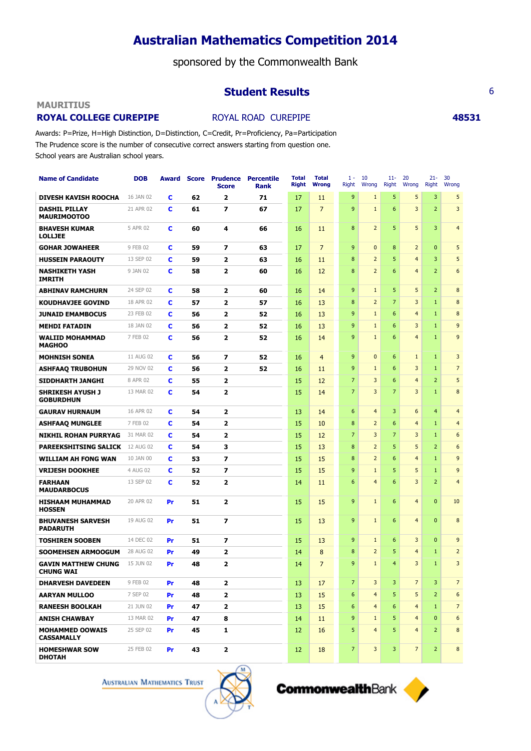# Australian Mathematics Competition 2014

sponsored by the Commonwealth Bank

## Student Results

**MAURITIUS**

**ROYAL COLLEGE CUREPIPE** ROYAL ROAD CUREPIPE **48531**

Awards: P=Prize, H=High Distinction, D=Distinction, C=Credit, Pr=Proficiency, Pa=Participation
The Prudence score is the number of consecutive correct answers starting from question one.
School years are Australian school years.

| Name of Candidate | DOB | Award | Score | Prudence Score | Percentile Rank | Total Right | Total Wrong | 1 - Right | 10 Wrong | 11- Right | 20 Wrong | 21- Right | 30 Wrong |
|---|---|---|---|---|---|---|---|---|---|---|---|---|---|
| DIVESH KAVISH ROOCHA | 16 JAN 02 | C | 62 | 2 | 71 | 17 | 11 | 9 | 1 | 5 | 5 | 3 | 5 |
| DASHIL PILLAY MAURIMOOTOO | 21 APR 02 | C | 61 | 7 | 67 | 17 | 7 | 9 | 1 | 6 | 3 | 2 | 3 |
| BHAVESH KUMAR LOLLJEE | 5 APR 02 | C | 60 | 4 | 66 | 16 | 11 | 8 | 2 | 5 | 5 | 3 | 4 |
| GOHAR JOWAHEER | 9 FEB 02 | C | 59 | 7 | 63 | 17 | 7 | 9 | 0 | 8 | 2 | 0 | 5 |
| HUSSEIN PARAOUTY | 13 SEP 02 | C | 59 | 2 | 63 | 16 | 11 | 8 | 2 | 5 | 4 | 3 | 5 |
| NASHIKETH YASH IMRITH | 9 JAN 02 | C | 58 | 2 | 60 | 16 | 12 | 8 | 2 | 6 | 4 | 2 | 6 |
| ABHINAV RAMCHURN | 24 SEP 02 | C | 58 | 2 | 60 | 16 | 14 | 9 | 1 | 5 | 5 | 2 | 8 |
| KOUDHAVJEE GOVIND | 18 APR 02 | C | 57 | 2 | 57 | 16 | 13 | 8 | 2 | 7 | 3 | 1 | 8 |
| JUNAID EMAMBOCUS | 23 FEB 02 | C | 56 | 2 | 52 | 16 | 13 | 9 | 1 | 6 | 4 | 1 | 8 |
| MEHDI FATADIN | 18 JAN 02 | C | 56 | 2 | 52 | 16 | 13 | 9 | 1 | 6 | 3 | 1 | 9 |
| WALIID MOHAMMAD MAGHOO | 7 FEB 02 | C | 56 | 2 | 52 | 16 | 14 | 9 | 1 | 6 | 4 | 1 | 9 |
| MOHNISH SONEA | 11 AUG 02 | C | 56 | 7 | 52 | 16 | 4 | 9 | 0 | 6 | 1 | 1 | 3 |
| ASHFAAQ TRUBOHUN | 29 NOV 02 | C | 56 | 2 | 52 | 16 | 11 | 9 | 1 | 6 | 3 | 1 | 7 |
| SIDDHARTH JANGHI | 8 APR 02 | C | 55 | 2 | | 15 | 12 | 7 | 3 | 6 | 4 | 2 | 5 |
| SHRIKESH AYUSH J GOBURDHUN | 13 MAR 02 | C | 54 | 2 | | 15 | 14 | 7 | 3 | 7 | 3 | 1 | 8 |
| GAURAV HURNAUM | 16 APR 02 | C | 54 | 2 | | 13 | 14 | 6 | 4 | 3 | 6 | 4 | 4 |
| ASHFAAQ MUNGLEE | 7 FEB 02 | C | 54 | 2 | | 15 | 10 | 8 | 2 | 6 | 4 | 1 | 4 |
| NIKHIL ROHAN PURRYAG | 31 MAR 02 | C | 54 | 2 | | 15 | 12 | 7 | 3 | 7 | 3 | 1 | 6 |
| PAREEKSHITSING SALICK | 12 AUG 02 | C | 54 | 3 | | 15 | 13 | 8 | 2 | 5 | 5 | 2 | 6 |
| WILLIAM AH FONG WAN | 10 JAN 00 | C | 53 | 7 | | 15 | 15 | 8 | 2 | 6 | 4 | 1 | 9 |
| VRIJESH DOOKHEE | 4 AUG 02 | C | 52 | 7 | | 15 | 15 | 9 | 1 | 5 | 5 | 1 | 9 |
| FARHAAN MAUDARBOCUS | 13 SEP 02 | C | 52 | 2 | | 14 | 11 | 6 | 4 | 6 | 3 | 2 | 4 |
| HISHAAM MUHAMMAD HOSSEN | 20 APR 02 | Pr | 51 | 2 | | 15 | 15 | 9 | 1 | 6 | 4 | 0 | 10 |
| BHUVANESH SARVESH PADARUTH | 19 AUG 02 | Pr | 51 | 7 | | 15 | 13 | 9 | 1 | 6 | 4 | 0 | 8 |
| TOSHIREN SOOBEN | 14 DEC 02 | Pr | 51 | 7 | | 15 | 13 | 9 | 1 | 6 | 3 | 0 | 9 |
| SOOMEHSEN ARMOOGUM | 28 AUG 02 | Pr | 49 | 2 | | 14 | 8 | 8 | 2 | 5 | 4 | 1 | 2 |
| GAVIN MATTHEW CHUNG CHUNG WAI | 15 JUN 02 | Pr | 48 | 2 | | 14 | 7 | 9 | 1 | 4 | 3 | 1 | 3 |
| DHARVESH DAVEDEEN | 9 FEB 02 | Pr | 48 | 2 | | 13 | 17 | 7 | 3 | 3 | 7 | 3 | 7 |
| AARYAN MULLOO | 7 SEP 02 | Pr | 48 | 2 | | 13 | 15 | 6 | 4 | 5 | 5 | 2 | 6 |
| RANEESH BOOLKAH | 21 JUN 02 | Pr | 47 | 2 | | 13 | 15 | 6 | 4 | 6 | 4 | 1 | 7 |
| ANISH CHAWBAY | 13 MAR 02 | Pr | 47 | 8 | | 14 | 11 | 9 | 1 | 5 | 4 | 0 | 6 |
| MOHAMMED OOWAIS CASSAMALLY | 25 SEP 02 | Pr | 45 | 1 | | 12 | 16 | 5 | 4 | 5 | 4 | 2 | 8 |
| HOMESHWAR SOW DHOTAH | 25 FEB 02 | Pr | 43 | 2 | | 12 | 18 | 7 | 3 | 3 | 7 | 2 | 8 |

AUSTRALIAN MATHEMATICS TRUST CommonwealthBank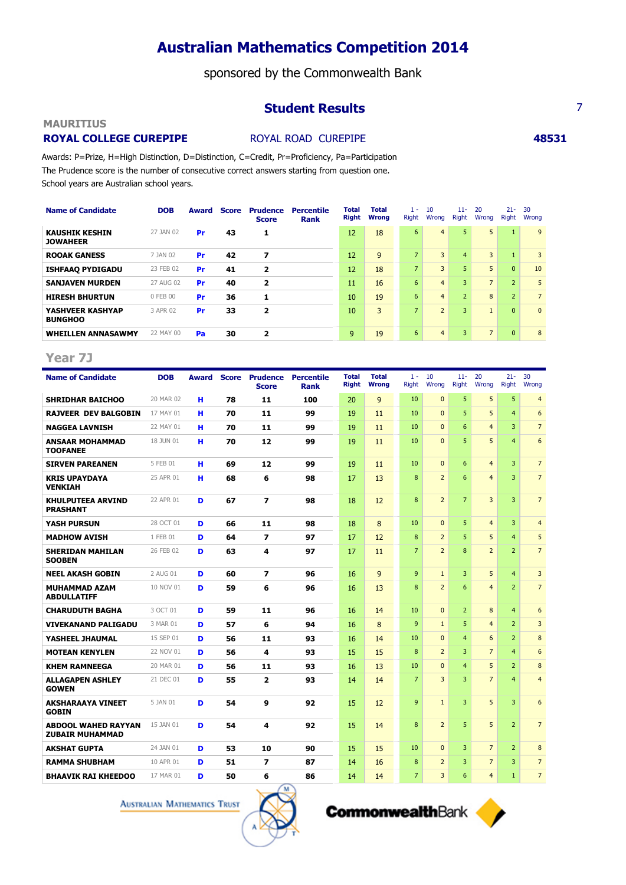# Australian Mathematics Competition 2014

sponsored by the Commonwealth Bank

## Student Results

**MAURITIUS**

**ROYAL COLLEGE CUREPIPE** ROYAL ROAD CUREPIPE **48531**

Awards: P=Prize, H=High Distinction, D=Distinction, C=Credit, Pr=Proficiency, Pa=Participation
The Prudence score is the number of consecutive correct answers starting from question one.
School years are Australian school years.

| Name of Candidate | DOB | Award | Score | Prudence Score | Percentile Rank | Total Right | Total Wrong | 1 - 10 Right | 1 - 10 Wrong | 11- 20 Right | 11- 20 Wrong | 21- 30 Right | 21- 30 Wrong |
|---|---|---|---|---|---|---|---|---|---|---|---|---|---|
| KAUSHIK KESHIN JOWAHEER | 27 JAN 02 | Pr | 43 | 1 | | 12 | 18 | 6 | 4 | 5 | 5 | 1 | 9 |
| ROOAK GANESS | 7 JAN 02 | Pr | 42 | 7 | | 12 | 9 | 7 | 3 | 4 | 3 | 1 | 3 |
| ISHFAAQ PYDIGADU | 23 FEB 02 | Pr | 41 | 2 | | 12 | 18 | 7 | 3 | 5 | 5 | 0 | 10 |
| SANJAVEN MURDEN | 27 AUG 02 | Pr | 40 | 2 | | 11 | 16 | 6 | 4 | 3 | 7 | 2 | 5 |
| HIRESH BHURTUN | 0 FEB 00 | Pr | 36 | 1 | | 10 | 19 | 6 | 4 | 2 | 8 | 2 | 7 |
| YASHVEER KASHYAP BUNGHOO | 3 APR 02 | Pr | 33 | 2 | | 10 | 3 | 7 | 2 | 3 | 1 | 0 | 0 |
| WHEILLEN ANNASAWMY | 22 MAY 00 | Pa | 30 | 2 | | 9 | 19 | 6 | 4 | 3 | 7 | 0 | 8 |

## Year 7J

| Name of Candidate | DOB | Award | Score | Prudence Score | Percentile Rank | Total Right | Total Wrong | 1 - 10 Right | 1 - 10 Wrong | 11- 20 Right | 11- 20 Wrong | 21- 30 Right | 21- 30 Wrong |
|---|---|---|---|---|---|---|---|---|---|---|---|---|---|
| SHRIDHAR BAICHOO | 20 MAR 02 | H | 78 | 11 | 100 | 20 | 9 | 10 | 0 | 5 | 5 | 5 | 4 |
| RAJVEER DEV BALGOBIN | 17 MAY 01 | H | 70 | 11 | 99 | 19 | 11 | 10 | 0 | 5 | 5 | 4 | 6 |
| NAGGEA LAVNISH | 22 MAY 01 | H | 70 | 11 | 99 | 19 | 11 | 10 | 0 | 6 | 4 | 3 | 7 |
| ANSAAR MOHAMMAD TOOFANEE | 18 JUN 01 | H | 70 | 12 | 99 | 19 | 11 | 10 | 0 | 5 | 5 | 4 | 6 |
| SIRVEN PAREANEN | 5 FEB 01 | H | 69 | 12 | 99 | 19 | 11 | 10 | 0 | 6 | 4 | 3 | 7 |
| KRIS UPAYDAYA VENKIAH | 25 APR 01 | H | 68 | 6 | 98 | 17 | 13 | 8 | 2 | 6 | 4 | 3 | 7 |
| KHULPUTEEA ARVIND PRASHANT | 22 APR 01 | D | 67 | 7 | 98 | 18 | 12 | 8 | 2 | 7 | 3 | 3 | 7 |
| YASH PURSUN | 28 OCT 01 | D | 66 | 11 | 98 | 18 | 8 | 10 | 0 | 5 | 4 | 3 | 4 |
| MADHOW AVISH | 1 FEB 01 | D | 64 | 7 | 97 | 17 | 12 | 8 | 2 | 5 | 5 | 4 | 5 |
| SHERIDAN MAHILAN SOOBEN | 26 FEB 02 | D | 63 | 4 | 97 | 17 | 11 | 7 | 2 | 8 | 2 | 2 | 7 |
| NEEL AKASH GOBIN | 2 AUG 01 | D | 60 | 7 | 96 | 16 | 9 | 9 | 1 | 3 | 5 | 4 | 3 |
| MUHAMMAD AZAM ABDULLATIFF | 10 NOV 01 | D | 59 | 6 | 96 | 16 | 13 | 8 | 2 | 6 | 4 | 2 | 7 |
| CHARUDUTH BAGHA | 3 OCT 01 | D | 59 | 11 | 96 | 16 | 14 | 10 | 0 | 2 | 8 | 4 | 6 |
| VIVEKANAND PALIGADU | 3 MAR 01 | D | 57 | 6 | 94 | 16 | 8 | 9 | 1 | 5 | 4 | 2 | 3 |
| YASHEEL JHAUMAL | 15 SEP 01 | D | 56 | 11 | 93 | 16 | 14 | 10 | 0 | 4 | 6 | 2 | 8 |
| MOTEAN KENYLEN | 22 NOV 01 | D | 56 | 4 | 93 | 15 | 15 | 8 | 2 | 3 | 7 | 4 | 6 |
| KHEM RAMNEEGA | 20 MAR 01 | D | 56 | 11 | 93 | 16 | 13 | 10 | 0 | 4 | 5 | 2 | 8 |
| ALLAGAPEN ASHLEY GOWEN | 21 DEC 01 | D | 55 | 2 | 93 | 14 | 14 | 7 | 3 | 3 | 7 | 4 | 4 |
| AKSHARAAYA VINEET GOBIN | 5 JAN 01 | D | 54 | 9 | 92 | 15 | 12 | 9 | 1 | 3 | 5 | 3 | 6 |
| ABDOOL WAHED RAYYAN ZUBAIR MUHAMMAD | 15 JAN 01 | D | 54 | 4 | 92 | 15 | 14 | 8 | 2 | 5 | 5 | 2 | 7 |
| AKSHAT GUPTA | 24 JAN 01 | D | 53 | 10 | 90 | 15 | 15 | 10 | 0 | 3 | 7 | 2 | 8 |
| RAMMA SHUBHAM | 10 APR 01 | D | 51 | 7 | 87 | 14 | 16 | 8 | 2 | 3 | 7 | 3 | 7 |
| BHAAVIK RAI KHEEDOO | 17 MAR 01 | D | 50 | 6 | 86 | 14 | 14 | 7 | 3 | 6 | 4 | 1 | 7 |

AUSTRALIAN MATHEMATICS TRUST CommonwealthBank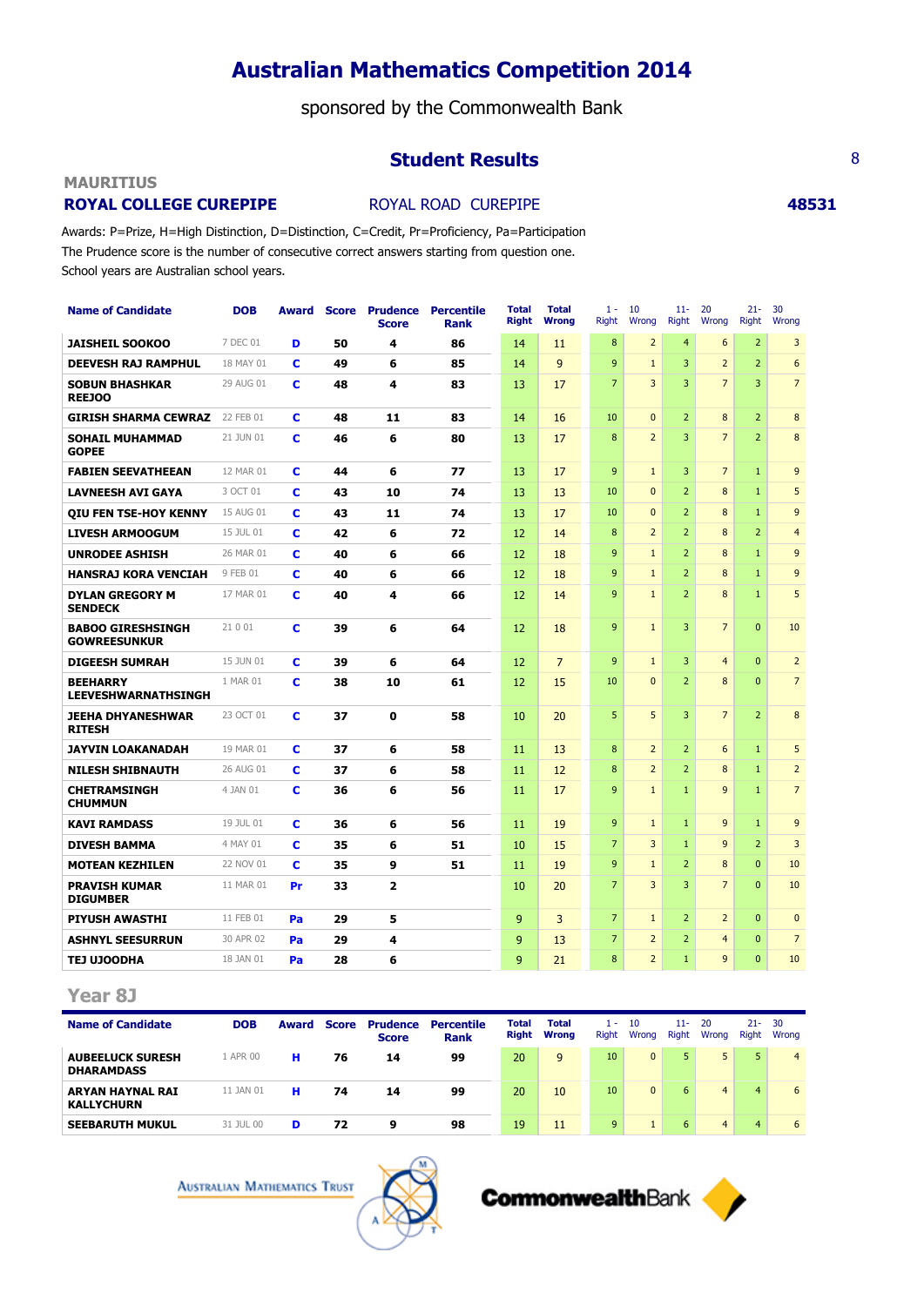# Australian Mathematics Competition 2014

sponsored by the Commonwealth Bank

## Student Results

**MAURITIUS**

**ROYAL COLLEGE CUREPIPE** ROYAL ROAD CUREPIPE **48531**

Awards: P=Prize, H=High Distinction, D=Distinction, C=Credit, Pr=Proficiency, Pa=Participation
The Prudence score is the number of consecutive correct answers starting from question one.
School years are Australian school years.

| Name of Candidate | DOB | Award | Score | Prudence Score | Percentile Rank | Total Right | Total Wrong | 1 - 10 Right | 1 - 10 Wrong | 11- 20 Right | 11- 20 Wrong | 21- 30 Right | 21- 30 Wrong |
|---|---|---|---|---|---|---|---|---|---|---|---|---|---|
| JAISHEIL SOOKOO | 7 DEC 01 | D | 50 | 4 | 86 | 14 | 11 | 8 | 2 | 4 | 6 | 2 | 3 |
| DEEVESH RAJ RAMPHUL | 18 MAY 01 | C | 49 | 6 | 85 | 14 | 9 | 9 | 1 | 3 | 2 | 2 | 6 |
| SOBUN BHASHKAR REEJOO | 29 AUG 01 | C | 48 | 4 | 83 | 13 | 17 | 7 | 3 | 3 | 7 | 3 | 7 |
| GIRISH SHARMA CEWRAZ | 22 FEB 01 | C | 48 | 11 | 83 | 14 | 16 | 10 | 0 | 2 | 8 | 2 | 8 |
| SOHAIL MUHAMMAD GOPEE | 21 JUN 01 | C | 46 | 6 | 80 | 13 | 17 | 8 | 2 | 3 | 7 | 2 | 8 |
| FABIEN SEEVATHEEAN | 12 MAR 01 | C | 44 | 6 | 77 | 13 | 17 | 9 | 1 | 3 | 7 | 1 | 9 |
| LAVNEESH AVI GAYA | 3 OCT 01 | C | 43 | 10 | 74 | 13 | 13 | 10 | 0 | 2 | 8 | 1 | 5 |
| QIU FEN TSE-HOY KENNY | 15 AUG 01 | C | 43 | 11 | 74 | 13 | 17 | 10 | 0 | 2 | 8 | 1 | 9 |
| LIVESH ARMOOGUM | 15 JUL 01 | C | 42 | 6 | 72 | 12 | 14 | 8 | 2 | 2 | 8 | 2 | 4 |
| UNRODEE ASHISH | 26 MAR 01 | C | 40 | 6 | 66 | 12 | 18 | 9 | 1 | 2 | 8 | 1 | 9 |
| HANSRAJ KORA VENCIAH | 9 FEB 01 | C | 40 | 6 | 66 | 12 | 18 | 9 | 1 | 2 | 8 | 1 | 9 |
| DYLAN GREGORY M SENDECK | 17 MAR 01 | C | 40 | 4 | 66 | 12 | 14 | 9 | 1 | 2 | 8 | 1 | 5 |
| BABOO GIRESHSINGH GOWREESUNKUR | 21 0 01 | C | 39 | 6 | 64 | 12 | 18 | 9 | 1 | 3 | 7 | 0 | 10 |
| DIGEESH SUMRAH | 15 JUN 01 | C | 39 | 6 | 64 | 12 | 7 | 9 | 1 | 3 | 4 | 0 | 2 |
| BEEHARRY LEEVESHWARNATHSINGH | 1 MAR 01 | C | 38 | 10 | 61 | 12 | 15 | 10 | 0 | 2 | 8 | 0 | 7 |
| JEEHA DHYANESHWAR RITESH | 23 OCT 01 | C | 37 | 0 | 58 | 10 | 20 | 5 | 5 | 3 | 7 | 2 | 8 |
| JAYVIN LOAKANADAH | 19 MAR 01 | C | 37 | 6 | 58 | 11 | 13 | 8 | 2 | 2 | 6 | 1 | 5 |
| NILESH SHIBNAUTH | 26 AUG 01 | C | 37 | 6 | 58 | 11 | 12 | 8 | 2 | 2 | 8 | 1 | 2 |
| CHETRAMSINGH CHUMMUN | 4 JAN 01 | C | 36 | 6 | 56 | 11 | 17 | 9 | 1 | 1 | 9 | 1 | 7 |
| KAVI RAMDASS | 19 JUL 01 | C | 36 | 6 | 56 | 11 | 19 | 9 | 1 | 1 | 9 | 1 | 9 |
| DIVESH BAMMA | 4 MAY 01 | C | 35 | 6 | 51 | 10 | 15 | 7 | 3 | 1 | 9 | 2 | 3 |
| MOTEAN KEZHILEN | 22 NOV 01 | C | 35 | 9 | 51 | 11 | 19 | 9 | 1 | 2 | 8 | 0 | 10 |
| PRAVISH KUMAR DIGUMBER | 11 MAR 01 | Pr | 33 | 2 | | 10 | 20 | 7 | 3 | 3 | 7 | 0 | 10 |
| PIYUSH AWASTHI | 11 FEB 01 | Pa | 29 | 5 | | 9 | 3 | 7 | 1 | 2 | 2 | 0 | 0 |
| ASHNYL SEESURRUN | 30 APR 02 | Pa | 29 | 4 | | 9 | 13 | 7 | 2 | 2 | 4 | 0 | 7 |
| TEJ UJOODHA | 18 JAN 01 | Pa | 28 | 6 | | 9 | 21 | 8 | 2 | 1 | 9 | 0 | 10 |

### Year 8J

| Name of Candidate | DOB | Award | Score | Prudence Score | Percentile Rank | Total Right | Total Wrong | 1 - 10 Right | 1 - 10 Wrong | 11- 20 Right | 11- 20 Wrong | 21- 30 Right | 21- 30 Wrong |
|---|---|---|---|---|---|---|---|---|---|---|---|---|---|
| AUBEELUCK SURESH DHARAMDASS | 1 APR 00 | H | 76 | 14 | 99 | 20 | 9 | 10 | 0 | 5 | 5 | 5 | 4 |
| ARYAN HAYNAL RAI KALLYCHURN | 11 JAN 01 | H | 74 | 14 | 99 | 20 | 10 | 10 | 0 | 6 | 4 | 4 | 6 |
| SEEBARUTH MUKUL | 31 JUL 00 | D | 72 | 9 | 98 | 19 | 11 | 9 | 1 | 6 | 4 | 4 | 6 |

AUSTRALIAN MATHEMATICS TRUST    CommonwealthBank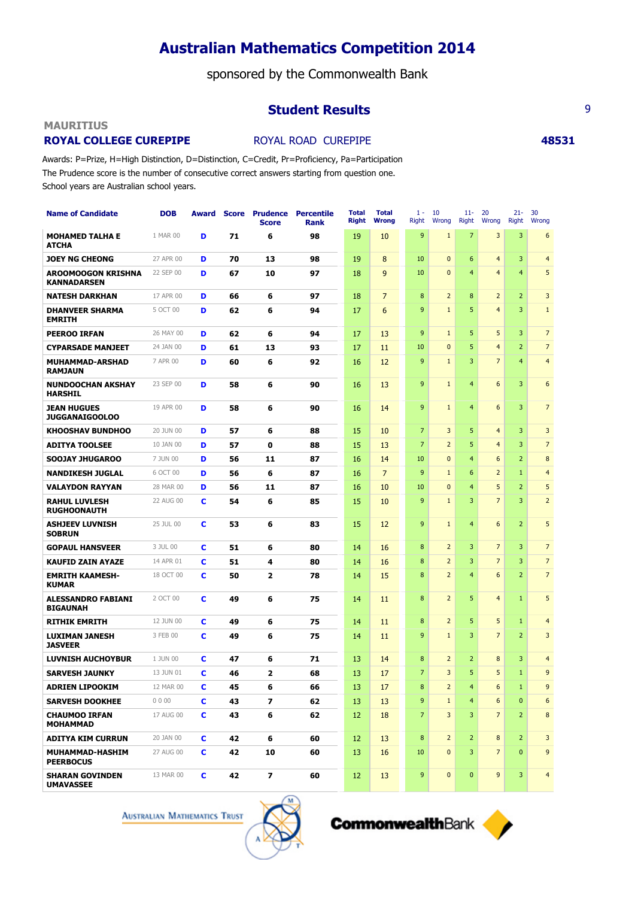# Australian Mathematics Competition 2014

sponsored by the Commonwealth Bank

## Student Results

**MAURITIUS**

**ROYAL COLLEGE CUREPIPE** ROYAL ROAD CUREPIPE **48531**

Awards: P=Prize, H=High Distinction, D=Distinction, C=Credit, Pr=Proficiency, Pa=Participation

The Prudence score is the number of consecutive correct answers starting from question one.

School years are Australian school years.

| Name of Candidate | DOB | Award | Score | Prudence Score | Percentile Rank | Total Right | Total Wrong | 1 - 10 Right | 1 - 10 Wrong | 11- 20 Right | 11- 20 Wrong | 21- 30 Right | 21- 30 Wrong |
|---|---|---|---|---|---|---|---|---|---|---|---|---|---|
| MOHAMED TALHA E ATCHA | 1 MAR 00 | D | 71 | 6 | 98 | 19 | 10 | 9 | 1 | 7 | 3 | 3 | 6 |
| JOEY NG CHEONG | 27 APR 00 | D | 70 | 13 | 98 | 19 | 8 | 10 | 0 | 6 | 4 | 3 | 4 |
| AROOMOOGON KRISHNA KANNADARSEN | 22 SEP 00 | D | 67 | 10 | 97 | 18 | 9 | 10 | 0 | 4 | 4 | 4 | 5 |
| NATESH DARKHAN | 17 APR 00 | D | 66 | 6 | 97 | 18 | 7 | 8 | 2 | 8 | 2 | 2 | 3 |
| DHANVEER SHARMA EMRITH | 5 OCT 00 | D | 62 | 6 | 94 | 17 | 6 | 9 | 1 | 5 | 4 | 3 | 1 |
| PEEROO IRFAN | 26 MAY 00 | D | 62 | 6 | 94 | 17 | 13 | 9 | 1 | 5 | 5 | 3 | 7 |
| CYPARSADE MANJEET | 24 JAN 00 | D | 61 | 13 | 93 | 17 | 11 | 10 | 0 | 5 | 4 | 2 | 7 |
| MUHAMMAD-ARSHAD RAMJAUN | 7 APR 00 | D | 60 | 6 | 92 | 16 | 12 | 9 | 1 | 3 | 7 | 4 | 4 |
| NUNDOOCHAN AKSHAY HARSHIL | 23 SEP 00 | D | 58 | 6 | 90 | 16 | 13 | 9 | 1 | 4 | 6 | 3 | 6 |
| JEAN HUGUES JUGGANAIGOOLOO | 19 APR 00 | D | 58 | 6 | 90 | 16 | 14 | 9 | 1 | 4 | 6 | 3 | 7 |
| KHOOSHAV BUNDHOO | 20 JUN 00 | D | 57 | 6 | 88 | 15 | 10 | 7 | 3 | 5 | 4 | 3 | 3 |
| ADITYA TOOLSEE | 10 JAN 00 | D | 57 | 0 | 88 | 15 | 13 | 7 | 2 | 5 | 4 | 3 | 7 |
| SOOJAY JHUGAROO | 7 JUN 00 | D | 56 | 11 | 87 | 16 | 14 | 10 | 0 | 4 | 6 | 2 | 8 |
| NANDIKESH JUGLAL | 6 OCT 00 | D | 56 | 6 | 87 | 16 | 7 | 9 | 1 | 6 | 2 | 1 | 4 |
| VALAYDON RAYYAN | 28 MAR 00 | D | 56 | 11 | 87 | 16 | 10 | 10 | 0 | 4 | 5 | 2 | 5 |
| RAHUL LUVLESH RUGHOONAUTH | 22 AUG 00 | C | 54 | 6 | 85 | 15 | 10 | 9 | 1 | 3 | 7 | 3 | 2 |
| ASHJEEV LUVNISH SOBRUN | 25 JUL 00 | C | 53 | 6 | 83 | 15 | 12 | 9 | 1 | 4 | 6 | 2 | 5 |
| GOPAUL HANSVEER | 3 JUL 00 | C | 51 | 6 | 80 | 14 | 16 | 8 | 2 | 3 | 7 | 3 | 7 |
| KAUFID ZAIN AYAZE | 14 APR 01 | C | 51 | 4 | 80 | 14 | 16 | 8 | 2 | 3 | 7 | 3 | 7 |
| EMRITH KAAMESH-KUMAR | 18 OCT 00 | C | 50 | 2 | 78 | 14 | 15 | 8 | 2 | 4 | 6 | 2 | 7 |
| ALESSANDRO FABIANI BIGAUNAH | 2 OCT 00 | C | 49 | 6 | 75 | 14 | 11 | 8 | 2 | 5 | 4 | 1 | 5 |
| RITHIK EMRITH | 12 JUN 00 | C | 49 | 6 | 75 | 14 | 11 | 8 | 2 | 5 | 5 | 1 | 4 |
| LUXIMAN JANESH JASVEER | 3 FEB 00 | C | 49 | 6 | 75 | 14 | 11 | 9 | 1 | 3 | 7 | 2 | 3 |
| LUVNISH AUCHOYBUR | 1 JUN 00 | C | 47 | 6 | 71 | 13 | 14 | 8 | 2 | 2 | 8 | 3 | 4 |
| SARVESH JAUNKY | 13 JUN 01 | C | 46 | 2 | 68 | 13 | 17 | 7 | 3 | 5 | 5 | 1 | 9 |
| ADRIEN LIPOOKIM | 12 MAR 00 | C | 45 | 6 | 66 | 13 | 17 | 8 | 2 | 4 | 6 | 1 | 9 |
| SARVESH DOOKHEE | 0 0 00 | C | 43 | 7 | 62 | 13 | 13 | 9 | 1 | 4 | 6 | 0 | 6 |
| CHAUMOO IRFAN MOHAMMAD | 17 AUG 00 | C | 43 | 6 | 62 | 12 | 18 | 7 | 3 | 3 | 7 | 2 | 8 |
| ADITYA KIM CURRUN | 20 JAN 00 | C | 42 | 6 | 60 | 12 | 13 | 8 | 2 | 2 | 8 | 2 | 3 |
| MUHAMMAD-HASHIM PEERBOCUS | 27 AUG 00 | C | 42 | 10 | 60 | 13 | 16 | 10 | 0 | 3 | 7 | 0 | 9 |
| SHARAN GOVINDEN UMAVASSEE | 13 MAR 00 | C | 42 | 7 | 60 | 12 | 13 | 9 | 0 | 0 | 9 | 3 | 4 |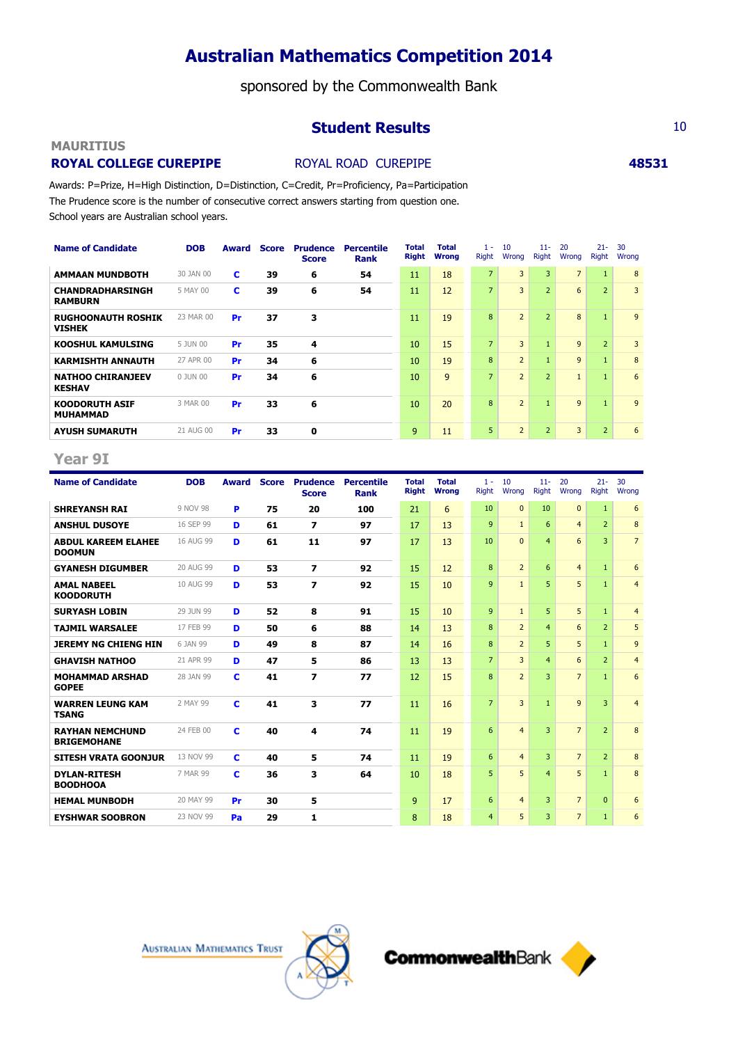# Australian Mathematics Competition 2014

sponsored by the Commonwealth Bank

## Student Results

**MAURITIUS**

**ROYAL COLLEGE CUREPIPE** ROYAL ROAD CUREPIPE **48531**

Awards: P=Prize, H=High Distinction, D=Distinction, C=Credit, Pr=Proficiency, Pa=Participation
The Prudence score is the number of consecutive correct answers starting from question one.
School years are Australian school years.

| Name of Candidate | DOB | Award | Score | Prudence Score | Percentile Rank | Total Right | Total Wrong | 1 - 10 Right | 10 Wrong | 11-20 Right | 20 Wrong | 21-30 Right | 30 Wrong |
|---|---|---|---|---|---|---|---|---|---|---|---|---|---|
| AMMAAN MUNDBOTH | 30 JAN 00 | C | 39 | 6 | 54 | 11 | 18 | 7 | 3 | 3 | 7 | 1 | 8 |
| CHANDRADHARSINGH RAMBURN | 5 MAY 00 | C | 39 | 6 | 54 | 11 | 12 | 7 | 3 | 2 | 6 | 2 | 3 |
| RUGHOONAUTH ROSHIK VISHEK | 23 MAR 00 | Pr | 37 | 3 | | 11 | 19 | 8 | 2 | 2 | 8 | 1 | 9 |
| KOOSHUL KAMULSING | 5 JUN 00 | Pr | 35 | 4 | | 10 | 15 | 7 | 3 | 1 | 9 | 2 | 3 |
| KARMISHTH ANNAUTH | 27 APR 00 | Pr | 34 | 6 | | 10 | 19 | 8 | 2 | 1 | 9 | 1 | 8 |
| NATHOO CHIRANJEEV KESHAV | 0 JUN 00 | Pr | 34 | 6 | | 10 | 9 | 7 | 2 | 2 | 1 | 1 | 6 |
| KOODORUTH ASIF MUHAMMAD | 3 MAR 00 | Pr | 33 | 6 | | 10 | 20 | 8 | 2 | 1 | 9 | 1 | 9 |
| AYUSH SUMARUTH | 21 AUG 00 | Pr | 33 | 0 | | 9 | 11 | 5 | 2 | 2 | 3 | 2 | 6 |

## Year 9I

| Name of Candidate | DOB | Award | Score | Prudence Score | Percentile Rank | Total Right | Total Wrong | 1 - 10 Right | 10 Wrong | 11-20 Right | 20 Wrong | 21-30 Right | 30 Wrong |
|---|---|---|---|---|---|---|---|---|---|---|---|---|---|
| SHREYANSH RAI | 9 NOV 98 | P | 75 | 20 | 100 | 21 | 6 | 10 | 0 | 10 | 0 | 1 | 6 |
| ANSHUL DUSOYE | 16 SEP 99 | D | 61 | 7 | 97 | 17 | 13 | 9 | 1 | 6 | 4 | 2 | 8 |
| ABDUL KAREEM ELAHEE DOOMUN | 16 AUG 99 | D | 61 | 11 | 97 | 17 | 13 | 10 | 0 | 4 | 6 | 3 | 7 |
| GYANESH DIGUMBER | 20 AUG 99 | D | 53 | 7 | 92 | 15 | 12 | 8 | 2 | 6 | 4 | 1 | 6 |
| AMAL NABEEL KOODORUTH | 10 AUG 99 | D | 53 | 7 | 92 | 15 | 10 | 9 | 1 | 5 | 5 | 1 | 4 |
| SURYASH LOBIN | 29 JUN 99 | D | 52 | 8 | 91 | 15 | 10 | 9 | 1 | 5 | 5 | 1 | 4 |
| TAJMIL WARSALEE | 17 FEB 99 | D | 50 | 6 | 88 | 14 | 13 | 8 | 2 | 4 | 6 | 2 | 5 |
| JEREMY NG CHIENG HIN | 6 JAN 99 | D | 49 | 8 | 87 | 14 | 16 | 8 | 2 | 5 | 5 | 1 | 9 |
| GHAVISH NATHOO | 21 APR 99 | D | 47 | 5 | 86 | 13 | 13 | 7 | 3 | 4 | 6 | 2 | 4 |
| MOHAMMAD ARSHAD GOPEE | 28 JAN 99 | C | 41 | 7 | 77 | 12 | 15 | 8 | 2 | 3 | 7 | 1 | 6 |
| WARREN LEUNG KAM TSANG | 2 MAY 99 | C | 41 | 3 | 77 | 11 | 16 | 7 | 3 | 1 | 9 | 3 | 4 |
| RAYHAN NEMCHUND BRIGEMOHANE | 24 FEB 00 | C | 40 | 4 | 74 | 11 | 19 | 6 | 4 | 3 | 7 | 2 | 8 |
| SITESH VRATA GOONJUR | 13 NOV 99 | C | 40 | 5 | 74 | 11 | 19 | 6 | 4 | 3 | 7 | 2 | 8 |
| DYLAN-RITESH BOODHOOA | 7 MAR 99 | C | 36 | 3 | 64 | 10 | 18 | 5 | 5 | 4 | 5 | 1 | 8 |
| HEMAL MUNBODH | 20 MAY 99 | Pr | 30 | 5 | | 9 | 17 | 6 | 4 | 3 | 7 | 0 | 6 |
| EYSHWAR SOOBRON | 23 NOV 99 | Pa | 29 | 1 | | 8 | 18 | 4 | 5 | 3 | 7 | 1 | 6 |

AUSTRALIAN MATHEMATICS TRUST CommonwealthBank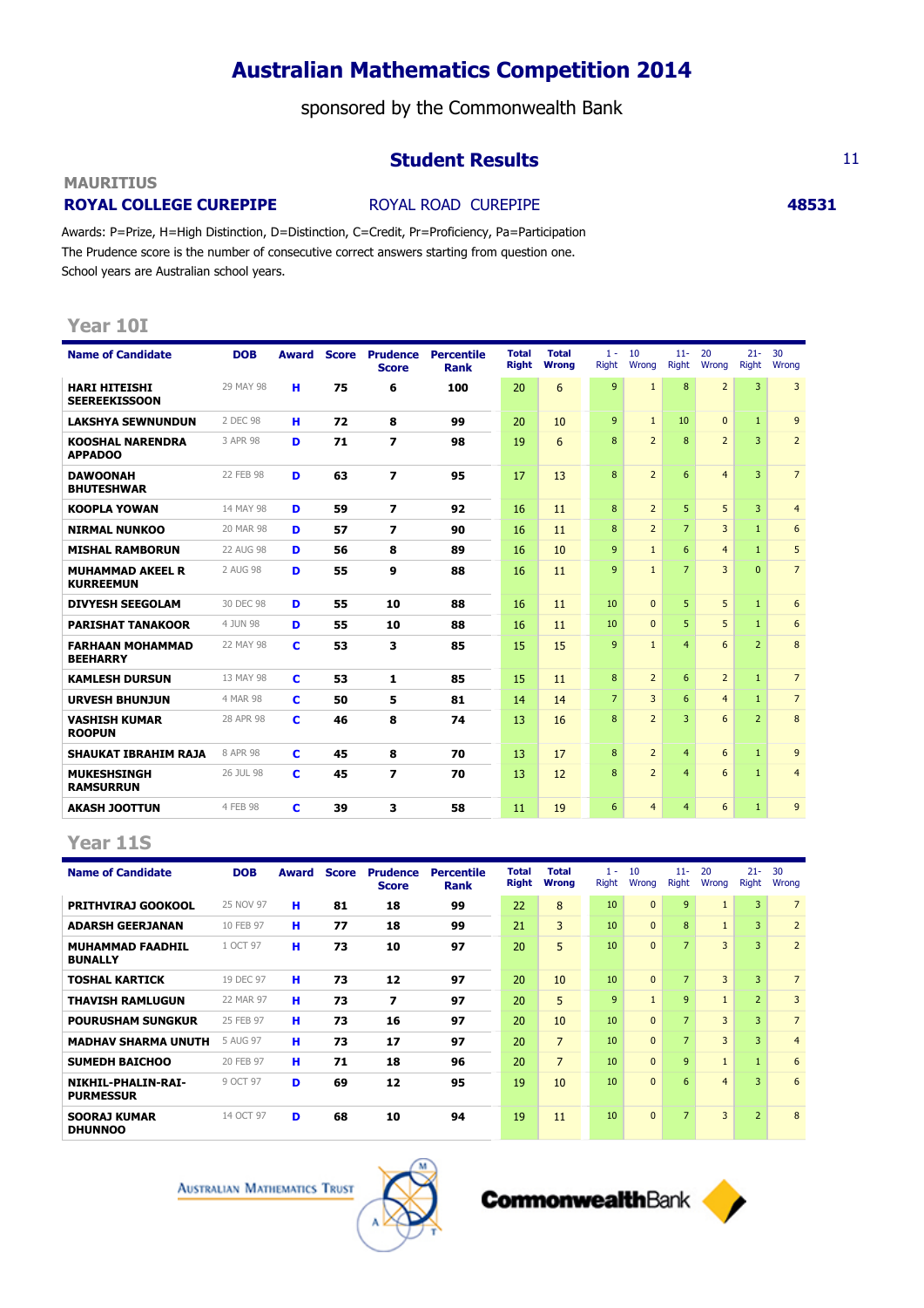# Australian Mathematics Competition 2014

sponsored by the Commonwealth Bank

## Student Results

**MAURITIUS**

**ROYAL COLLEGE CUREPIPE** ROYAL ROAD CUREPIPE **48531**

Awards: P=Prize, H=High Distinction, D=Distinction, C=Credit, Pr=Proficiency, Pa=Participation
The Prudence score is the number of consecutive correct answers starting from question one.
School years are Australian school years.

### Year 10I

| Name of Candidate | DOB | Award | Score | Prudence Score | Percentile Rank | Total Right | Total Wrong | 1 - 10 Right | 1 - 10 Wrong | 11- 20 Right | 11- 20 Wrong | 21- 30 Right | 21- 30 Wrong |
|---|---|---|---|---|---|---|---|---|---|---|---|---|---|
| HARI HITEISHI SEEREEKISSOON | 29 MAY 98 | H | 75 | 6 | 100 | 20 | 6 | 9 | 1 | 8 | 2 | 3 | 3 |
| LAKSHYA SEWNUNDUN | 2 DEC 98 | H | 72 | 8 | 99 | 20 | 10 | 9 | 1 | 10 | 0 | 1 | 9 |
| KOOSHAL NARENDRA APPADOO | 3 APR 98 | D | 71 | 7 | 98 | 19 | 6 | 8 | 2 | 8 | 2 | 3 | 2 |
| DAWOONAH BHUTESHWAR | 22 FEB 98 | D | 63 | 7 | 95 | 17 | 13 | 8 | 2 | 6 | 4 | 3 | 7 |
| KOOPLA YOWAN | 14 MAY 98 | D | 59 | 7 | 92 | 16 | 11 | 8 | 2 | 5 | 5 | 3 | 4 |
| NIRMAL NUNKOO | 20 MAR 98 | D | 57 | 7 | 90 | 16 | 11 | 8 | 2 | 7 | 3 | 1 | 6 |
| MISHAL RAMBORUN | 22 AUG 98 | D | 56 | 8 | 89 | 16 | 10 | 9 | 1 | 6 | 4 | 1 | 5 |
| MUHAMMAD AKEEL R KURREEMUN | 2 AUG 98 | D | 55 | 9 | 88 | 16 | 11 | 9 | 1 | 7 | 3 | 0 | 7 |
| DIVYESH SEEGOLAM | 30 DEC 98 | D | 55 | 10 | 88 | 16 | 11 | 10 | 0 | 5 | 5 | 1 | 6 |
| PARISHAT TANAKOOR | 4 JUN 98 | D | 55 | 10 | 88 | 16 | 11 | 10 | 0 | 5 | 5 | 1 | 6 |
| FARHAAN MOHAMMAD BEEHARRY | 22 MAY 98 | C | 53 | 3 | 85 | 15 | 15 | 9 | 1 | 4 | 6 | 2 | 8 |
| KAMLESH DURSUN | 13 MAY 98 | C | 53 | 1 | 85 | 15 | 11 | 8 | 2 | 6 | 2 | 1 | 7 |
| URVESH BHUNJUN | 4 MAR 98 | C | 50 | 5 | 81 | 14 | 14 | 7 | 3 | 6 | 4 | 1 | 7 |
| VASHISH KUMAR ROOPUN | 28 APR 98 | C | 46 | 8 | 74 | 13 | 16 | 8 | 2 | 3 | 6 | 2 | 8 |
| SHAUKAT IBRAHIM RAJA | 8 APR 98 | C | 45 | 8 | 70 | 13 | 17 | 8 | 2 | 4 | 6 | 1 | 9 |
| MUKESHSINGH RAMSURRUN | 26 JUL 98 | C | 45 | 7 | 70 | 13 | 12 | 8 | 2 | 4 | 6 | 1 | 4 |
| AKASH JOOTTUN | 4 FEB 98 | C | 39 | 3 | 58 | 11 | 19 | 6 | 4 | 4 | 6 | 1 | 9 |

### Year 11S

| Name of Candidate | DOB | Award | Score | Prudence Score | Percentile Rank | Total Right | Total Wrong | 1 - 10 Right | 1 - 10 Wrong | 11- 20 Right | 11- 20 Wrong | 21- 30 Right | 21- 30 Wrong |
|---|---|---|---|---|---|---|---|---|---|---|---|---|---|
| PRITHVIRAJ GOOKOOL | 25 NOV 97 | H | 81 | 18 | 99 | 22 | 8 | 10 | 0 | 9 | 1 | 3 | 7 |
| ADARSH GEERJANAN | 10 FEB 97 | H | 77 | 18 | 99 | 21 | 3 | 10 | 0 | 8 | 1 | 3 | 2 |
| MUHAMMAD FAADHIL BUNALLY | 1 OCT 97 | H | 73 | 10 | 97 | 20 | 5 | 10 | 0 | 7 | 3 | 3 | 2 |
| TOSHAL KARTICK | 19 DEC 97 | H | 73 | 12 | 97 | 20 | 10 | 10 | 0 | 7 | 3 | 3 | 7 |
| THAVISH RAMLUGUN | 22 MAR 97 | H | 73 | 7 | 97 | 20 | 5 | 9 | 1 | 9 | 1 | 2 | 3 |
| POURUSHAM SUNGKUR | 25 FEB 97 | H | 73 | 16 | 97 | 20 | 10 | 10 | 0 | 7 | 3 | 3 | 7 |
| MADHAV SHARMA UNUTH | 5 AUG 97 | H | 73 | 17 | 97 | 20 | 7 | 10 | 0 | 7 | 3 | 3 | 4 |
| SUMEDH BAICHOO | 20 FEB 97 | H | 71 | 18 | 96 | 20 | 7 | 10 | 0 | 9 | 1 | 1 | 6 |
| NIKHIL-PHALIN-RAI-PURMESSUR | 9 OCT 97 | D | 69 | 12 | 95 | 19 | 10 | 10 | 0 | 6 | 4 | 3 | 6 |
| SOORAJ KUMAR DHUNNOO | 14 OCT 97 | D | 68 | 10 | 94 | 19 | 11 | 10 | 0 | 7 | 3 | 2 | 8 |

Australian Mathematics Trust — CommonwealthBank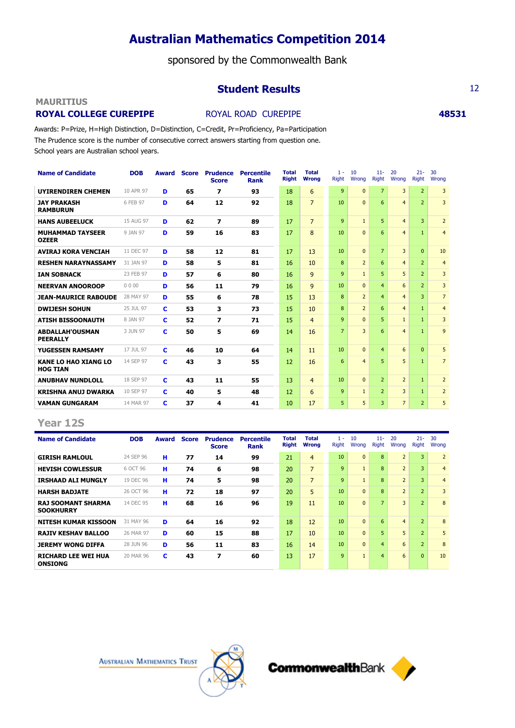# Australian Mathematics Competition 2014

sponsored by the Commonwealth Bank

## Student Results

**MAURITIUS**

**ROYAL COLLEGE CUREPIPE** ROYAL ROAD CUREPIPE **48531**

Awards: P=Prize, H=High Distinction, D=Distinction, C=Credit, Pr=Proficiency, Pa=Participation
The Prudence score is the number of consecutive correct answers starting from question one.
School years are Australian school years.

| Name of Candidate | DOB | Award | Score | Prudence Score | Percentile Rank | Total Right | Total Wrong | 1 - 10 Right | 1 - 10 Wrong | 11- 20 Right | 11- 20 Wrong | 21- 30 Right | 21- 30 Wrong |
|---|---|---|---|---|---|---|---|---|---|---|---|---|---|
| UYIRENDIREN CHEMEN | 10 APR 97 | D | 65 | 7 | 93 | 18 | 6 | 9 | 0 | 7 | 3 | 2 | 3 |
| JAY PRAKASH RAMBURUN | 6 FEB 97 | D | 64 | 12 | 92 | 18 | 7 | 10 | 0 | 6 | 4 | 2 | 3 |
| HANS AUBEELUCK | 15 AUG 97 | D | 62 | 7 | 89 | 17 | 7 | 9 | 1 | 5 | 4 | 3 | 2 |
| MUHAMMAD TAYSEER OZEER | 9 JAN 97 | D | 59 | 16 | 83 | 17 | 8 | 10 | 0 | 6 | 4 | 1 | 4 |
| AVIRAJ KORA VENCIAH | 11 DEC 97 | D | 58 | 12 | 81 | 17 | 13 | 10 | 0 | 7 | 3 | 0 | 10 |
| RESHEN NARAYNASSAMY | 31 JAN 97 | D | 58 | 5 | 81 | 16 | 10 | 8 | 2 | 6 | 4 | 2 | 4 |
| IAN SOBNACK | 23 FEB 97 | D | 57 | 6 | 80 | 16 | 9 | 9 | 1 | 5 | 5 | 2 | 3 |
| NEERVAN ANOOROOP | 0 0 00 | D | 56 | 11 | 79 | 16 | 9 | 10 | 0 | 4 | 6 | 2 | 3 |
| JEAN-MAURICE RABOUDE | 28 MAY 97 | D | 55 | 6 | 78 | 15 | 13 | 8 | 2 | 4 | 4 | 3 | 7 |
| DWIJESH SOHUN | 25 JUL 97 | C | 53 | 3 | 73 | 15 | 10 | 8 | 2 | 6 | 4 | 1 | 4 |
| ATISH BISSOONAUTH | 8 JAN 97 | C | 52 | 7 | 71 | 15 | 4 | 9 | 0 | 5 | 1 | 1 | 3 |
| ABDALLAH'OUSMAN PEERALLY | 3 JUN 97 | C | 50 | 5 | 69 | 14 | 16 | 7 | 3 | 6 | 4 | 1 | 9 |
| YUGESSEN RAMSAMY | 17 JUL 97 | C | 46 | 10 | 64 | 14 | 11 | 10 | 0 | 4 | 6 | 0 | 5 |
| KANE LO HAO XIANG LO HOG TIAN | 14 SEP 97 | C | 43 | 3 | 55 | 12 | 16 | 6 | 4 | 5 | 5 | 1 | 7 |
| ANUBHAV NUNDLOLL | 18 SEP 97 | C | 43 | 11 | 55 | 13 | 4 | 10 | 0 | 2 | 2 | 1 | 2 |
| KRISHNA ANUJ DWARKA | 10 SEP 97 | C | 40 | 5 | 48 | 12 | 6 | 9 | 1 | 2 | 3 | 1 | 2 |
| VAMAN GUNGARAM | 14 MAR 97 | C | 37 | 4 | 41 | 10 | 17 | 5 | 5 | 3 | 7 | 2 | 5 |

## Year 12S

| Name of Candidate | DOB | Award | Score | Prudence Score | Percentile Rank | Total Right | Total Wrong | 1 - 10 Right | 1 - 10 Wrong | 11- 20 Right | 11- 20 Wrong | 21- 30 Right | 21- 30 Wrong |
|---|---|---|---|---|---|---|---|---|---|---|---|---|---|
| GIRISH RAMLOUL | 24 SEP 96 | H | 77 | 14 | 99 | 21 | 4 | 10 | 0 | 8 | 2 | 3 | 2 |
| HEVISH COWLESSUR | 6 OCT 96 | H | 74 | 6 | 98 | 20 | 7 | 9 | 1 | 8 | 2 | 3 | 4 |
| IRSHAAD ALI MUNGLY | 19 DEC 96 | H | 74 | 5 | 98 | 20 | 7 | 9 | 1 | 8 | 2 | 3 | 4 |
| HARSH BADJATE | 26 OCT 96 | H | 72 | 18 | 97 | 20 | 5 | 10 | 0 | 8 | 2 | 2 | 3 |
| RAJ SOOMANT SHARMA SOOKHURRY | 14 DEC 95 | H | 68 | 16 | 96 | 19 | 11 | 10 | 0 | 7 | 3 | 2 | 8 |
| NITESH KUMAR KISSOON | 31 MAY 96 | D | 64 | 16 | 92 | 18 | 12 | 10 | 0 | 6 | 4 | 2 | 8 |
| RAJIV KESHAV BALLOO | 26 MAR 97 | D | 60 | 15 | 88 | 17 | 10 | 10 | 0 | 5 | 5 | 2 | 5 |
| JEREMY WONG DIFFA | 28 JUN 96 | D | 56 | 11 | 83 | 16 | 14 | 10 | 0 | 4 | 6 | 2 | 8 |
| RICHARD LEE WEI HUA ONSIONG | 20 MAR 96 | C | 43 | 7 | 60 | 13 | 17 | 9 | 1 | 4 | 6 | 0 | 10 |

AUSTRALIAN MATHEMATICS TRUST

CommonwealthBank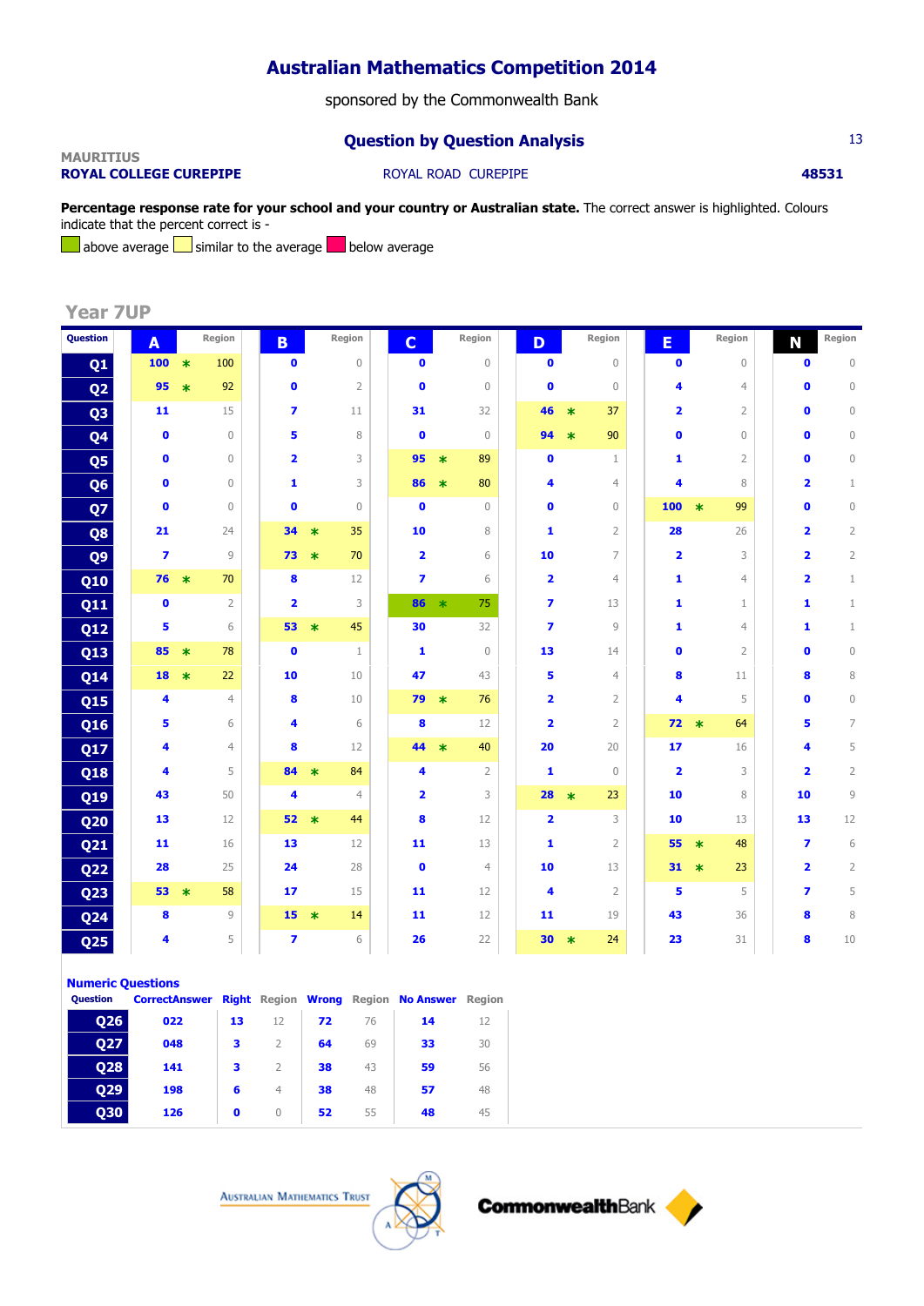# Australian Mathematics Competition 2014

sponsored by the Commonwealth Bank

## Question by Question Analysis

**MAURITIUS**
**ROYAL COLLEGE CUREPIPE** ROYAL ROAD CUREPIPE **48531**

**Percentage response rate for your school and your country or Australian state.** The correct answer is highlighted. Colours indicate that the percent correct is -

above average | similar to the average | below average

### Year 7UP

| Question | A | Region | B | Region | C | Region | D | Region | E | Region | N | Region |
|---|---|---|---|---|---|---|---|---|---|---|---|---|
| Q1 | 100 * | 100 | 0 | 0 | 0 | 0 | 0 | 0 | 0 | 0 | 0 | 0 |
| Q2 | 95 * | 92 | 0 | 2 | 0 | 0 | 0 | 0 | 4 | 4 | 0 | 0 |
| Q3 | 11 | 15 | 7 | 11 | 31 | 32 | 46 * | 37 | 2 | 2 | 0 | 0 |
| Q4 | 0 | 0 | 5 | 8 | 0 | 0 | 94 * | 90 | 0 | 0 | 0 | 0 |
| Q5 | 0 | 0 | 2 | 3 | 95 * | 89 | 0 | 1 | 1 | 2 | 0 | 0 |
| Q6 | 0 | 0 | 1 | 3 | 86 * | 80 | 4 | 4 | 4 | 8 | 2 | 1 |
| Q7 | 0 | 0 | 0 | 0 | 0 | 0 | 0 | 0 | 100 * | 99 | 0 | 0 |
| Q8 | 21 | 24 | 34 * | 35 | 10 | 8 | 1 | 2 | 28 | 26 | 2 | 2 |
| Q9 | 7 | 9 | 73 * | 70 | 2 | 6 | 10 | 7 | 2 | 3 | 2 | 2 |
| Q10 | 76 * | 70 | 8 | 12 | 7 | 6 | 2 | 4 | 1 | 4 | 2 | 1 |
| Q11 | 0 | 2 | 2 | 3 | 86 * | 75 | 7 | 13 | 1 | 1 | 1 | 1 |
| Q12 | 5 | 6 | 53 * | 45 | 30 | 32 | 7 | 9 | 1 | 4 | 1 | 1 |
| Q13 | 85 * | 78 | 0 | 1 | 1 | 0 | 13 | 14 | 0 | 2 | 0 | 0 |
| Q14 | 18 * | 22 | 10 | 10 | 47 | 43 | 5 | 4 | 8 | 11 | 8 | 8 |
| Q15 | 4 | 4 | 8 | 10 | 79 * | 76 | 2 | 2 | 4 | 5 | 0 | 0 |
| Q16 | 5 | 6 | 4 | 6 | 8 | 12 | 2 | 2 | 72 * | 64 | 5 | 7 |
| Q17 | 4 | 4 | 8 | 12 | 44 * | 40 | 20 | 20 | 17 | 16 | 4 | 5 |
| Q18 | 4 | 5 | 84 * | 84 | 4 | 2 | 1 | 0 | 2 | 3 | 2 | 2 |
| Q19 | 43 | 50 | 4 | 4 | 2 | 3 | 28 * | 23 | 10 | 8 | 10 | 9 |
| Q20 | 13 | 12 | 52 * | 44 | 8 | 12 | 2 | 3 | 10 | 13 | 13 | 12 |
| Q21 | 11 | 16 | 13 | 12 | 11 | 13 | 1 | 2 | 55 * | 48 | 7 | 6 |
| Q22 | 28 | 25 | 24 | 28 | 0 | 4 | 10 | 13 | 31 * | 23 | 2 | 2 |
| Q23 | 53 * | 58 | 17 | 15 | 11 | 12 | 4 | 2 | 5 | 5 | 7 | 5 |
| Q24 | 8 | 9 | 15 * | 14 | 11 | 12 | 11 | 19 | 43 | 36 | 8 | 8 |
| Q25 | 4 | 5 | 7 | 6 | 26 | 22 | 30 * | 24 | 23 | 31 | 8 | 10 |

**Numeric Questions**

| Question | CorrectAnswer | Right | Region | Wrong | Region | No Answer | Region |
|---|---|---|---|---|---|---|---|
| Q26 | 022 | 13 | 12 | 72 | 76 | 14 | 12 |
| Q27 | 048 | 3 | 2 | 64 | 69 | 33 | 30 |
| Q28 | 141 | 3 | 2 | 38 | 43 | 59 | 56 |
| Q29 | 198 | 6 | 4 | 38 | 48 | 57 | 48 |
| Q30 | 126 | 0 | 0 | 52 | 55 | 48 | 45 |

Australian Mathematics Trust | CommonwealthBank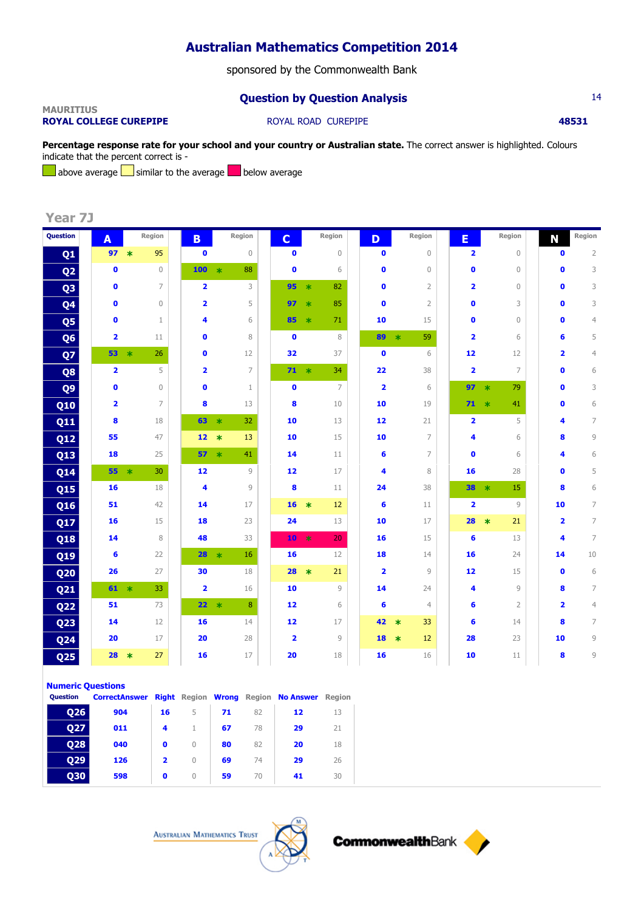# Australian Mathematics Competition 2014

sponsored by the Commonwealth Bank

## Question by Question Analysis

**MAURITIUS**
**ROYAL COLLEGE CUREPIPE** ROYAL ROAD CUREPIPE **48531**

**Percentage response rate for your school and your country or Australian state.** The correct answer is highlighted. Colours indicate that the percent correct is -

above average | similar to the average | below average

### Year 7J

| Question | A | Region | B | Region | C | Region | D | Region | E | Region | N | Region |
|---|---|---|---|---|---|---|---|---|---|---|---|---|
| Q1 | 97 * | 95 | 0 | 0 | 0 | 0 | 0 | 0 | 2 | 0 | 0 | 2 |
| Q2 | 0 | 0 | 100 * | 88 | 0 | 6 | 0 | 0 | 0 | 0 | 0 | 3 |
| Q3 | 0 | 7 | 2 | 3 | 95 * | 82 | 0 | 2 | 2 | 0 | 0 | 3 |
| Q4 | 0 | 0 | 2 | 5 | 97 * | 85 | 0 | 2 | 0 | 3 | 0 | 3 |
| Q5 | 0 | 1 | 4 | 6 | 85 * | 71 | 10 | 15 | 0 | 0 | 0 | 4 |
| Q6 | 2 | 11 | 0 | 8 | 0 | 8 | 89 * | 59 | 2 | 6 | 6 | 5 |
| Q7 | 53 * | 26 | 0 | 12 | 32 | 37 | 0 | 6 | 12 | 12 | 2 | 4 |
| Q8 | 2 | 5 | 2 | 7 | 71 * | 34 | 22 | 38 | 2 | 7 | 0 | 6 |
| Q9 | 0 | 0 | 0 | 1 | 0 | 7 | 2 | 6 | 97 * | 79 | 0 | 3 |
| Q10 | 2 | 7 | 8 | 13 | 8 | 10 | 10 | 19 | 71 * | 41 | 0 | 6 |
| Q11 | 8 | 18 | 63 * | 32 | 10 | 13 | 12 | 21 | 2 | 5 | 4 | 7 |
| Q12 | 55 | 47 | 12 * | 13 | 10 | 15 | 10 | 7 | 4 | 6 | 8 | 9 |
| Q13 | 18 | 25 | 57 * | 41 | 14 | 11 | 6 | 7 | 0 | 6 | 4 | 6 |
| Q14 | 55 * | 30 | 12 | 9 | 12 | 17 | 4 | 8 | 16 | 28 | 0 | 5 |
| Q15 | 16 | 18 | 4 | 9 | 8 | 11 | 24 | 38 | 38 * | 15 | 8 | 6 |
| Q16 | 51 | 42 | 14 | 17 | 16 * | 12 | 6 | 11 | 2 | 9 | 10 | 7 |
| Q17 | 16 | 15 | 18 | 23 | 24 | 13 | 10 | 17 | 28 * | 21 | 2 | 7 |
| Q18 | 14 | 8 | 48 | 33 | 10 * | 20 | 16 | 15 | 6 | 13 | 4 | 7 |
| Q19 | 6 | 22 | 28 * | 16 | 16 | 12 | 18 | 14 | 16 | 24 | 14 | 10 |
| Q20 | 26 | 27 | 30 | 18 | 28 * | 21 | 2 | 9 | 12 | 15 | 0 | 6 |
| Q21 | 61 * | 33 | 2 | 16 | 10 | 9 | 14 | 24 | 4 | 9 | 8 | 7 |
| Q22 | 51 | 73 | 22 * | 8 | 12 | 6 | 6 | 4 | 6 | 2 | 2 | 4 |
| Q23 | 14 | 12 | 16 | 14 | 12 | 17 | 42 * | 33 | 6 | 14 | 8 | 7 |
| Q24 | 20 | 17 | 20 | 28 | 2 | 9 | 18 * | 12 | 28 | 23 | 10 | 9 |
| Q25 | 28 * | 27 | 16 | 17 | 20 | 18 | 16 | 16 | 10 | 11 | 8 | 9 |

### Numeric Questions

| Question | CorrectAnswer | Right | Region | Wrong | Region | No Answer | Region |
|---|---|---|---|---|---|---|---|
| Q26 | 904 | 16 | 5 | 71 | 82 | 12 | 13 |
| Q27 | 011 | 4 | 1 | 67 | 78 | 29 | 21 |
| Q28 | 040 | 0 | 0 | 80 | 82 | 20 | 18 |
| Q29 | 126 | 2 | 0 | 69 | 74 | 29 | 26 |
| Q30 | 598 | 0 | 0 | 59 | 70 | 41 | 30 |

Australian Mathematics Trust — CommonwealthBank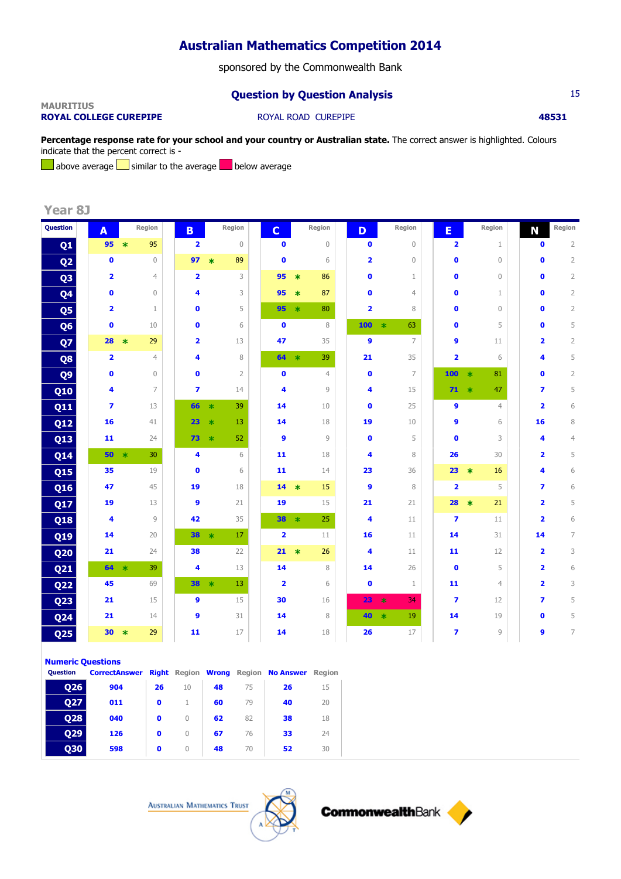# Australian Mathematics Competition 2014

sponsored by the Commonwealth Bank

## Question by Question Analysis

MAURITIUS
**ROYAL COLLEGE CUREPIPE** ROYAL ROAD CUREPIPE **48531**

**Percentage response rate for your school and your country or Australian state.** The correct answer is highlighted. Colours indicate that the percent correct is -
above average | similar to the average | below average

### Year 8J

| Question | A | Region | B | Region | C | Region | D | Region | E | Region | N | Region |
|---|---|---|---|---|---|---|---|---|---|---|---|---|
| Q1 | 95 * | 95 | 2 | 0 | 0 | 0 | 0 | 0 | 2 | 1 | 0 | 2 |
| Q2 | 0 | 0 | 97 * | 89 | 0 | 6 | 2 | 0 | 0 | 0 | 0 | 2 |
| Q3 | 2 | 4 | 2 | 3 | 95 * | 86 | 0 | 1 | 0 | 0 | 0 | 2 |
| Q4 | 0 | 0 | 4 | 3 | 95 * | 87 | 0 | 4 | 0 | 1 | 0 | 2 |
| Q5 | 2 | 1 | 0 | 5 | 95 * | 80 | 2 | 8 | 0 | 0 | 0 | 2 |
| Q6 | 0 | 10 | 0 | 6 | 0 | 8 | 100 * | 63 | 0 | 5 | 0 | 5 |
| Q7 | 28 * | 29 | 2 | 13 | 47 | 35 | 9 | 7 | 9 | 11 | 2 | 2 |
| Q8 | 2 | 4 | 4 | 8 | 64 * | 39 | 21 | 35 | 2 | 6 | 4 | 5 |
| Q9 | 0 | 0 | 0 | 2 | 0 | 4 | 0 | 7 | 100 * | 81 | 0 | 2 |
| Q10 | 4 | 7 | 7 | 14 | 4 | 9 | 4 | 15 | 71 * | 47 | 7 | 5 |
| Q11 | 7 | 13 | 66 * | 39 | 14 | 10 | 0 | 25 | 9 | 4 | 2 | 6 |
| Q12 | 16 | 41 | 23 * | 13 | 14 | 18 | 19 | 10 | 9 | 6 | 16 | 8 |
| Q13 | 11 | 24 | 73 * | 52 | 9 | 9 | 0 | 5 | 0 | 3 | 4 | 4 |
| Q14 | 50 * | 30 | 4 | 6 | 11 | 18 | 4 | 8 | 26 | 30 | 2 | 5 |
| Q15 | 35 | 19 | 0 | 6 | 11 | 14 | 23 | 36 | 23 * | 16 | 4 | 6 |
| Q16 | 47 | 45 | 19 | 18 | 14 * | 15 | 9 | 8 | 2 | 5 | 7 | 6 |
| Q17 | 19 | 13 | 9 | 21 | 19 | 15 | 21 | 21 | 28 * | 21 | 2 | 5 |
| Q18 | 4 | 9 | 42 | 35 | 38 * | 25 | 4 | 11 | 7 | 11 | 2 | 6 |
| Q19 | 14 | 20 | 38 * | 17 | 2 | 11 | 16 | 11 | 14 | 31 | 14 | 7 |
| Q20 | 21 | 24 | 38 | 22 | 21 * | 26 | 4 | 11 | 11 | 12 | 2 | 3 |
| Q21 | 64 * | 39 | 4 | 13 | 14 | 8 | 14 | 26 | 0 | 5 | 2 | 6 |
| Q22 | 45 | 69 | 38 * | 13 | 2 | 6 | 0 | 1 | 11 | 4 | 2 | 3 |
| Q23 | 21 | 15 | 9 | 15 | 30 | 16 | 23 * | 34 | 7 | 12 | 7 | 5 |
| Q24 | 21 | 14 | 9 | 31 | 14 | 8 | 40 * | 19 | 14 | 19 | 0 | 5 |
| Q25 | 30 * | 29 | 11 | 17 | 14 | 18 | 26 | 17 | 7 | 9 | 9 | 7 |

### Numeric Questions

| Question | CorrectAnswer | Right | Region | Wrong | Region | No Answer | Region |
|---|---|---|---|---|---|---|---|
| Q26 | 904 | 26 | 10 | 48 | 75 | 26 | 15 |
| Q27 | 011 | 0 | 1 | 60 | 79 | 40 | 20 |
| Q28 | 040 | 0 | 0 | 62 | 82 | 38 | 18 |
| Q29 | 126 | 0 | 0 | 67 | 76 | 33 | 24 |
| Q30 | 598 | 0 | 0 | 48 | 70 | 52 | 30 |

Australian Mathematics Trust CommonwealthBank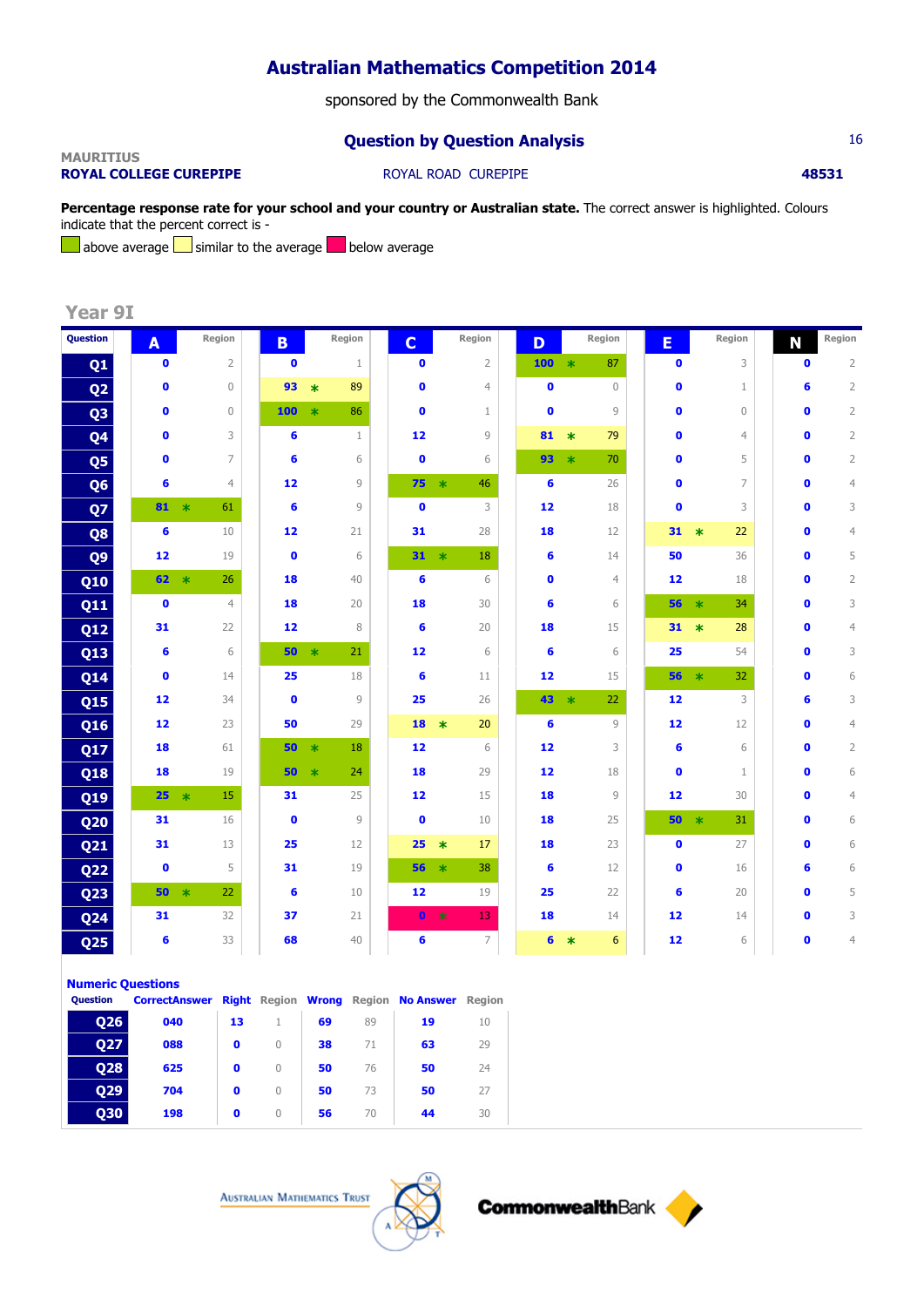# Australian Mathematics Competition 2014

sponsored by the Commonwealth Bank

## Question by Question Analysis

MAURITIUS

**ROYAL COLLEGE CUREPIPE** ROYAL ROAD CUREPIPE **48531**

**Percentage response rate for your school and your country or Australian state.** The correct answer is highlighted. Colours indicate that the percent correct is - above average, similar to the average, below average

## Year 9I

| Question | A | Region | B | Region | C | Region | D | Region | E | Region | N | Region |
|---|---|---|---|---|---|---|---|---|---|---|---|---|
| Q1 | 0 | 2 | 0 | 1 | 0 | 2 | 100 * | 87 | 0 | 3 | 0 | 2 |
| Q2 | 0 | 0 | 93 * | 89 | 0 | 4 | 0 | 0 | 0 | 1 | 6 | 2 |
| Q3 | 0 | 0 | 100 * | 86 | 0 | 1 | 0 | 9 | 0 | 0 | 0 | 2 |
| Q4 | 0 | 3 | 6 | 1 | 12 | 9 | 81 * | 79 | 0 | 4 | 0 | 2 |
| Q5 | 0 | 7 | 6 | 6 | 0 | 6 | 93 * | 70 | 0 | 5 | 0 | 2 |
| Q6 | 6 | 4 | 12 | 9 | 75 * | 46 | 6 | 26 | 0 | 7 | 0 | 4 |
| Q7 | 81 * | 61 | 6 | 9 | 0 | 3 | 12 | 18 | 0 | 3 | 0 | 3 |
| Q8 | 6 | 10 | 12 | 21 | 31 | 28 | 18 | 12 | 31 * | 22 | 0 | 4 |
| Q9 | 12 | 19 | 0 | 6 | 31 * | 18 | 6 | 14 | 50 | 36 | 0 | 5 |
| Q10 | 62 * | 26 | 18 | 40 | 6 | 6 | 0 | 4 | 12 | 18 | 0 | 2 |
| Q11 | 0 | 4 | 18 | 20 | 18 | 30 | 6 | 6 | 56 * | 34 | 0 | 3 |
| Q12 | 31 | 22 | 12 | 8 | 6 | 20 | 18 | 15 | 31 * | 28 | 0 | 4 |
| Q13 | 6 | 6 | 50 * | 21 | 12 | 6 | 6 | 6 | 25 | 54 | 0 | 3 |
| Q14 | 0 | 14 | 25 | 18 | 6 | 11 | 12 | 15 | 56 * | 32 | 0 | 6 |
| Q15 | 12 | 34 | 0 | 9 | 25 | 26 | 43 * | 22 | 12 | 3 | 6 | 3 |
| Q16 | 12 | 23 | 50 | 29 | 18 * | 20 | 6 | 9 | 12 | 12 | 0 | 4 |
| Q17 | 18 | 61 | 50 * | 18 | 12 | 6 | 12 | 3 | 6 | 6 | 0 | 2 |
| Q18 | 18 | 19 | 50 * | 24 | 18 | 29 | 12 | 18 | 0 | 1 | 0 | 6 |
| Q19 | 25 * | 15 | 31 | 25 | 12 | 15 | 18 | 9 | 12 | 30 | 0 | 4 |
| Q20 | 31 | 16 | 0 | 9 | 0 | 10 | 18 | 25 | 50 * | 31 | 0 | 6 |
| Q21 | 31 | 13 | 25 | 12 | 25 * | 17 | 18 | 23 | 0 | 27 | 0 | 6 |
| Q22 | 0 | 5 | 31 | 19 | 56 * | 38 | 6 | 12 | 0 | 16 | 6 | 6 |
| Q23 | 50 * | 22 | 6 | 10 | 12 | 19 | 25 | 22 | 6 | 20 | 0 | 5 |
| Q24 | 31 | 32 | 37 | 21 | 0 * | 13 | 18 | 14 | 12 | 14 | 0 | 3 |
| Q25 | 6 | 33 | 68 | 40 | 6 | 7 | 6 * | 6 | 12 | 6 | 0 | 4 |

### Numeric Questions

| Question | CorrectAnswer | Right | Region | Wrong | Region | No Answer | Region |
|---|---|---|---|---|---|---|---|
| Q26 | 040 | 13 | 1 | 69 | 89 | 19 | 10 |
| Q27 | 088 | 0 | 0 | 38 | 71 | 63 | 29 |
| Q28 | 625 | 0 | 0 | 50 | 76 | 50 | 24 |
| Q29 | 704 | 0 | 0 | 50 | 73 | 50 | 27 |
| Q30 | 198 | 0 | 0 | 56 | 70 | 44 | 30 |

Australian Mathematics Trust — CommonwealthBank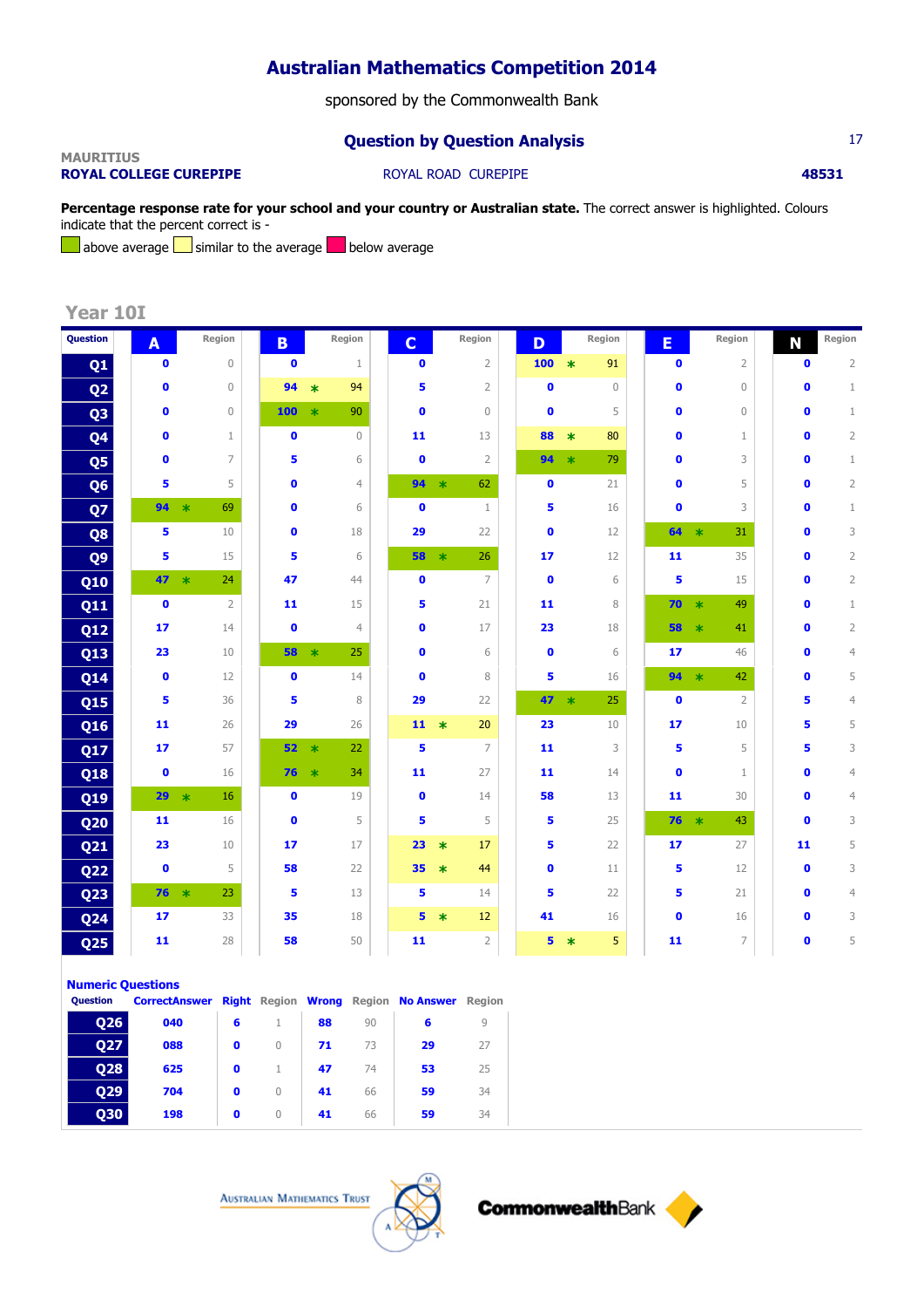# Australian Mathematics Competition 2014

sponsored by the Commonwealth Bank

## Question by Question Analysis

**MAURITIUS**
**ROYAL COLLEGE CUREPIPE** ROYAL ROAD CUREPIPE **48531**

**Percentage response rate for your school and your country or Australian state.** The correct answer is highlighted. Colours indicate that the percent correct is - above average, similar to the average, below average

### Year 10I

| Question | A | Region | B | Region | C | Region | D | Region | E | Region | N | Region |
|---|---|---|---|---|---|---|---|---|---|---|---|---|
| Q1 | 0 | 0 | 0 | 1 | 0 | 2 | 100 * | 91 | 0 | 2 | 0 | 2 |
| Q2 | 0 | 0 | 94 * | 94 | 5 | 2 | 0 | 0 | 0 | 0 | 0 | 1 |
| Q3 | 0 | 0 | 100 * | 90 | 0 | 0 | 0 | 5 | 0 | 0 | 0 | 1 |
| Q4 | 0 | 1 | 0 | 0 | 11 | 13 | 88 * | 80 | 0 | 1 | 0 | 2 |
| Q5 | 0 | 7 | 5 | 6 | 0 | 2 | 94 * | 79 | 0 | 3 | 0 | 1 |
| Q6 | 5 | 5 | 0 | 4 | 94 * | 62 | 0 | 21 | 0 | 5 | 0 | 2 |
| Q7 | 94 * | 69 | 0 | 6 | 0 | 1 | 5 | 16 | 0 | 3 | 0 | 1 |
| Q8 | 5 | 10 | 0 | 18 | 29 | 22 | 0 | 12 | 64 * | 31 | 0 | 3 |
| Q9 | 5 | 15 | 5 | 6 | 58 * | 26 | 17 | 12 | 11 | 35 | 0 | 2 |
| Q10 | 47 * | 24 | 47 | 44 | 0 | 7 | 0 | 6 | 5 | 15 | 0 | 2 |
| Q11 | 0 | 2 | 11 | 15 | 5 | 21 | 11 | 8 | 70 * | 49 | 0 | 1 |
| Q12 | 17 | 14 | 0 | 4 | 0 | 17 | 23 | 18 | 58 * | 41 | 0 | 2 |
| Q13 | 23 | 10 | 58 * | 25 | 0 | 6 | 0 | 6 | 17 | 46 | 0 | 4 |
| Q14 | 0 | 12 | 0 | 14 | 0 | 8 | 5 | 16 | 94 * | 42 | 0 | 5 |
| Q15 | 5 | 36 | 5 | 8 | 29 | 22 | 47 * | 25 | 0 | 2 | 5 | 4 |
| Q16 | 11 | 26 | 29 | 26 | 11 * | 20 | 23 | 10 | 17 | 10 | 5 | 5 |
| Q17 | 17 | 57 | 52 * | 22 | 5 | 7 | 11 | 3 | 5 | 5 | 5 | 3 |
| Q18 | 0 | 16 | 76 * | 34 | 11 | 27 | 11 | 14 | 0 | 1 | 0 | 4 |
| Q19 | 29 * | 16 | 0 | 19 | 0 | 14 | 58 | 13 | 11 | 30 | 0 | 4 |
| Q20 | 11 | 16 | 0 | 5 | 5 | 5 | 5 | 25 | 76 * | 43 | 0 | 3 |
| Q21 | 23 | 10 | 17 | 17 | 23 * | 17 | 5 | 22 | 17 | 27 | 11 | 5 |
| Q22 | 0 | 5 | 58 | 22 | 35 * | 44 | 0 | 11 | 5 | 12 | 0 | 3 |
| Q23 | 76 * | 23 | 5 | 13 | 5 | 14 | 5 | 22 | 5 | 21 | 0 | 4 |
| Q24 | 17 | 33 | 35 | 18 | 5 * | 12 | 41 | 16 | 0 | 16 | 0 | 3 |
| Q25 | 11 | 28 | 58 | 50 | 11 | 2 | 5 * | 5 | 11 | 7 | 0 | 5 |

### Numeric Questions

| Question | CorrectAnswer | Right | Region | Wrong | Region | No Answer | Region |
|---|---|---|---|---|---|---|---|
| Q26 | 040 | 6 | 1 | 88 | 90 | 6 | 9 |
| Q27 | 088 | 0 | 0 | 71 | 73 | 29 | 27 |
| Q28 | 625 | 0 | 1 | 47 | 74 | 53 | 25 |
| Q29 | 704 | 0 | 0 | 41 | 66 | 59 | 34 |
| Q30 | 198 | 0 | 0 | 41 | 66 | 59 | 34 |

Australian Mathematics Trust CommonwealthBank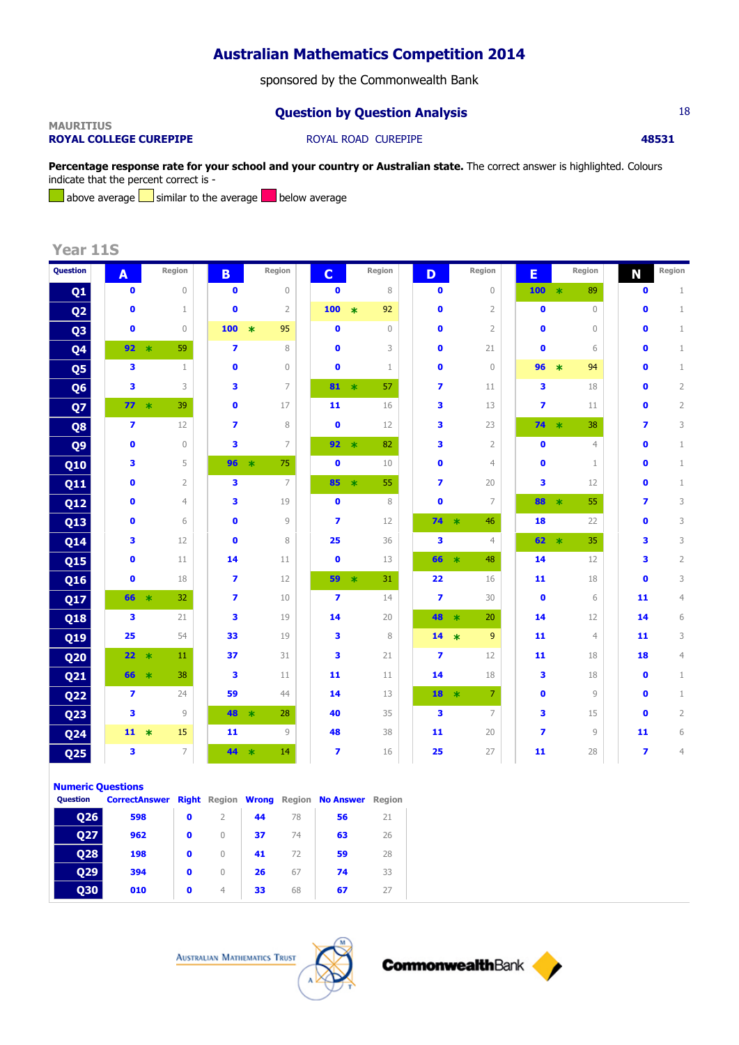# Australian Mathematics Competition 2014

sponsored by the Commonwealth Bank

## Question by Question Analysis

**MAURITIUS**
**ROYAL COLLEGE CUREPIPE** ROYAL ROAD CUREPIPE **48531**

**Percentage response rate for your school and your country or Australian state.** The correct answer is highlighted. Colours indicate that the percent correct is - above average, similar to the average, below average

### Year 11S

| Question | A | Region | B | Region | C | Region | D | Region | E | Region | N | Region |
|---|---|---|---|---|---|---|---|---|---|---|---|---|
| Q1 | 0 | 0 | 0 | 0 | 0 | 8 | 0 | 0 | 100 * | 89 | 0 | 1 |
| Q2 | 0 | 1 | 0 | 2 | 100 * | 92 | 0 | 2 | 0 | 0 | 0 | 1 |
| Q3 | 0 | 0 | 100 * | 95 | 0 | 0 | 0 | 2 | 0 | 0 | 0 | 1 |
| Q4 | 92 * | 59 | 7 | 8 | 0 | 3 | 0 | 21 | 0 | 6 | 0 | 1 |
| Q5 | 3 | 1 | 0 | 0 | 0 | 1 | 0 | 0 | 96 * | 94 | 0 | 1 |
| Q6 | 3 | 3 | 3 | 7 | 81 * | 57 | 7 | 11 | 3 | 18 | 0 | 2 |
| Q7 | 77 * | 39 | 0 | 17 | 11 | 16 | 3 | 13 | 7 | 11 | 0 | 2 |
| Q8 | 7 | 12 | 7 | 8 | 0 | 12 | 3 | 23 | 74 * | 38 | 7 | 3 |
| Q9 | 0 | 0 | 3 | 7 | 92 * | 82 | 3 | 2 | 0 | 4 | 0 | 1 |
| Q10 | 3 | 5 | 96 * | 75 | 0 | 10 | 0 | 4 | 0 | 1 | 0 | 1 |
| Q11 | 0 | 2 | 3 | 7 | 85 * | 55 | 7 | 20 | 3 | 12 | 0 | 1 |
| Q12 | 0 | 4 | 3 | 19 | 0 | 8 | 0 | 7 | 88 * | 55 | 7 | 3 |
| Q13 | 0 | 6 | 0 | 9 | 7 | 12 | 74 * | 46 | 18 | 22 | 0 | 3 |
| Q14 | 3 | 12 | 0 | 8 | 25 | 36 | 3 | 4 | 62 * | 35 | 3 | 3 |
| Q15 | 0 | 11 | 14 | 11 | 0 | 13 | 66 * | 48 | 14 | 12 | 3 | 2 |
| Q16 | 0 | 18 | 7 | 12 | 59 * | 31 | 22 | 16 | 11 | 18 | 0 | 3 |
| Q17 | 66 * | 32 | 7 | 10 | 7 | 14 | 7 | 30 | 0 | 6 | 11 | 4 |
| Q18 | 3 | 21 | 3 | 19 | 14 | 20 | 48 * | 20 | 14 | 12 | 14 | 6 |
| Q19 | 25 | 54 | 33 | 19 | 3 | 8 | 14 * | 9 | 11 | 4 | 11 | 3 |
| Q20 | 22 * | 11 | 37 | 31 | 3 | 21 | 7 | 12 | 11 | 18 | 18 | 4 |
| Q21 | 66 * | 38 | 3 | 11 | 11 | 11 | 14 | 18 | 3 | 18 | 0 | 1 |
| Q22 | 7 | 24 | 59 | 44 | 14 | 13 | 18 * | 7 | 0 | 9 | 0 | 1 |
| Q23 | 3 | 9 | 48 * | 28 | 40 | 35 | 3 | 7 | 3 | 15 | 0 | 2 |
| Q24 | 11 * | 15 | 11 | 9 | 48 | 38 | 11 | 20 | 7 | 9 | 11 | 6 |
| Q25 | 3 | 7 | 44 * | 14 | 7 | 16 | 25 | 27 | 11 | 28 | 7 | 4 |

### Numeric Questions

| Question | CorrectAnswer | Right | Region | Wrong | Region | No Answer | Region |
|---|---|---|---|---|---|---|---|
| Q26 | 598 | 0 | 2 | 44 | 78 | 56 | 21 |
| Q27 | 962 | 0 | 0 | 37 | 74 | 63 | 26 |
| Q28 | 198 | 0 | 0 | 41 | 72 | 59 | 28 |
| Q29 | 394 | 0 | 0 | 26 | 67 | 74 | 33 |
| Q30 | 010 | 0 | 4 | 33 | 68 | 67 | 27 |

Australian Mathematics Trust CommonwealthBank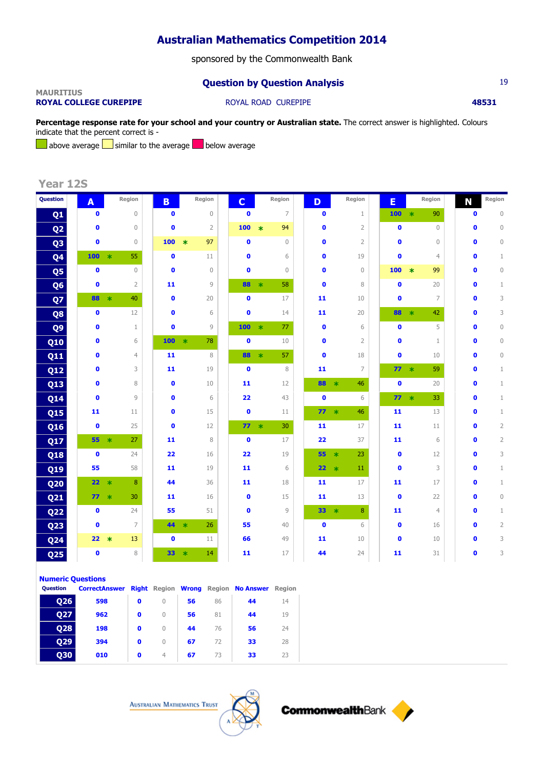# Australian Mathematics Competition 2014

sponsored by the Commonwealth Bank

## Question by Question Analysis

**MAURITIUS**
**ROYAL COLLEGE CUREPIPE** ROYAL ROAD CUREPIPE **48531**

**Percentage response rate for your school and your country or Australian state.** The correct answer is highlighted. Colours indicate that the percent correct is - above average, similar to the average, below average

### Year 12S

| Question | A | Region | B | Region | C | Region | D | Region | E | Region | N | Region |
|---|---|---|---|---|---|---|---|---|---|---|---|---|
| Q1 | 0 | 0 | 0 | 0 | 0 | 7 | 0 | 1 | 100 * | 90 | 0 | 0 |
| Q2 | 0 | 0 | 0 | 2 | 100 * | 94 | 0 | 2 | 0 | 0 | 0 | 0 |
| Q3 | 0 | 0 | 100 * | 97 | 0 | 0 | 0 | 2 | 0 | 0 | 0 | 0 |
| Q4 | 100 * | 55 | 0 | 11 | 0 | 6 | 0 | 19 | 0 | 4 | 0 | 1 |
| Q5 | 0 | 0 | 0 | 0 | 0 | 0 | 0 | 0 | 100 * | 99 | 0 | 0 |
| Q6 | 0 | 2 | 11 | 9 | 88 * | 58 | 0 | 8 | 0 | 20 | 0 | 1 |
| Q7 | 88 * | 40 | 0 | 20 | 0 | 17 | 11 | 10 | 0 | 7 | 0 | 3 |
| Q8 | 0 | 12 | 0 | 6 | 0 | 14 | 11 | 20 | 88 * | 42 | 0 | 3 |
| Q9 | 0 | 1 | 0 | 9 | 100 * | 77 | 0 | 6 | 0 | 5 | 0 | 0 |
| Q10 | 0 | 6 | 100 * | 78 | 0 | 10 | 0 | 2 | 0 | 1 | 0 | 0 |
| Q11 | 0 | 4 | 11 | 8 | 88 * | 57 | 0 | 18 | 0 | 10 | 0 | 0 |
| Q12 | 0 | 3 | 11 | 19 | 0 | 8 | 11 | 7 | 77 * | 59 | 0 | 1 |
| Q13 | 0 | 8 | 0 | 10 | 11 | 12 | 88 * | 46 | 0 | 20 | 0 | 1 |
| Q14 | 0 | 9 | 0 | 6 | 22 | 43 | 0 | 6 | 77 * | 33 | 0 | 1 |
| Q15 | 11 | 11 | 0 | 15 | 0 | 11 | 77 * | 46 | 11 | 13 | 0 | 1 |
| Q16 | 0 | 25 | 0 | 12 | 77 * | 30 | 11 | 17 | 11 | 11 | 0 | 2 |
| Q17 | 55 * | 27 | 11 | 8 | 0 | 17 | 22 | 37 | 11 | 6 | 0 | 2 |
| Q18 | 0 | 24 | 22 | 16 | 22 | 19 | 55 * | 23 | 0 | 12 | 0 | 3 |
| Q19 | 55 | 58 | 11 | 19 | 11 | 6 | 22 * | 11 | 0 | 3 | 0 | 1 |
| Q20 | 22 * | 8 | 44 | 36 | 11 | 18 | 11 | 17 | 11 | 17 | 0 | 1 |
| Q21 | 77 * | 30 | 11 | 16 | 0 | 15 | 11 | 13 | 0 | 22 | 0 | 0 |
| Q22 | 0 | 24 | 55 | 51 | 0 | 9 | 33 * | 8 | 11 | 4 | 0 | 1 |
| Q23 | 0 | 7 | 44 * | 26 | 55 | 40 | 0 | 6 | 0 | 16 | 0 | 2 |
| Q24 | 22 * | 13 | 0 | 11 | 66 | 49 | 11 | 10 | 0 | 10 | 0 | 3 |
| Q25 | 0 | 8 | 33 * | 14 | 11 | 17 | 44 | 24 | 11 | 31 | 0 | 3 |

#### Numeric Questions

| Question | CorrectAnswer | Right | Region | Wrong | Region | No Answer | Region |
|---|---|---|---|---|---|---|---|
| Q26 | 598 | 0 | 0 | 56 | 86 | 44 | 14 |
| Q27 | 962 | 0 | 0 | 56 | 81 | 44 | 19 |
| Q28 | 198 | 0 | 0 | 44 | 76 | 56 | 24 |
| Q29 | 394 | 0 | 0 | 67 | 72 | 33 | 28 |
| Q30 | 010 | 0 | 4 | 67 | 73 | 33 | 23 |

Australian Mathematics Trust — CommonwealthBank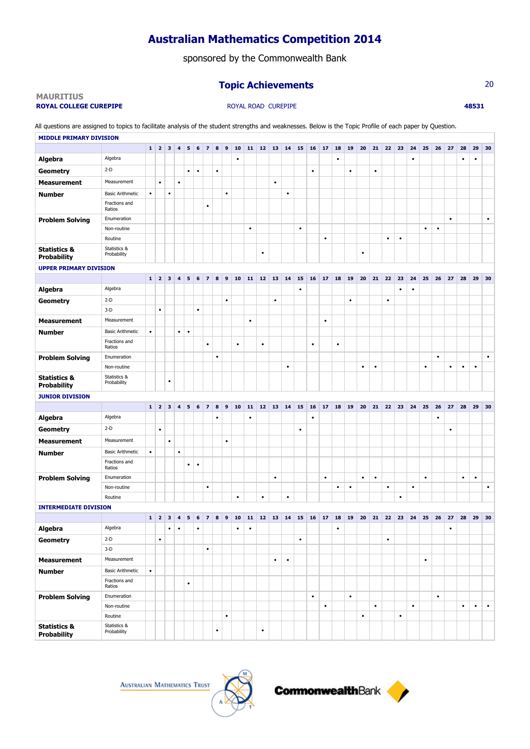# Australian Mathematics Competition 2014

sponsored by the Commonwealth Bank

## Topic Achievements

**MAURITIUS**

**ROYAL COLLEGE CUREPIPE** ROYAL ROAD CUREPIPE **48531**

All questions are assigned to topics to facilitate analysis of the student strengths and weaknesses. Below is the Topic Profile of each paper by Question.

### MIDDLE PRIMARY DIVISION

| | | 1 | 2 | 3 | 4 | 5 | 6 | 7 | 8 | 9 | 10 | 11 | 12 | 13 | 14 | 15 | 16 | 17 | 18 | 19 | 20 | 21 | 22 | 23 | 24 | 25 | 26 | 27 | 28 | 29 | 30 |
|---|---|---|---|---|---|---|---|---|---|---|---|---|---|---|---|---|---|---|---|---|---|---|---|---|---|---|---|---|---|---|---|
| **Algebra** | Algebra | | | | | | | | | | • | | | | | | | | • | | | | | | • | | | | • | • | |
| **Geometry** | 2-D | | | | | • | • | | • | | | | | | | | • | | | • | | • | | | | | | | | | |
| **Measurement** | Measurement | | • | | • | | | | | | | | | • | | | | | | | | | | | | | | | | | |
| **Number** | Basic Arithmetic | • | | • | | | | | | • | | | | | • | | | | | | | | | | | | | | | | |
| | Fractions and Ratios | | | | | | | • | | | | | | | | | | | | | | | | | | | | | | | |
| **Problem Solving** | Enumeration | | | | | | | | | | | | | | | | | | | | | | | | | | | • | | | • |
| | Non-routine | | | | | | | | | | | • | | | | • | | | | | | | | | | • | • | | | | |
| | Routine | | | | | | | | | | | | | | | | | • | | | | | • | • | | | | | | | |
| **Statistics & Probability** | Statistics & Probability | | | | | | | | | | | | • | | | | | | | | • | | | | | | | | | | |

### UPPER PRIMARY DIVISION

| | | 1 | 2 | 3 | 4 | 5 | 6 | 7 | 8 | 9 | 10 | 11 | 12 | 13 | 14 | 15 | 16 | 17 | 18 | 19 | 20 | 21 | 22 | 23 | 24 | 25 | 26 | 27 | 28 | 29 | 30 |
|---|---|---|---|---|---|---|---|---|---|---|---|---|---|---|---|---|---|---|---|---|---|---|---|---|---|---|---|---|---|---|---|
| **Algebra** | Algebra | | | | | | | | | | | | | | | • | | | | | | | | • | • | | | | | | |
| **Geometry** | 2-D | | | | | | | | | • | | | | • | | | | | | • | | | • | | | | | | | | |
| | 3-D | | • | | | | • | | | | | | | | | | | | | | | | | | | | | | | | |
| **Measurement** | Measurement | | | | | | | | | | | • | | | | | | • | | | | | | | | | | | | | |
| **Number** | Basic Arithmetic | • | | | • | • | | | | | | | | | | | | | | | | | | | | | | | | | |
| | Fractions and Ratios | | | | | | | • | | | • | | • | | | | • | | • | | | | | | | | | | | | |
| **Problem Solving** | Enumeration | | | | | | | | • | | | | | | | | | | | | | | | | | | • | | | | • |
| | Non-routine | | | | | | | | | | | | | | • | | | | | | • | • | | | | • | | • | • | • | |
| **Statistics & Probability** | Statistics & Probability | | | • | | | | | | | | | | | | | | | | | | | | | | | | | | | |

### JUNIOR DIVISION

| | | 1 | 2 | 3 | 4 | 5 | 6 | 7 | 8 | 9 | 10 | 11 | 12 | 13 | 14 | 15 | 16 | 17 | 18 | 19 | 20 | 21 | 22 | 23 | 24 | 25 | 26 | 27 | 28 | 29 | 30 |
|---|---|---|---|---|---|---|---|---|---|---|---|---|---|---|---|---|---|---|---|---|---|---|---|---|---|---|---|---|---|---|---|
| **Algebra** | Algebra | | | | | | | | • | | | • | | | | | • | | | | | | | | | | • | | | | |
| **Geometry** | 2-D | | • | | | | | | | | | | | | | • | | | | | | | | | | | | • | | | |
| **Measurement** | Measurement | | | • | | | | | | • | | | | | | | | | | | | | | | | | | | | | |
| **Number** | Basic Arithmetic | • | | | • | | | | | | | | | | | | | | | | | | | | | | | | | | |
| | Fractions and Ratios | | | | | • | • | | | | | | | | | | | | | | | | | | | | | | | | |
| **Problem Solving** | Enumeration | | | | | | | | | | | | | • | | | | • | | | • | • | | | | • | | | • | • | |
| | Non-routine | | | | | | | • | | | | | | | | | | | • | • | | | • | | • | | | | | | • |
| | Routine | | | | | | | | | | • | | • | | • | | | | | | | | | • | | | | | | | |

### INTERMEDIATE DIVISION

| | | 1 | 2 | 3 | 4 | 5 | 6 | 7 | 8 | 9 | 10 | 11 | 12 | 13 | 14 | 15 | 16 | 17 | 18 | 19 | 20 | 21 | 22 | 23 | 24 | 25 | 26 | 27 | 28 | 29 | 30 |
|---|---|---|---|---|---|---|---|---|---|---|---|---|---|---|---|---|---|---|---|---|---|---|---|---|---|---|---|---|---|---|---|
| **Algebra** | Algebra | | | • | • | | • | | | | • | • | | | | | | | • | | | | | | | | | • | | | |
| **Geometry** | 2-D | | • | | | | | | | | | | | | | • | | | | | | | • | | | | | | | | |
| | 3-D | | | | | | | • | | | | | | | | | | | | | | | | | | | | | | | |
| **Measurement** | Measurement | | | | | | | | | | | | | • | • | | | | | | | | | | | • | | | | | |
| **Number** | Basic Arithmetic | • | | | | | | | | | | | | | | | | | | | | | | | | | | | | | |
| | Fractions and Ratios | | | | | • | | | | | | | | | | | | | | | | | | | | | | | | | |
| **Problem Solving** | Enumeration | | | | | | | | | | | | | | | | • | | | • | | | | | | | • | | | | |
| | Non-routine | | | | | | | | | | | | | | | | | • | | | | • | | | • | | | | • | • | • |
| | Routine | | | | | | | | | • | | | | | | | | | | | • | | | • | | | | | | | |
| **Statistics & Probability** | Statistics & Probability | | | | | | | | • | | | | • | | | | | | | | | | | | | | | | | | |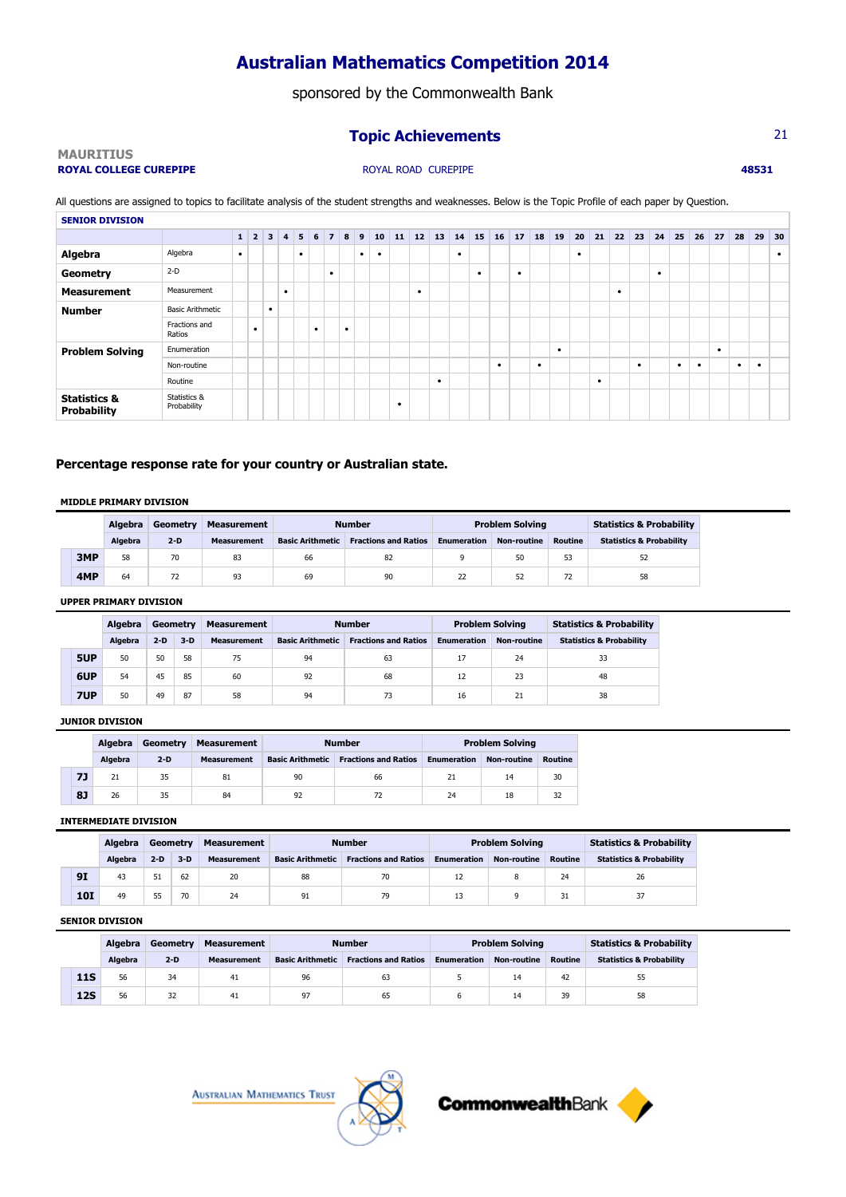# Australian Mathematics Competition 2014

sponsored by the Commonwealth Bank

## Topic Achievements

**MAURITIUS**
**ROYAL COLLEGE CUREPIPE** — ROYAL ROAD CUREPIPE — **48531**

All questions are assigned to topics to facilitate analysis of the student strengths and weaknesses. Below is the Topic Profile of each paper by Question.

**SENIOR DIVISION**

| | | 1 | 2 | 3 | 4 | 5 | 6 | 7 | 8 | 9 | 10 | 11 | 12 | 13 | 14 | 15 | 16 | 17 | 18 | 19 | 20 | 21 | 22 | 23 | 24 | 25 | 26 | 27 | 28 | 29 | 30 |
|---|---|---|---|---|---|---|---|---|---|---|---|---|---|---|---|---|---|---|---|---|---|---|---|---|---|---|---|---|---|---|---|
| **Algebra** | Algebra | • | | | | • | | | | • | • | | | | • | | | | | | • | | | | | | | | | | • |
| **Geometry** | 2-D | | | | | | | • | | | | | | | | • | | • | | | | | | | • | | | | | | |
| **Measurement** | Measurement | | | | • | | | | | | | | • | | | | | | | | | | • | | | | | | | | |
| **Number** | Basic Arithmetic | | | • | | | | | | | | | | | | | | | | | | | | | | | | | | | |
| | Fractions and Ratios | | • | | | | • | | • | | | | | | | | | | | | | | | | | | | | | | |
| **Problem Solving** | Enumeration | | | | | | | | | | | | | | | | | | | • | | | | | | | | • | | | |
| | Non-routine | | | | | | | | | | | | | | | | • | | • | | | | | • | | • | • | | • | • | |
| | Routine | | | | | | | | | | | | | • | | | | | | | | • | | | | | | | | | |
| **Statistics & Probability** | Statistics & Probability | | | | | | | | | | | • | | | | | | | | | | | | | | | | | | | |

### Percentage response rate for your country or Australian state.

**MIDDLE PRIMARY DIVISION**

| | Algebra | Geometry | Measurement | Number | | Problem Solving | | | Statistics & Probability |
|---|---|---|---|---|---|---|---|---|---|
| | Algebra | 2-D | Measurement | Basic Arithmetic | Fractions and Ratios | Enumeration | Non-routine | Routine | Statistics & Probability |
| **3MP** | 58 | 70 | 83 | 66 | 82 | 9 | 50 | 53 | 52 |
| **4MP** | 64 | 72 | 93 | 69 | 90 | 22 | 52 | 72 | 58 |

**UPPER PRIMARY DIVISION**

| | Algebra | Geometry | | Measurement | Number | | Problem Solving | | Statistics & Probability |
|---|---|---|---|---|---|---|---|---|---|
| | Algebra | 2-D | 3-D | Measurement | Basic Arithmetic | Fractions and Ratios | Enumeration | Non-routine | Statistics & Probability |
| **5UP** | 50 | 50 | 58 | 75 | 94 | 63 | 17 | 24 | 33 |
| **6UP** | 54 | 45 | 85 | 60 | 92 | 68 | 12 | 23 | 48 |
| **7UP** | 50 | 49 | 87 | 58 | 94 | 73 | 16 | 21 | 38 |

**JUNIOR DIVISION**

| | Algebra | Geometry | Measurement | Number | | Problem Solving | | |
|---|---|---|---|---|---|---|---|---|
| | Algebra | 2-D | Measurement | Basic Arithmetic | Fractions and Ratios | Enumeration | Non-routine | Routine |
| **7J** | 21 | 35 | 81 | 90 | 66 | 21 | 14 | 30 |
| **8J** | 26 | 35 | 84 | 92 | 72 | 24 | 18 | 32 |

**INTERMEDIATE DIVISION**

| | Algebra | Geometry | | Measurement | Number | | Problem Solving | | | Statistics & Probability |
|---|---|---|---|---|---|---|---|---|---|---|
| | Algebra | 2-D | 3-D | Measurement | Basic Arithmetic | Fractions and Ratios | Enumeration | Non-routine | Routine | Statistics & Probability |
| **9I** | 43 | 51 | 62 | 20 | 88 | 70 | 12 | 8 | 24 | 26 |
| **10I** | 49 | 55 | 70 | 24 | 91 | 79 | 13 | 9 | 31 | 37 |

**SENIOR DIVISION**

| | Algebra | Geometry | Measurement | Number | | Problem Solving | | | Statistics & Probability |
|---|---|---|---|---|---|---|---|---|---|
| | Algebra | 2-D | Measurement | Basic Arithmetic | Fractions and Ratios | Enumeration | Non-routine | Routine | Statistics & Probability |
| **11S** | 56 | 34 | 41 | 96 | 63 | 5 | 14 | 42 | 55 |
| **12S** | 56 | 32 | 41 | 97 | 65 | 6 | 14 | 39 | 58 |

AUSTRALIAN MATHEMATICS TRUST — CommonwealthBank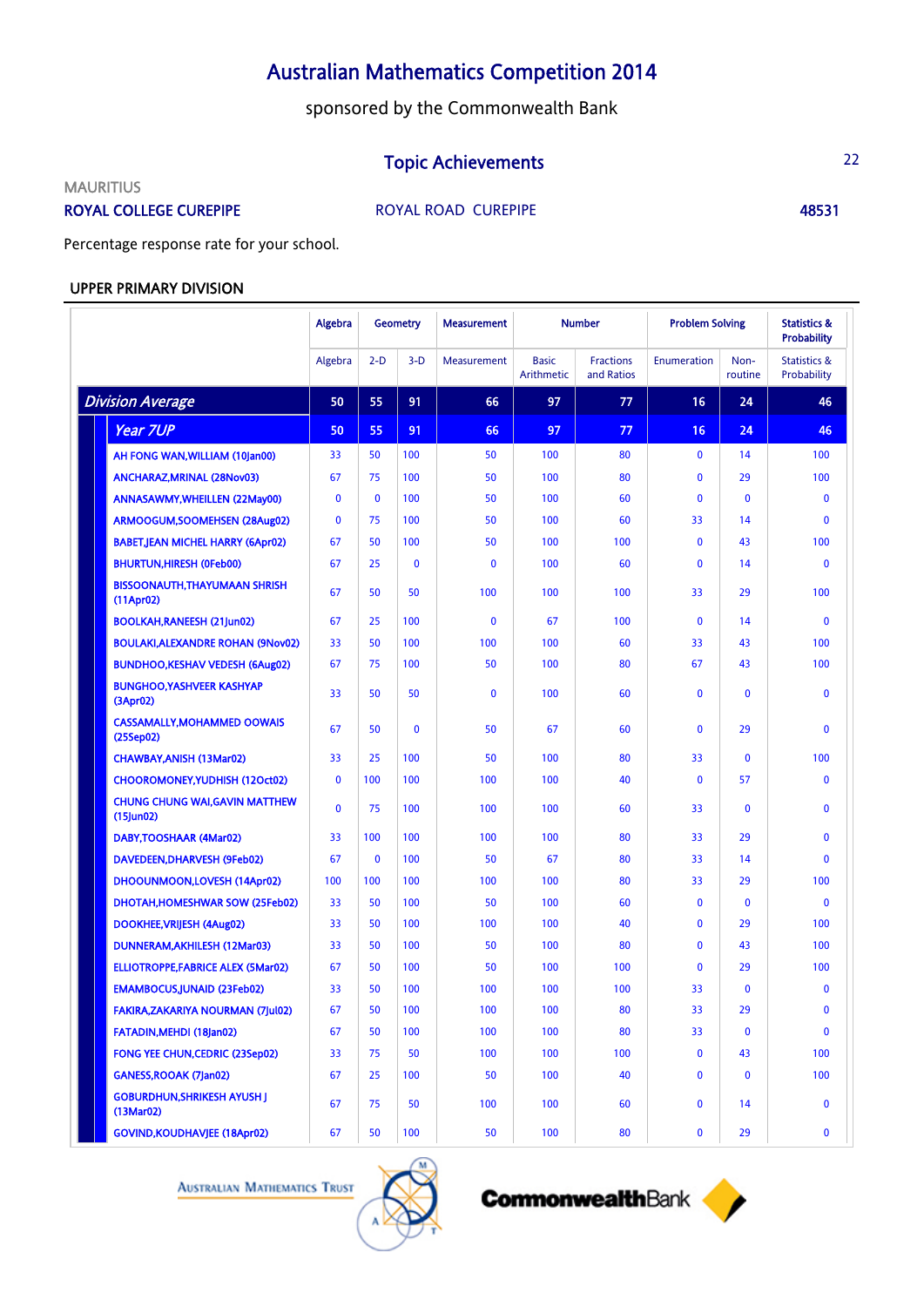# Australian Mathematics Competition 2014

sponsored by the Commonwealth Bank

## Topic Achievements

MAURITIUS

**ROYAL COLLEGE CUREPIPE** ROYAL ROAD CUREPIPE **48531**

Percentage response rate for your school.

### UPPER PRIMARY DIVISION

| | Algebra | Geometry | | Measurement | Number | | Problem Solving | | Statistics & Probability |
|---|---|---|---|---|---|---|---|---|---|
| | Algebra | 2-D | 3-D | Measurement | Basic Arithmetic | Fractions and Ratios | Enumeration | Non-routine | Statistics & Probability |
| ***Division Average*** | **50** | **55** | **91** | **66** | **97** | **77** | **16** | **24** | **46** |
| ***Year 7UP*** | **50** | **55** | **91** | **66** | **97** | **77** | **16** | **24** | **46** |
| AH FONG WAN,WILLIAM (10Jan00) | 33 | 50 | 100 | 50 | 100 | 80 | 0 | 14 | 100 |
| ANCHARAZ,MRINAL (28Nov03) | 67 | 75 | 100 | 50 | 100 | 80 | 0 | 29 | 100 |
| ANNASAWMY,WHEILLEN (22May00) | 0 | 0 | 100 | 50 | 100 | 60 | 0 | 0 | 0 |
| ARMOOGUM,SOOMEHSEN (28Aug02) | 0 | 75 | 100 | 50 | 100 | 60 | 33 | 14 | 0 |
| BABET,JEAN MICHEL HARRY (6Apr02) | 67 | 50 | 100 | 50 | 100 | 100 | 0 | 43 | 100 |
| BHURTUN,HIRESH (0Feb00) | 67 | 25 | 0 | 0 | 100 | 60 | 0 | 14 | 0 |
| BISSOONAUTH,THAYUMAAN SHRISH (11Apr02) | 67 | 50 | 50 | 100 | 100 | 100 | 33 | 29 | 100 |
| BOOLKAH,RANEESH (21Jun02) | 67 | 25 | 100 | 0 | 67 | 100 | 0 | 14 | 0 |
| BOULAKI,ALEXANDRE ROHAN (9Nov02) | 33 | 50 | 100 | 100 | 100 | 60 | 33 | 43 | 100 |
| BUNDHOO,KESHAV VEDESH (6Aug02) | 67 | 75 | 100 | 50 | 100 | 80 | 67 | 43 | 100 |
| BUNGHOO,YASHVEER KASHYAP (3Apr02) | 33 | 50 | 50 | 0 | 100 | 60 | 0 | 0 | 0 |
| CASSAMALLY,MOHAMMED OOWAIS (25Sep02) | 67 | 50 | 0 | 50 | 67 | 60 | 0 | 29 | 0 |
| CHAWBAY,ANISH (13Mar02) | 33 | 25 | 100 | 50 | 100 | 80 | 33 | 0 | 100 |
| CHOOROMONEY,YUDHISH (12Oct02) | 0 | 100 | 100 | 100 | 100 | 40 | 0 | 57 | 0 |
| CHUNG CHUNG WAI,GAVIN MATTHEW (15Jun02) | 0 | 75 | 100 | 100 | 100 | 60 | 33 | 0 | 0 |
| DABY,TOOSHAAR (4Mar02) | 33 | 100 | 100 | 100 | 100 | 80 | 33 | 29 | 0 |
| DAVEDEEN,DHARVESH (9Feb02) | 67 | 0 | 100 | 50 | 67 | 80 | 33 | 14 | 0 |
| DHOOUNMOON,LOVESH (14Apr02) | 100 | 100 | 100 | 100 | 100 | 80 | 33 | 29 | 100 |
| DHOTAH,HOMESHWAR SOW (25Feb02) | 33 | 50 | 100 | 50 | 100 | 60 | 0 | 0 | 0 |
| DOOKHEE,VRIJESH (4Aug02) | 33 | 50 | 100 | 100 | 100 | 40 | 0 | 29 | 100 |
| DUNNERAM,AKHILESH (12Mar03) | 33 | 50 | 100 | 50 | 100 | 80 | 0 | 43 | 100 |
| ELLIOTROPPE,FABRICE ALEX (5Mar02) | 67 | 50 | 100 | 50 | 100 | 100 | 0 | 29 | 100 |
| EMAMBOCUS,JUNAID (23Feb02) | 33 | 50 | 100 | 100 | 100 | 100 | 33 | 0 | 0 |
| FAKIRA,ZAKARIYA NOURMAN (7Jul02) | 67 | 50 | 100 | 100 | 100 | 80 | 33 | 29 | 0 |
| FATADIN,MEHDI (18Jan02) | 67 | 50 | 100 | 100 | 100 | 80 | 33 | 0 | 0 |
| FONG YEE CHUN,CEDRIC (23Sep02) | 33 | 75 | 50 | 100 | 100 | 100 | 0 | 43 | 100 |
| GANESS,ROOAK (7Jan02) | 67 | 25 | 100 | 50 | 100 | 40 | 0 | 0 | 100 |
| GOBURDHUN,SHRIKESH AYUSH J (13Mar02) | 67 | 75 | 50 | 100 | 100 | 60 | 0 | 14 | 0 |
| GOVIND,KOUDHAVJEE (18Apr02) | 67 | 50 | 100 | 50 | 100 | 80 | 0 | 29 | 0 |

AUSTRALIAN MATHEMATICS TRUST

CommonwealthBank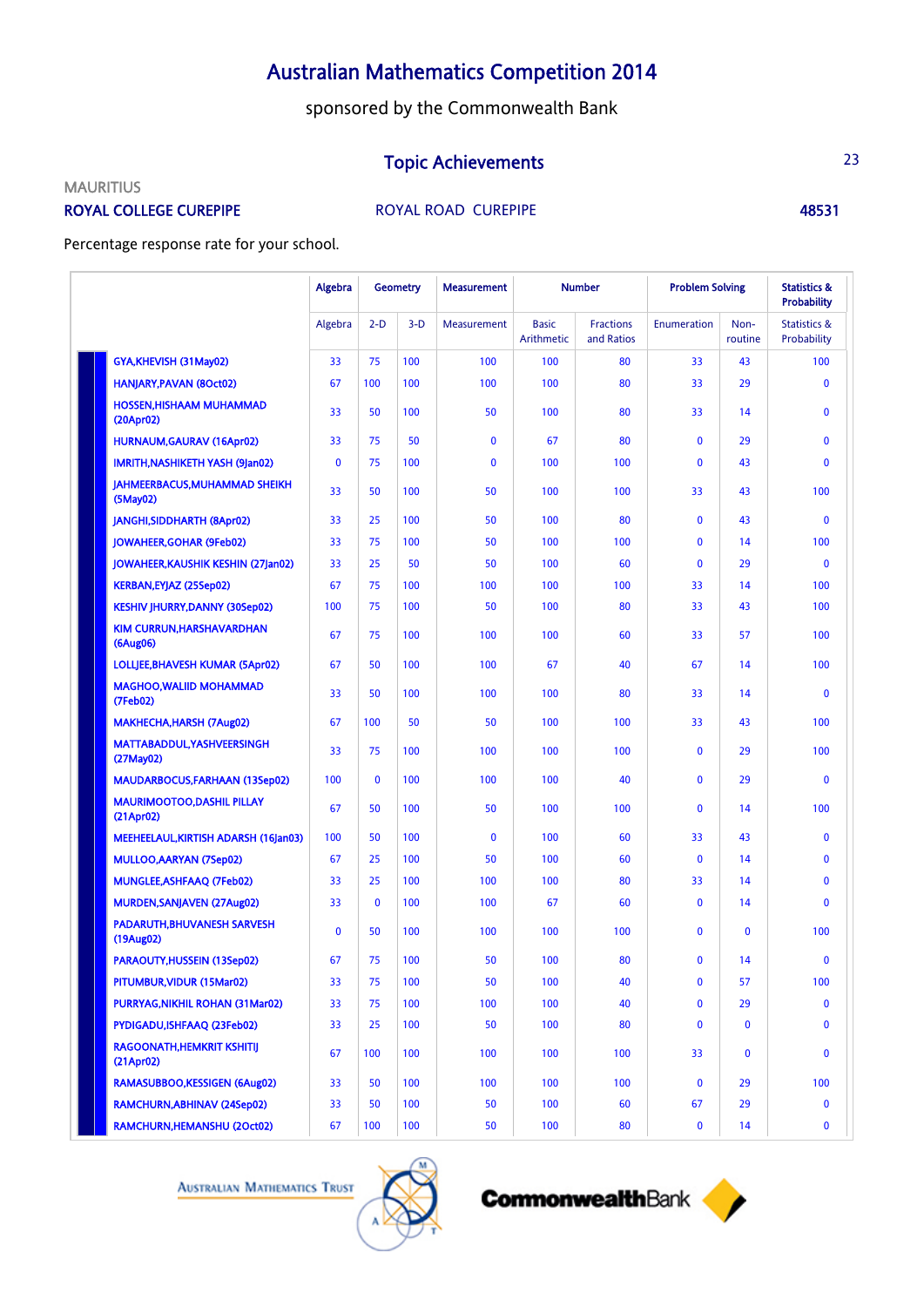# Australian Mathematics Competition 2014

sponsored by the Commonwealth Bank

## Topic Achievements

MAURITIUS

**ROYAL COLLEGE CUREPIPE** ROYAL ROAD CUREPIPE **48531**

Percentage response rate for your school.

| | Algebra | Geometry | | Measurement | Number | | Problem Solving | | Statistics & Probability |
|---|---|---|---|---|---|---|---|---|---|
| | Algebra | 2-D | 3-D | Measurement | Basic Arithmetic | Fractions and Ratios | Enumeration | Non-routine | Statistics & Probability |
| GYA,KHEVISH (31May02) | 33 | 75 | 100 | 100 | 100 | 80 | 33 | 43 | 100 |
| HANJARY,PAVAN (8Oct02) | 67 | 100 | 100 | 100 | 100 | 80 | 33 | 29 | 0 |
| HOSSEN,HISHAAM MUHAMMAD (20Apr02) | 33 | 50 | 100 | 50 | 100 | 80 | 33 | 14 | 0 |
| HURNAUM,GAURAV (16Apr02) | 33 | 75 | 50 | 0 | 67 | 80 | 0 | 29 | 0 |
| IMRITH,NASHIKETH YASH (9Jan02) | 0 | 75 | 100 | 0 | 100 | 100 | 0 | 43 | 0 |
| JAHMEERBACUS,MUHAMMAD SHEIKH (5May02) | 33 | 50 | 100 | 50 | 100 | 100 | 33 | 43 | 100 |
| JANGHI,SIDDHARTH (8Apr02) | 33 | 25 | 100 | 50 | 100 | 80 | 0 | 43 | 0 |
| JOWAHEER,GOHAR (9Feb02) | 33 | 75 | 100 | 50 | 100 | 100 | 0 | 14 | 100 |
| JOWAHEER,KAUSHIK KESHIN (27Jan02) | 33 | 25 | 50 | 50 | 100 | 60 | 0 | 29 | 0 |
| KERBAN,EYJAZ (25Sep02) | 67 | 75 | 100 | 100 | 100 | 100 | 33 | 14 | 100 |
| KESHIV JHURRY,DANNY (30Sep02) | 100 | 75 | 100 | 50 | 100 | 80 | 33 | 43 | 100 |
| KIM CURRUN,HARSHAVARDHAN (6Aug06) | 67 | 75 | 100 | 100 | 100 | 60 | 33 | 57 | 100 |
| LOLLJEE,BHAVESH KUMAR (5Apr02) | 67 | 50 | 100 | 100 | 67 | 40 | 67 | 14 | 100 |
| MAGHOO,WALIID MOHAMMAD (7Feb02) | 33 | 50 | 100 | 100 | 100 | 80 | 33 | 14 | 0 |
| MAKHECHA,HARSH (7Aug02) | 67 | 100 | 50 | 50 | 100 | 100 | 33 | 43 | 100 |
| MATTABADDUL,YASHVEERSINGH (27May02) | 33 | 75 | 100 | 100 | 100 | 100 | 0 | 29 | 100 |
| MAUDARBOCUS,FARHAAN (13Sep02) | 100 | 0 | 100 | 100 | 100 | 40 | 0 | 29 | 0 |
| MAURIMOOTOO,DASHIL PILLAY (21Apr02) | 67 | 50 | 100 | 50 | 100 | 100 | 0 | 14 | 100 |
| MEEHEELAUL,KIRTISH ADARSH (16Jan03) | 100 | 50 | 100 | 0 | 100 | 60 | 33 | 43 | 0 |
| MULLOO,AARYAN (7Sep02) | 67 | 25 | 100 | 50 | 100 | 60 | 0 | 14 | 0 |
| MUNGLEE,ASHFAAQ (7Feb02) | 33 | 25 | 100 | 100 | 100 | 80 | 33 | 14 | 0 |
| MURDEN,SANJAVEN (27Aug02) | 33 | 0 | 100 | 100 | 67 | 60 | 0 | 14 | 0 |
| PADARUTH,BHUVANESH SARVESH (19Aug02) | 0 | 50 | 100 | 100 | 100 | 100 | 0 | 0 | 100 |
| PARAOUTY,HUSSEIN (13Sep02) | 67 | 75 | 100 | 50 | 100 | 80 | 0 | 14 | 0 |
| PITUMBUR,VIDUR (15Mar02) | 33 | 75 | 100 | 50 | 100 | 40 | 0 | 57 | 100 |
| PURRYAG,NIKHIL ROHAN (31Mar02) | 33 | 75 | 100 | 100 | 100 | 40 | 0 | 29 | 0 |
| PYDIGADU,ISHFAAQ (23Feb02) | 33 | 25 | 100 | 50 | 100 | 80 | 0 | 0 | 0 |
| RAGOONATH,HEMKRIT KSHITIJ (21Apr02) | 67 | 100 | 100 | 100 | 100 | 100 | 33 | 0 | 0 |
| RAMASUBBOO,KESSIGEN (6Aug02) | 33 | 50 | 100 | 100 | 100 | 100 | 0 | 29 | 100 |
| RAMCHURN,ABHINAV (24Sep02) | 33 | 50 | 100 | 50 | 100 | 60 | 67 | 29 | 0 |
| RAMCHURN,HEMANSHU (2Oct02) | 67 | 100 | 100 | 50 | 100 | 80 | 0 | 14 | 0 |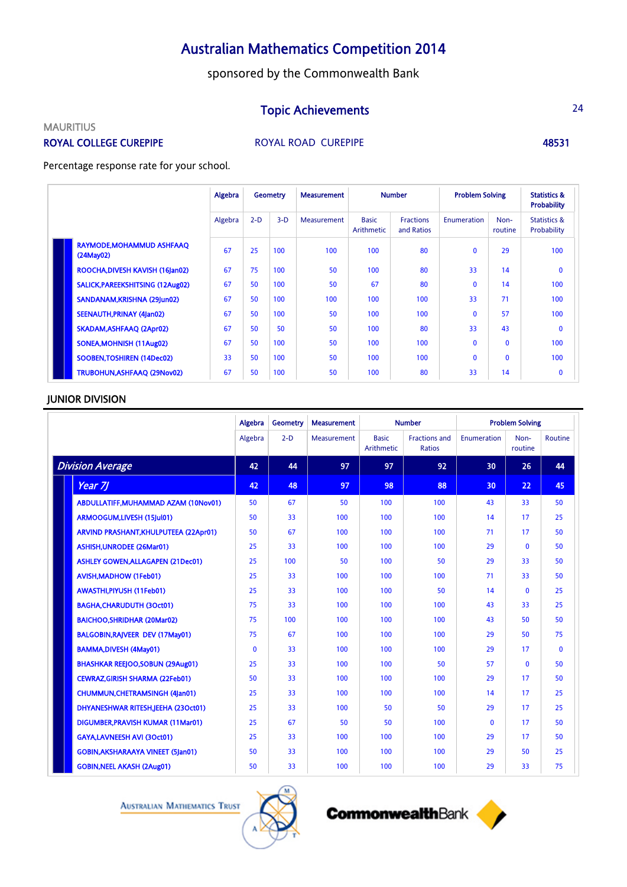# Australian Mathematics Competition 2014

sponsored by the Commonwealth Bank

## Topic Achievements

MAURITIUS

**ROYAL COLLEGE CUREPIPE** ROYAL ROAD CUREPIPE **48531**

Percentage response rate for your school.

| | Algebra | Geometry | | Measurement | Number | | Problem Solving | | Statistics & Probability |
|---|---|---|---|---|---|---|---|---|---|
| | Algebra | 2-D | 3-D | Measurement | Basic Arithmetic | Fractions and Ratios | Enumeration | Non-routine | Statistics & Probability |
| RAYMODE,MOHAMMUD ASHFAAQ (24May02) | 67 | 25 | 100 | 100 | 100 | 80 | 0 | 29 | 100 |
| ROOCHA,DIVESH KAVISH (16Jan02) | 67 | 75 | 100 | 50 | 100 | 80 | 33 | 14 | 0 |
| SALICK,PAREEKSHITSING (12Aug02) | 67 | 50 | 100 | 50 | 67 | 80 | 0 | 14 | 100 |
| SANDANAM,KRISHNA (29Jun02) | 67 | 50 | 100 | 100 | 100 | 100 | 33 | 71 | 100 |
| SEENAUTH,PRINAY (4Jan02) | 67 | 50 | 100 | 50 | 100 | 100 | 0 | 57 | 100 |
| SKADAM,ASHFAAQ (2Apr02) | 67 | 50 | 50 | 50 | 100 | 80 | 33 | 43 | 0 |
| SONEA,MOHNISH (11Aug02) | 67 | 50 | 100 | 50 | 100 | 100 | 0 | 0 | 100 |
| SOOBEN,TOSHIREN (14Dec02) | 33 | 50 | 100 | 50 | 100 | 100 | 0 | 0 | 100 |
| TRUBOHUN,ASHFAAQ (29Nov02) | 67 | 50 | 100 | 50 | 100 | 80 | 33 | 14 | 0 |

## JUNIOR DIVISION

| | Algebra | Geometry | Measurement | Number | | Problem Solving | | |
|---|---|---|---|---|---|---|---|---|
| | Algebra | 2-D | Measurement | Basic Arithmetic | Fractions and Ratios | Enumeration | Non-routine | Routine |
| ***Division Average*** | **42** | **44** | **97** | **97** | **92** | **30** | **26** | **44** |
| ***Year 7J*** | **42** | **48** | **97** | **98** | **88** | **30** | **22** | **45** |
| ABDULLATIFF,MUHAMMAD AZAM (10Nov01) | 50 | 67 | 50 | 100 | 100 | 43 | 33 | 50 |
| ARMOOGUM,LIVESH (15Jul01) | 50 | 33 | 100 | 100 | 100 | 14 | 17 | 25 |
| ARVIND PRASHANT,KHULPUTEEA (22Apr01) | 50 | 67 | 100 | 100 | 100 | 71 | 17 | 50 |
| ASHISH,UNRODEE (26Mar01) | 25 | 33 | 100 | 100 | 100 | 29 | 0 | 50 |
| ASHLEY GOWEN,ALLAGAPEN (21Dec01) | 25 | 100 | 50 | 100 | 50 | 29 | 33 | 50 |
| AVISH,MADHOW (1Feb01) | 25 | 33 | 100 | 100 | 100 | 71 | 33 | 50 |
| AWASTHI,PIYUSH (11Feb01) | 25 | 33 | 100 | 100 | 50 | 14 | 0 | 25 |
| BAGHA,CHARUDUTH (3Oct01) | 75 | 33 | 100 | 100 | 100 | 43 | 33 | 25 |
| BAICHOO,SHRIDHAR (20Mar02) | 75 | 100 | 100 | 100 | 100 | 43 | 50 | 50 |
| BALGOBIN,RAJVEER DEV (17May01) | 75 | 67 | 100 | 100 | 100 | 29 | 50 | 75 |
| BAMMA,DIVESH (4May01) | 0 | 33 | 100 | 100 | 100 | 29 | 17 | 0 |
| BHASHKAR REEJOO,SOBUN (29Aug01) | 25 | 33 | 100 | 100 | 50 | 57 | 0 | 50 |
| CEWRAZ,GIRISH SHARMA (22Feb01) | 50 | 33 | 100 | 100 | 100 | 29 | 17 | 50 |
| CHUMMUN,CHETRAMSINGH (4Jan01) | 25 | 33 | 100 | 100 | 100 | 14 | 17 | 25 |
| DHYANESHWAR RITESH,JEEHA (23Oct01) | 25 | 33 | 100 | 50 | 50 | 29 | 17 | 25 |
| DIGUMBER,PRAVISH KUMAR (11Mar01) | 25 | 67 | 50 | 50 | 100 | 0 | 17 | 50 |
| GAYA,LAVNEESH AVI (3Oct01) | 25 | 33 | 100 | 100 | 100 | 29 | 17 | 50 |
| GOBIN,AKSHARAAYA VINEET (5Jan01) | 50 | 33 | 100 | 100 | 100 | 29 | 50 | 25 |
| GOBIN,NEEL AKASH (2Aug01) | 50 | 33 | 100 | 100 | 100 | 29 | 33 | 75 |

AUSTRALIAN MATHEMATICS TRUST    CommonwealthBank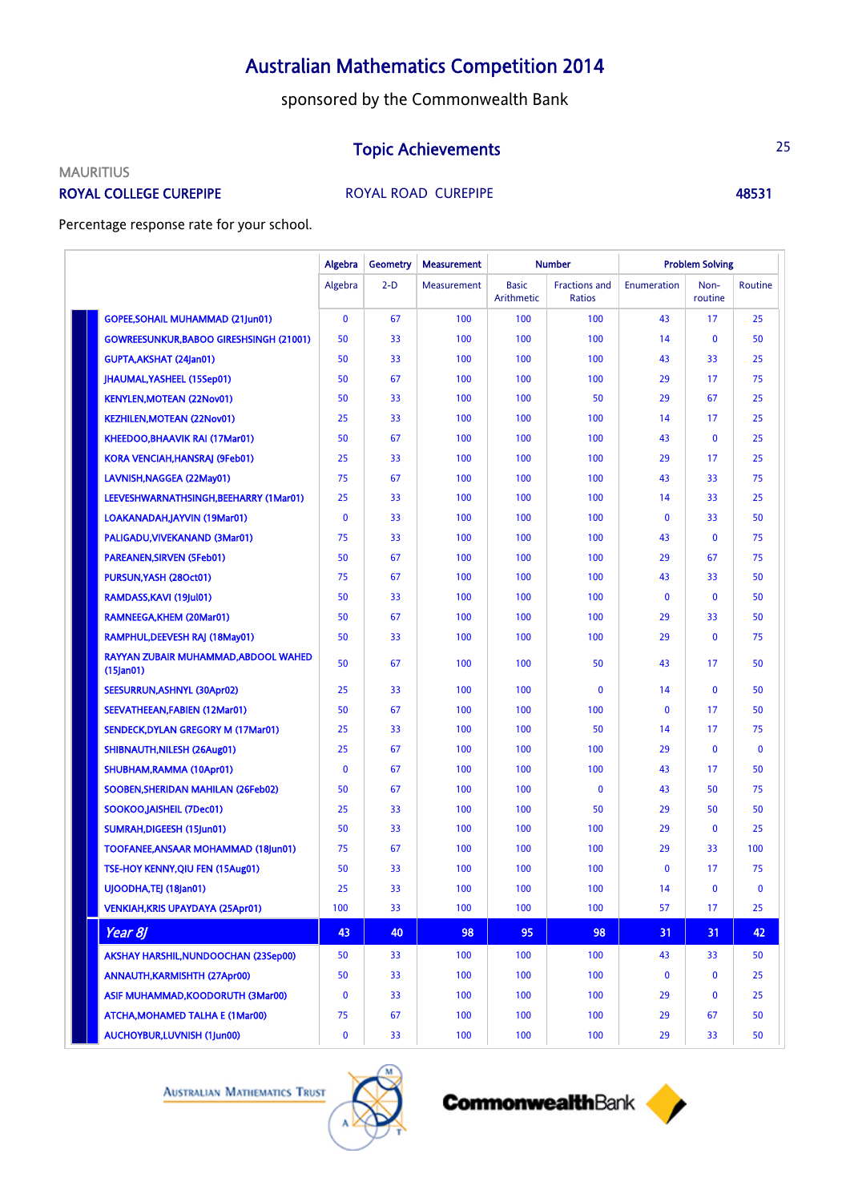# Australian Mathematics Competition 2014

sponsored by the Commonwealth Bank

## Topic Achievements

MAURITIUS

**ROYAL COLLEGE CUREPIPE** — ROYAL ROAD CUREPIPE — **48531**

Percentage response rate for your school.

| | Algebra | Geometry | Measurement | Number | | Problem Solving | | |
|---|---|---|---|---|---|---|---|---|
| | Algebra | 2-D | Measurement | Basic Arithmetic | Fractions and Ratios | Enumeration | Non-routine | Routine |
| GOPEE,SOHAIL MUHAMMAD (21Jun01) | 0 | 67 | 100 | 100 | 100 | 43 | 17 | 25 |
| GOWREESUNKUR,BABOO GIRESHSINGH (21001) | 50 | 33 | 100 | 100 | 100 | 14 | 0 | 50 |
| GUPTA,AKSHAT (24Jan01) | 50 | 33 | 100 | 100 | 100 | 43 | 33 | 25 |
| JHAUMAL,YASHEEL (15Sep01) | 50 | 67 | 100 | 100 | 100 | 29 | 17 | 75 |
| KENYLEN,MOTEAN (22Nov01) | 50 | 33 | 100 | 100 | 50 | 29 | 67 | 25 |
| KEZHILEN,MOTEAN (22Nov01) | 25 | 33 | 100 | 100 | 100 | 14 | 17 | 25 |
| KHEEDOO,BHAAVIK RAI (17Mar01) | 50 | 67 | 100 | 100 | 100 | 43 | 0 | 25 |
| KORA VENCIAH,HANSRAJ (9Feb01) | 25 | 33 | 100 | 100 | 100 | 29 | 17 | 25 |
| LAVNISH,NAGGEA (22May01) | 75 | 67 | 100 | 100 | 100 | 43 | 33 | 75 |
| LEEVESHWARNATHSINGH,BEEHARRY (1Mar01) | 25 | 33 | 100 | 100 | 100 | 14 | 33 | 25 |
| LOAKANADAH,JAYVIN (19Mar01) | 0 | 33 | 100 | 100 | 100 | 0 | 33 | 50 |
| PALIGADU,VIVEKANAND (3Mar01) | 75 | 33 | 100 | 100 | 100 | 43 | 0 | 75 |
| PAREANEN,SIRVEN (5Feb01) | 50 | 67 | 100 | 100 | 100 | 29 | 67 | 75 |
| PURSUN,YASH (28Oct01) | 75 | 67 | 100 | 100 | 100 | 43 | 33 | 50 |
| RAMDASS,KAVI (19Jul01) | 50 | 33 | 100 | 100 | 100 | 0 | 0 | 50 |
| RAMNEEGA,KHEM (20Mar01) | 50 | 67 | 100 | 100 | 100 | 29 | 33 | 50 |
| RAMPHUL,DEEVESH RAJ (18May01) | 50 | 33 | 100 | 100 | 100 | 29 | 0 | 75 |
| RAYYAN ZUBAIR MUHAMMAD,ABDOOL WAHED (15Jan01) | 50 | 67 | 100 | 100 | 50 | 43 | 17 | 50 |
| SEESURRUN,ASHNYL (30Apr02) | 25 | 33 | 100 | 100 | 0 | 14 | 0 | 50 |
| SEEVATHEEAN,FABIEN (12Mar01) | 50 | 67 | 100 | 100 | 100 | 0 | 17 | 50 |
| SENDECK,DYLAN GREGORY M (17Mar01) | 25 | 33 | 100 | 100 | 50 | 14 | 17 | 75 |
| SHIBNAUTH,NILESH (26Aug01) | 25 | 67 | 100 | 100 | 100 | 29 | 0 | 0 |
| SHUBHAM,RAMMA (10Apr01) | 0 | 67 | 100 | 100 | 100 | 43 | 17 | 50 |
| SOOBEN,SHERIDAN MAHILAN (26Feb02) | 50 | 67 | 100 | 100 | 0 | 43 | 50 | 75 |
| SOOKOO,JAISHEIL (7Dec01) | 25 | 33 | 100 | 100 | 50 | 29 | 50 | 50 |
| SUMRAH,DIGEESH (15Jun01) | 50 | 33 | 100 | 100 | 100 | 29 | 0 | 25 |
| TOOFANEE,ANSAAR MOHAMMAD (18Jun01) | 75 | 67 | 100 | 100 | 100 | 29 | 33 | 100 |
| TSE-HOY KENNY,QIU FEN (15Aug01) | 50 | 33 | 100 | 100 | 100 | 0 | 17 | 75 |
| UJOODHA,TEJ (18Jan01) | 25 | 33 | 100 | 100 | 100 | 14 | 0 | 0 |
| VENKIAH,KRIS UPAYDAYA (25Apr01) | 100 | 33 | 100 | 100 | 100 | 57 | 17 | 25 |
| ***Year 8J*** | **43** | **40** | **98** | **95** | **98** | **31** | **31** | **42** |
| AKSHAY HARSHIL,NUNDOOCHAN (23Sep00) | 50 | 33 | 100 | 100 | 100 | 43 | 33 | 50 |
| ANNAUTH,KARMISHTH (27Apr00) | 50 | 33 | 100 | 100 | 100 | 0 | 0 | 25 |
| ASIF MUHAMMAD,KOODORUTH (3Mar00) | 0 | 33 | 100 | 100 | 100 | 29 | 0 | 25 |
| ATCHA,MOHAMED TALHA E (1Mar00) | 75 | 67 | 100 | 100 | 100 | 29 | 67 | 50 |
| AUCHOYBUR,LUVNISH (1Jun00) | 0 | 33 | 100 | 100 | 100 | 29 | 33 | 50 |

Australian Mathematics Trust — CommonwealthBank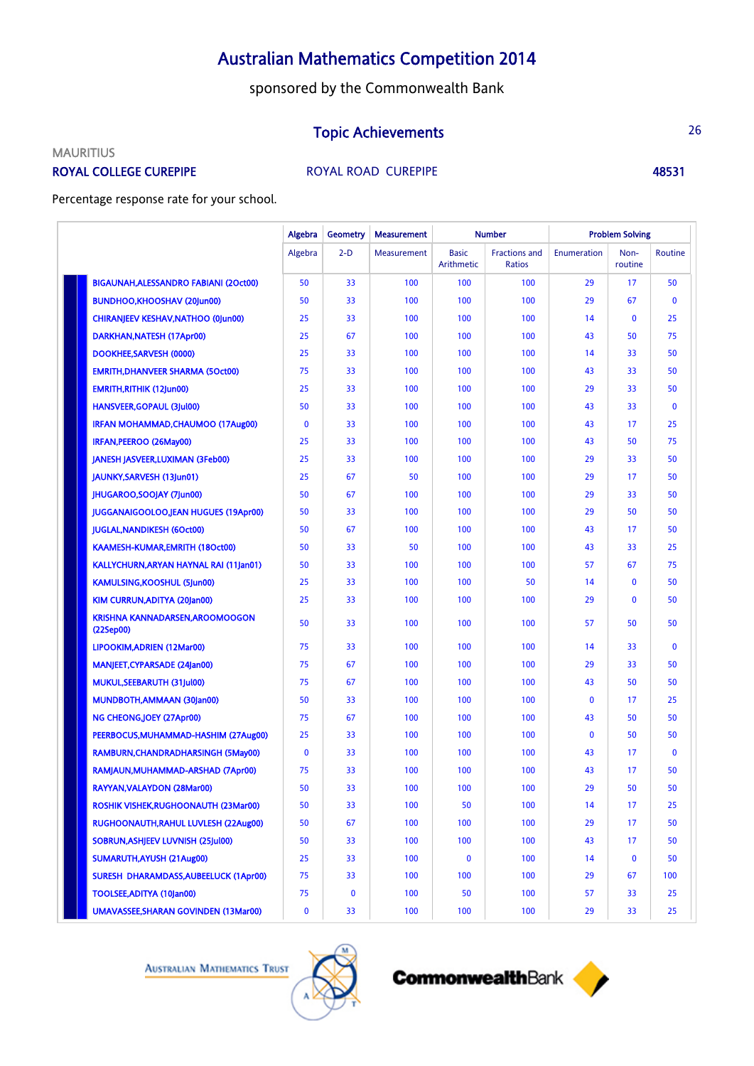# Australian Mathematics Competition 2014

sponsored by the Commonwealth Bank

## Topic Achievements

MAURITIUS

**ROYAL COLLEGE CUREPIPE** ROYAL ROAD CUREPIPE **48531**

Percentage response rate for your school.

| | Algebra | Geometry | Measurement | Number | | Problem Solving | | |
|---|---|---|---|---|---|---|---|---|
| | Algebra | 2-D | Measurement | Basic Arithmetic | Fractions and Ratios | Enumeration | Non-routine | Routine |
| BIGAUNAH,ALESSANDRO FABIANI (2Oct00) | 50 | 33 | 100 | 100 | 100 | 29 | 17 | 50 |
| BUNDHOO,KHOOSHAV (20Jun00) | 50 | 33 | 100 | 100 | 100 | 29 | 67 | 0 |
| CHIRANJEEV KESHAV,NATHOO (0Jun00) | 25 | 33 | 100 | 100 | 100 | 14 | 0 | 25 |
| DARKHAN,NATESH (17Apr00) | 25 | 67 | 100 | 100 | 100 | 43 | 50 | 75 |
| DOOKHEE,SARVESH (0000) | 25 | 33 | 100 | 100 | 100 | 14 | 33 | 50 |
| EMRITH,DHANVEER SHARMA (5Oct00) | 75 | 33 | 100 | 100 | 100 | 43 | 33 | 50 |
| EMRITH,RITHIK (12Jun00) | 25 | 33 | 100 | 100 | 100 | 29 | 33 | 50 |
| HANSVEER,GOPAUL (3Jul00) | 50 | 33 | 100 | 100 | 100 | 43 | 33 | 0 |
| IRFAN MOHAMMAD,CHAUMOO (17Aug00) | 0 | 33 | 100 | 100 | 100 | 43 | 17 | 25 |
| IRFAN,PEEROO (26May00) | 25 | 33 | 100 | 100 | 100 | 43 | 50 | 75 |
| JANESH JASVEER,LUXIMAN (3Feb00) | 25 | 33 | 100 | 100 | 100 | 29 | 33 | 50 |
| JAUNKY,SARVESH (13Jun01) | 25 | 67 | 50 | 100 | 100 | 29 | 17 | 50 |
| JHUGAROO,SOOJAY (7Jun00) | 50 | 67 | 100 | 100 | 100 | 29 | 33 | 50 |
| JUGGANAIGOOLOO,JEAN HUGUES (19Apr00) | 50 | 33 | 100 | 100 | 100 | 29 | 50 | 50 |
| JUGLAL,NANDIKESH (6Oct00) | 50 | 67 | 100 | 100 | 100 | 43 | 17 | 50 |
| KAAMESH-KUMAR,EMRITH (18Oct00) | 50 | 33 | 50 | 100 | 100 | 43 | 33 | 25 |
| KALLYCHURN,ARYAN HAYNAL RAI (11Jan01) | 50 | 33 | 100 | 100 | 100 | 57 | 67 | 75 |
| KAMULSING,KOOSHUL (5Jun00) | 25 | 33 | 100 | 100 | 50 | 14 | 0 | 50 |
| KIM CURRUN,ADITYA (20Jan00) | 25 | 33 | 100 | 100 | 100 | 29 | 0 | 50 |
| KRISHNA KANNADARSEN,AROOMOOGON (22Sep00) | 50 | 33 | 100 | 100 | 100 | 57 | 50 | 50 |
| LIPOOKIM,ADRIEN (12Mar00) | 75 | 33 | 100 | 100 | 100 | 14 | 33 | 0 |
| MANJEET,CYPARSADE (24Jan00) | 75 | 67 | 100 | 100 | 100 | 29 | 33 | 50 |
| MUKUL,SEEBARUTH (31Jul00) | 75 | 67 | 100 | 100 | 100 | 43 | 50 | 50 |
| MUNDBOTH,AMMAAN (30Jan00) | 50 | 33 | 100 | 100 | 100 | 0 | 17 | 25 |
| NG CHEONG,JOEY (27Apr00) | 75 | 67 | 100 | 100 | 100 | 43 | 50 | 50 |
| PEERBOCUS,MUHAMMAD-HASHIM (27Aug00) | 25 | 33 | 100 | 100 | 100 | 0 | 50 | 50 |
| RAMBURN,CHANDRADHARSINGH (5May00) | 0 | 33 | 100 | 100 | 100 | 43 | 17 | 0 |
| RAMJAUN,MUHAMMAD-ARSHAD (7Apr00) | 75 | 33 | 100 | 100 | 100 | 43 | 17 | 50 |
| RAYYAN,VALAYDON (28Mar00) | 50 | 33 | 100 | 100 | 100 | 29 | 50 | 50 |
| ROSHIK VISHEK,RUGHOONAUTH (23Mar00) | 50 | 33 | 100 | 50 | 100 | 14 | 17 | 25 |
| RUGHOONAUTH,RAHUL LUVLESH (22Aug00) | 50 | 67 | 100 | 100 | 100 | 29 | 17 | 50 |
| SOBRUN,ASHJEEV LUVNISH (25Jul00) | 50 | 33 | 100 | 100 | 100 | 43 | 17 | 50 |
| SUMARUTH,AYUSH (21Aug00) | 25 | 33 | 100 | 0 | 100 | 14 | 0 | 50 |
| SURESH DHARAMDASS,AUBEELUCK (1Apr00) | 75 | 33 | 100 | 100 | 100 | 29 | 67 | 100 |
| TOOLSEE,ADITYA (10Jan00) | 75 | 0 | 100 | 50 | 100 | 57 | 33 | 25 |
| UMAVASSEE,SHARAN GOVINDEN (13Mar00) | 0 | 33 | 100 | 100 | 100 | 29 | 33 | 25 |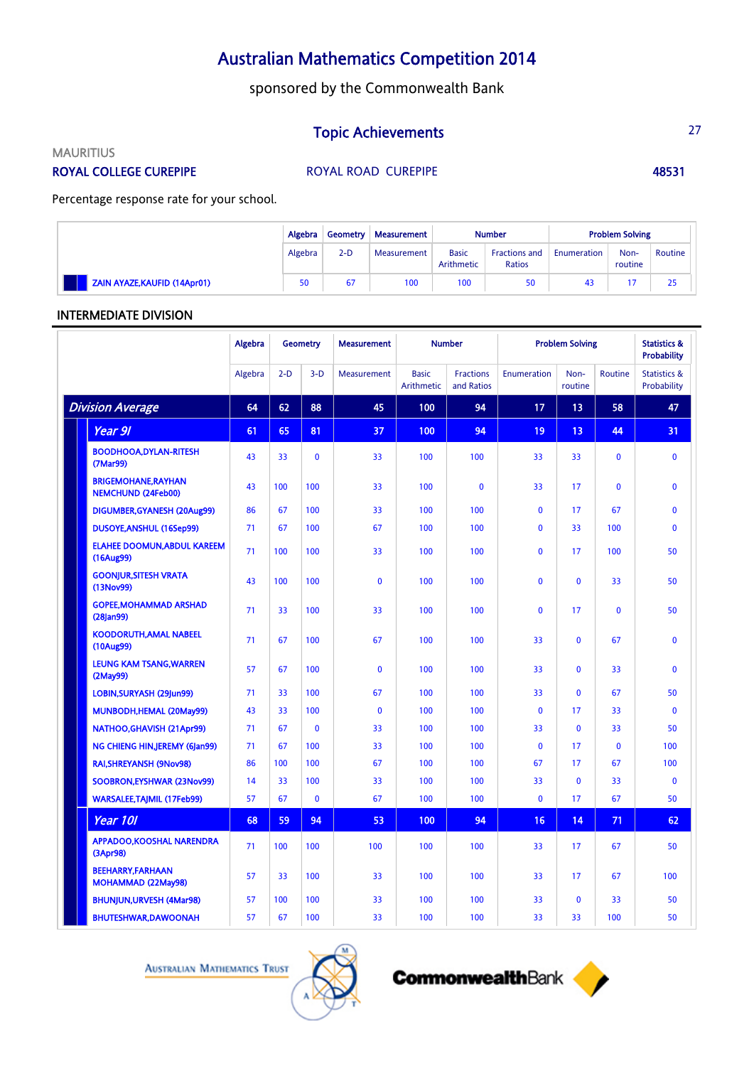# Australian Mathematics Competition 2014

sponsored by the Commonwealth Bank

## Topic Achievements

MAURITIUS

**ROYAL COLLEGE CUREPIPE** ROYAL ROAD CUREPIPE **48531**

Percentage response rate for your school.

| | Algebra | Geometry | Measurement | Number | | Problem Solving | | |
|---|---|---|---|---|---|---|---|---|
| | Algebra | 2-D | Measurement | Basic Arithmetic | Fractions and Ratios | Enumeration | Non-routine | Routine |
| ZAIN AYAZE,KAUFID (14Apr01) | 50 | 67 | 100 | 100 | 50 | 43 | 17 | 25 |

### INTERMEDIATE DIVISION

| | Algebra | Geometry | | Measurement | Number | | Problem Solving | | | Statistics & Probability |
|---|---|---|---|---|---|---|---|---|---|---|
| | Algebra | 2-D | 3-D | Measurement | Basic Arithmetic | Fractions and Ratios | Enumeration | Non-routine | Routine | Statistics & Probability |
| ***Division Average*** | 64 | 62 | 88 | 45 | 100 | 94 | 17 | 13 | 58 | 47 |
| ***Year 9I*** | 61 | 65 | 81 | 37 | 100 | 94 | 19 | 13 | 44 | 31 |
| BOODHOOA,DYLAN-RITESH (7Mar99) | 43 | 33 | 0 | 33 | 100 | 100 | 33 | 33 | 0 | 0 |
| BRIGEMOHANE,RAYHAN NEMCHUND (24Feb00) | 43 | 100 | 100 | 33 | 100 | 0 | 33 | 17 | 0 | 0 |
| DIGUMBER,GYANESH (20Aug99) | 86 | 67 | 100 | 33 | 100 | 100 | 0 | 17 | 67 | 0 |
| DUSOYE,ANSHUL (16Sep99) | 71 | 67 | 100 | 67 | 100 | 100 | 0 | 33 | 100 | 0 |
| ELAHEE DOOMUN,ABDUL KAREEM (16Aug99) | 71 | 100 | 100 | 33 | 100 | 100 | 0 | 17 | 100 | 50 |
| GOONJUR,SITESH VRATA (13Nov99) | 43 | 100 | 100 | 0 | 100 | 100 | 0 | 0 | 33 | 50 |
| GOPEE,MOHAMMAD ARSHAD (28Jan99) | 71 | 33 | 100 | 33 | 100 | 100 | 0 | 17 | 0 | 50 |
| KOODORUTH,AMAL NABEEL (10Aug99) | 71 | 67 | 100 | 67 | 100 | 100 | 33 | 0 | 67 | 0 |
| LEUNG KAM TSANG,WARREN (2May99) | 57 | 67 | 100 | 0 | 100 | 100 | 33 | 0 | 33 | 0 |
| LOBIN,SURYASH (29Jun99) | 71 | 33 | 100 | 67 | 100 | 100 | 33 | 0 | 67 | 50 |
| MUNBODH,HEMAL (20May99) | 43 | 33 | 100 | 0 | 100 | 100 | 0 | 17 | 33 | 0 |
| NATHOO,GHAVISH (21Apr99) | 71 | 67 | 0 | 33 | 100 | 100 | 33 | 0 | 33 | 50 |
| NG CHIENG HIN,JEREMY (6Jan99) | 71 | 67 | 100 | 33 | 100 | 100 | 0 | 17 | 0 | 100 |
| RAI,SHREYANSH (9Nov98) | 86 | 100 | 100 | 67 | 100 | 100 | 67 | 17 | 67 | 100 |
| SOOBRON,EYSHWAR (23Nov99) | 14 | 33 | 100 | 33 | 100 | 100 | 33 | 0 | 33 | 0 |
| WARSALEE,TAJMIL (17Feb99) | 57 | 67 | 0 | 67 | 100 | 100 | 0 | 17 | 67 | 50 |
| ***Year 10I*** | 68 | 59 | 94 | 53 | 100 | 94 | 16 | 14 | 71 | 62 |
| APPADOO,KOOSHAL NARENDRA (3Apr98) | 71 | 100 | 100 | 100 | 100 | 100 | 33 | 17 | 67 | 50 |
| BEEHARRY,FARHAAN MOHAMMAD (22May98) | 57 | 33 | 100 | 33 | 100 | 100 | 33 | 17 | 67 | 100 |
| BHUNJUN,URVESH (4Mar98) | 57 | 100 | 100 | 33 | 100 | 100 | 33 | 0 | 33 | 50 |
| BHUTESHWAR,DAWOONAH | 57 | 67 | 100 | 33 | 100 | 100 | 33 | 33 | 100 | 50 |

Australian Mathematics Trust CommonwealthBank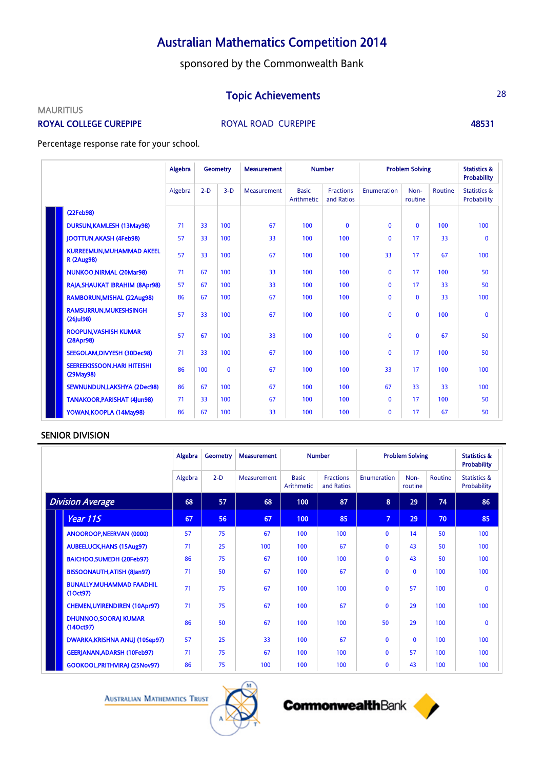# Australian Mathematics Competition 2014

sponsored by the Commonwealth Bank

## Topic Achievements

MAURITIUS

**ROYAL COLLEGE CUREPIPE** ROYAL ROAD CUREPIPE **48531**

Percentage response rate for your school.

| | Algebra | Geometry | | Measurement | Number | | Problem Solving | | | Statistics & Probability |
|---|---|---|---|---|---|---|---|---|---|---|
| | Algebra | 2-D | 3-D | Measurement | Basic Arithmetic | Fractions and Ratios | Enumeration | Non-routine | Routine | Statistics & Probability |
| (22Feb98) | | | | | | | | | | |
| DURSUN,KAMLESH (13May98) | 71 | 33 | 100 | 67 | 100 | 0 | 0 | 0 | 100 | 100 |
| JOOTTUN,AKASH (4Feb98) | 57 | 33 | 100 | 33 | 100 | 100 | 0 | 17 | 33 | 0 |
| KURREEMUN,MUHAMMAD AKEEL R (2Aug98) | 57 | 33 | 100 | 67 | 100 | 100 | 33 | 17 | 67 | 100 |
| NUNKOO,NIRMAL (20Mar98) | 71 | 67 | 100 | 33 | 100 | 100 | 0 | 17 | 100 | 50 |
| RAJA,SHAUKAT IBRAHIM (8Apr98) | 57 | 67 | 100 | 33 | 100 | 100 | 0 | 17 | 33 | 50 |
| RAMBORUN,MISHAL (22Aug98) | 86 | 67 | 100 | 67 | 100 | 100 | 0 | 0 | 33 | 100 |
| RAMSURRUN,MUKESHSINGH (26Jul98) | 57 | 33 | 100 | 67 | 100 | 100 | 0 | 0 | 100 | 0 |
| ROOPUN,VASHISH KUMAR (28Apr98) | 57 | 67 | 100 | 33 | 100 | 100 | 0 | 0 | 67 | 50 |
| SEEGOLAM,DIVYESH (30Dec98) | 71 | 33 | 100 | 67 | 100 | 100 | 0 | 17 | 100 | 50 |
| SEEREEKISSOON,HARI HITEISHI (29May98) | 86 | 100 | 0 | 67 | 100 | 100 | 33 | 17 | 100 | 100 |
| SEWNUNDUN,LAKSHYA (2Dec98) | 86 | 67 | 100 | 67 | 100 | 100 | 67 | 33 | 33 | 100 |
| TANAKOOR,PARISHAT (4Jun98) | 71 | 33 | 100 | 67 | 100 | 100 | 0 | 17 | 100 | 50 |
| YOWAN,KOOPLA (14May98) | 86 | 67 | 100 | 33 | 100 | 100 | 0 | 17 | 67 | 50 |

### SENIOR DIVISION

| | Algebra | Geometry | Measurement | Number | | Problem Solving | | | Statistics & Probability |
|---|---|---|---|---|---|---|---|---|---|
| | Algebra | 2-D | Measurement | Basic Arithmetic | Fractions and Ratios | Enumeration | Non-routine | Routine | Statistics & Probability |
| ***Division Average*** | **68** | **57** | **68** | **100** | **87** | **8** | **29** | **74** | **86** |
| ***Year 11S*** | **67** | **56** | **67** | **100** | **85** | **7** | **29** | **70** | **85** |
| ANOOROOP,NEERVAN (0000) | 57 | 75 | 67 | 100 | 100 | 0 | 14 | 50 | 100 |
| AUBEELUCK,HANS (15Aug97) | 71 | 25 | 100 | 100 | 67 | 0 | 43 | 50 | 100 |
| BAICHOO,SUMEDH (20Feb97) | 86 | 75 | 67 | 100 | 100 | 0 | 43 | 50 | 100 |
| BISSOONAUTH,ATISH (8Jan97) | 71 | 50 | 67 | 100 | 67 | 0 | 0 | 100 | 100 |
| BUNALLY,MUHAMMAD FAADHIL (1Oct97) | 71 | 75 | 67 | 100 | 100 | 0 | 57 | 100 | 0 |
| CHEMEN,UYIRENDIREN (10Apr97) | 71 | 75 | 67 | 100 | 67 | 0 | 29 | 100 | 100 |
| DHUNNOO,SOORAJ KUMAR (14Oct97) | 86 | 50 | 67 | 100 | 100 | 50 | 29 | 100 | 0 |
| DWARKA,KRISHNA ANUJ (10Sep97) | 57 | 25 | 33 | 100 | 67 | 0 | 0 | 100 | 100 |
| GEERJANAN,ADARSH (10Feb97) | 71 | 75 | 67 | 100 | 100 | 0 | 57 | 100 | 100 |
| GOOKOOL,PRITHVIRAJ (25Nov97) | 86 | 75 | 100 | 100 | 100 | 0 | 43 | 100 | 100 |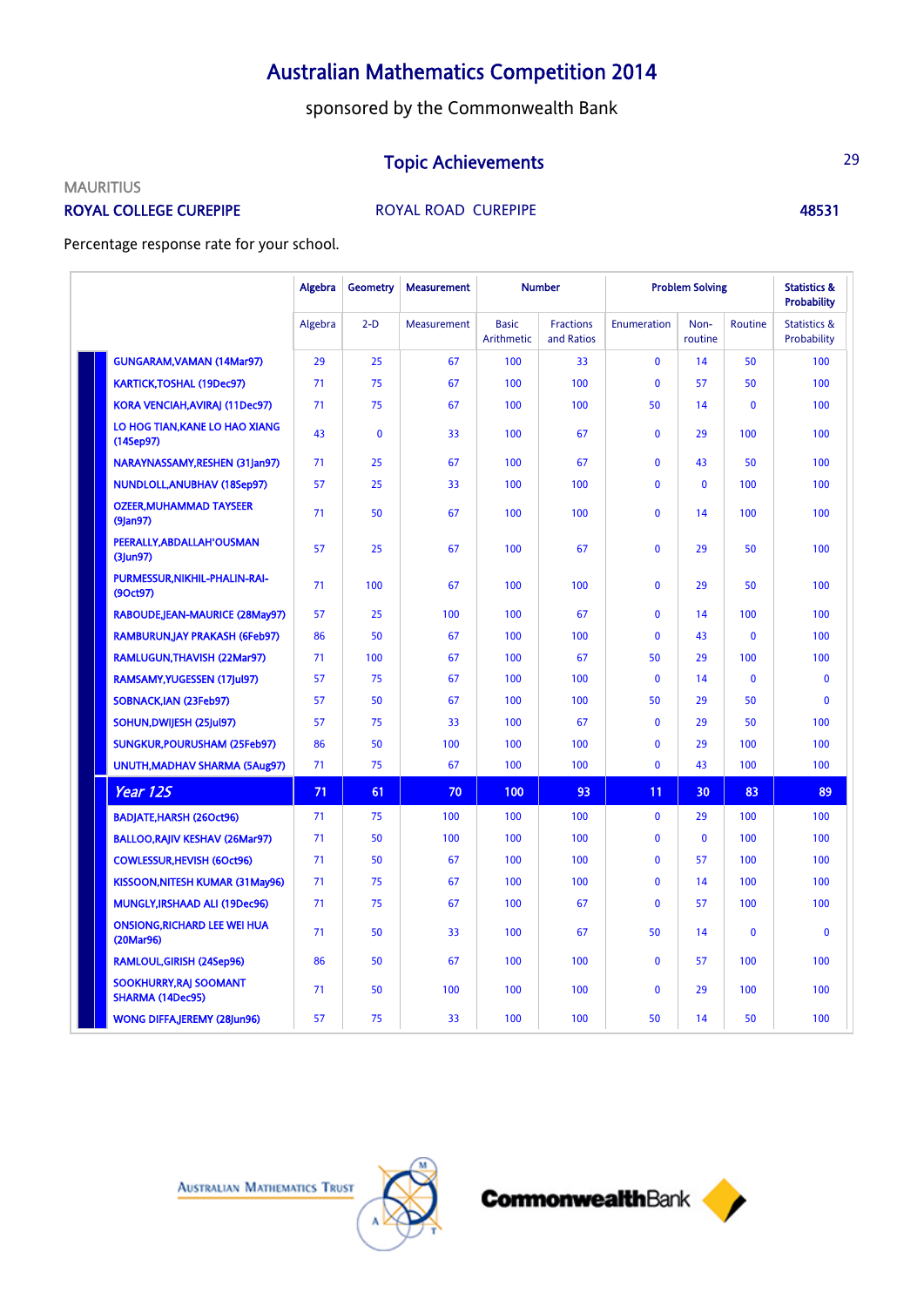# Australian Mathematics Competition 2014

sponsored by the Commonwealth Bank

## Topic Achievements

MAURITIUS

**ROYAL COLLEGE CUREPIPE** ROYAL ROAD CUREPIPE **48531**

Percentage response rate for your school.

| | Algebra | Geometry | Measurement | Number | | Problem Solving | | | Statistics & Probability |
|---|---|---|---|---|---|---|---|---|---|
| | Algebra | 2-D | Measurement | Basic Arithmetic | Fractions and Ratios | Enumeration | Non-routine | Routine | Statistics & Probability |
| GUNGARAM,VAMAN (14Mar97) | 29 | 25 | 67 | 100 | 33 | 0 | 14 | 50 | 100 |
| KARTICK,TOSHAL (19Dec97) | 71 | 75 | 67 | 100 | 100 | 0 | 57 | 50 | 100 |
| KORA VENCIAH,AVIRAJ (11Dec97) | 71 | 75 | 67 | 100 | 100 | 50 | 14 | 0 | 100 |
| LO HOG TIAN,KANE LO HAO XIANG (14Sep97) | 43 | 0 | 33 | 100 | 67 | 0 | 29 | 100 | 100 |
| NARAYNASSAMY,RESHEN (31Jan97) | 71 | 25 | 67 | 100 | 67 | 0 | 43 | 50 | 100 |
| NUNDLOLL,ANUBHAV (18Sep97) | 57 | 25 | 33 | 100 | 100 | 0 | 0 | 100 | 100 |
| OZEER,MUHAMMAD TAYSEER (9Jan97) | 71 | 50 | 67 | 100 | 100 | 0 | 14 | 100 | 100 |
| PEERALLY,ABDALLAH'OUSMAN (3Jun97) | 57 | 25 | 67 | 100 | 67 | 0 | 29 | 50 | 100 |
| PURMESSUR,NIKHIL-PHALIN-RAI- (9Oct97) | 71 | 100 | 67 | 100 | 100 | 0 | 29 | 50 | 100 |
| RABOUDE,JEAN-MAURICE (28May97) | 57 | 25 | 100 | 100 | 67 | 0 | 14 | 100 | 100 |
| RAMBURUN,JAY PRAKASH (6Feb97) | 86 | 50 | 67 | 100 | 100 | 0 | 43 | 0 | 100 |
| RAMLUGUN,THAVISH (22Mar97) | 71 | 100 | 67 | 100 | 67 | 50 | 29 | 100 | 100 |
| RAMSAMY,YUGESSEN (17Jul97) | 57 | 75 | 67 | 100 | 100 | 0 | 14 | 0 | 0 |
| SOBNACK,IAN (23Feb97) | 57 | 50 | 67 | 100 | 100 | 50 | 29 | 50 | 0 |
| SOHUN,DWIJESH (25Jul97) | 57 | 75 | 33 | 100 | 67 | 0 | 29 | 50 | 100 |
| SUNGKUR,POURUSHAM (25Feb97) | 86 | 50 | 100 | 100 | 100 | 0 | 29 | 100 | 100 |
| UNUTH,MADHAV SHARMA (5Aug97) | 71 | 75 | 67 | 100 | 100 | 0 | 43 | 100 | 100 |
| ***Year 12S*** | **71** | **61** | **70** | **100** | **93** | **11** | **30** | **83** | **89** |
| BADJATE,HARSH (26Oct96) | 71 | 75 | 100 | 100 | 100 | 0 | 29 | 100 | 100 |
| BALLOO,RAJIV KESHAV (26Mar97) | 71 | 50 | 100 | 100 | 100 | 0 | 0 | 100 | 100 |
| COWLESSUR,HEVISH (6Oct96) | 71 | 50 | 67 | 100 | 100 | 0 | 57 | 100 | 100 |
| KISSOON,NITESH KUMAR (31May96) | 71 | 75 | 67 | 100 | 100 | 0 | 14 | 100 | 100 |
| MUNGLY,IRSHAAD ALI (19Dec96) | 71 | 75 | 67 | 100 | 67 | 0 | 57 | 100 | 100 |
| ONSIONG,RICHARD LEE WEI HUA (20Mar96) | 71 | 50 | 33 | 100 | 67 | 50 | 14 | 0 | 0 |
| RAMLOUL,GIRISH (24Sep96) | 86 | 50 | 67 | 100 | 100 | 0 | 57 | 100 | 100 |
| SOOKHURRY,RAJ SOOMANT SHARMA (14Dec95) | 71 | 50 | 100 | 100 | 100 | 0 | 29 | 100 | 100 |
| WONG DIFFA,JEREMY (28Jun96) | 57 | 75 | 33 | 100 | 100 | 50 | 14 | 50 | 100 |

Australian Mathematics Trust

CommonwealthBank